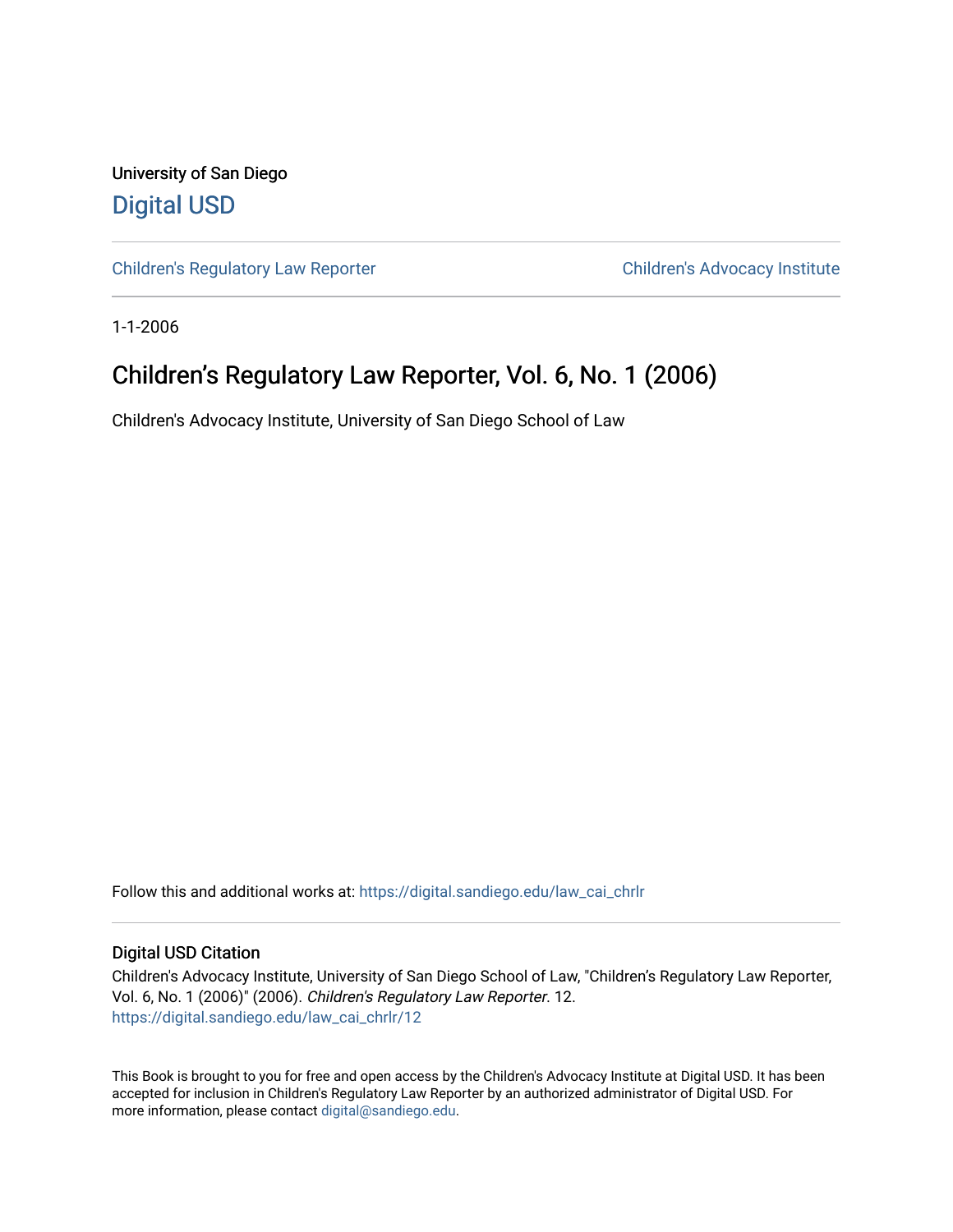University of San Diego

# Digital USD

Children's Regulatory Law Reporter | Children's Advocacy Institute

1-1-2006

## Children's Regulatory Law Reporter, Vol. 6, No. 1 (2006)

Children's Advocacy Institute, University of San Diego School of Law

Follow this and additional works at: https://digital.sandiego.edu/law_cai_chrlr

### Digital USD Citation

Children's Advocacy Institute, University of San Diego School of Law, "Children's Regulatory Law Reporter, Vol. 6, No. 1 (2006)" (2006). *Children's Regulatory Law Reporter*. 12.
https://digital.sandiego.edu/law_cai_chrlr/12

This Book is brought to you for free and open access by the Children's Advocacy Institute at Digital USD. It has been accepted for inclusion in Children's Regulatory Law Reporter by an authorized administrator of Digital USD. For more information, please contact digital@sandiego.edu.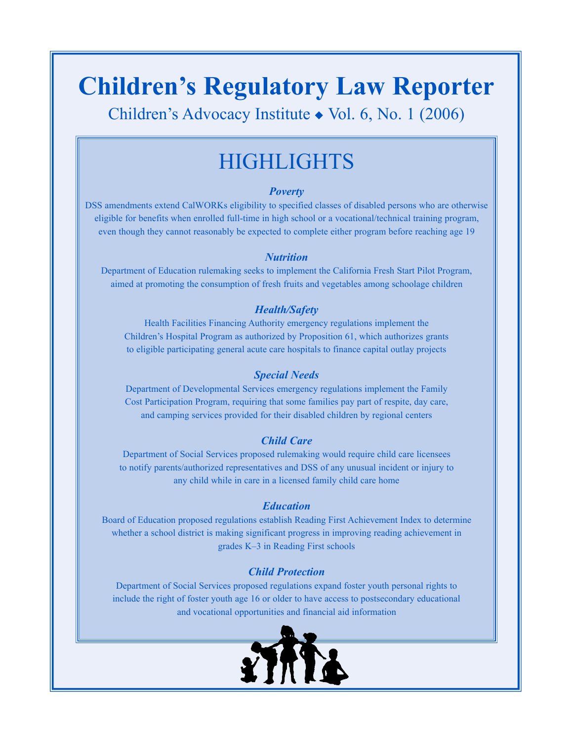# Children's Regulatory Law Reporter

Children's Advocacy Institute ◆ Vol. 6, No. 1 (2006)

## HIGHLIGHTS

### *Poverty*

DSS amendments extend CalWORKs eligibility to specified classes of disabled persons who are otherwise eligible for benefits when enrolled full-time in high school or a vocational/technical training program, even though they cannot reasonably be expected to complete either program before reaching age 19

### *Nutrition*

Department of Education rulemaking seeks to implement the California Fresh Start Pilot Program, aimed at promoting the consumption of fresh fruits and vegetables among schoolage children

### *Health/Safety*

Health Facilities Financing Authority emergency regulations implement the Children's Hospital Program as authorized by Proposition 61, which authorizes grants to eligible participating general acute care hospitals to finance capital outlay projects

### *Special Needs*

Department of Developmental Services emergency regulations implement the Family Cost Participation Program, requiring that some families pay part of respite, day care, and camping services provided for their disabled children by regional centers

### *Child Care*

Department of Social Services proposed rulemaking would require child care licensees to notify parents/authorized representatives and DSS of any unusual incident or injury to any child while in care in a licensed family child care home

### *Education*

Board of Education proposed regulations establish Reading First Achievement Index to determine whether a school district is making significant progress in improving reading achievement in grades K–3 in Reading First schools

### *Child Protection*

Department of Social Services proposed regulations expand foster youth personal rights to include the right of foster youth age 16 or older to have access to postsecondary educational and vocational opportunities and financial aid information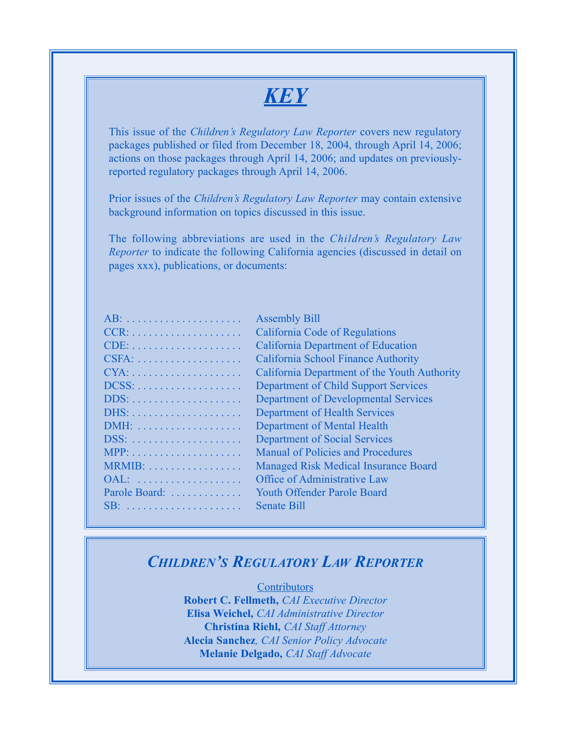# ***KEY***

This issue of the *Children's Regulatory Law Reporter* covers new regulatory packages published or filed from December 18, 2004, through April 14, 2006; actions on those packages through April 14, 2006; and updates on previously-reported regulatory packages through April 14, 2006.

Prior issues of the *Children's Regulatory Law Reporter* may contain extensive background information on topics discussed in this issue.

The following abbreviations are used in the *Children's Regulatory Law Reporter* to indicate the following California agencies (discussed in detail on pages xxx), publications, or documents:

| Abbreviation | Meaning |
|---|---|
| AB: | Assembly Bill |
| CCR: | California Code of Regulations |
| CDE: | California Department of Education |
| CSFA: | California School Finance Authority |
| CYA: | California Department of the Youth Authority |
| DCSS: | Department of Child Support Services |
| DDS: | Department of Developmental Services |
| DHS: | Department of Health Services |
| DMH: | Department of Mental Health |
| DSS: | Department of Social Services |
| MPP: | Manual of Policies and Procedures |
| MRMIB: | Managed Risk Medical Insurance Board |
| OAL: | Office of Administrative Law |
| Parole Board: | Youth Offender Parole Board |
| SB: | Senate Bill |

## ***Children's Regulatory Law Reporter***

Contributors

**Robert C. Fellmeth,** *CAI Executive Director*
**Elisa Weichel,** *CAI Administrative Director*
**Christina Riehl,** *CAI Staff Attorney*
**Alecia Sanchez***, CAI Senior Policy Advocate*
**Melanie Delgado,** *CAI Staff Advocate*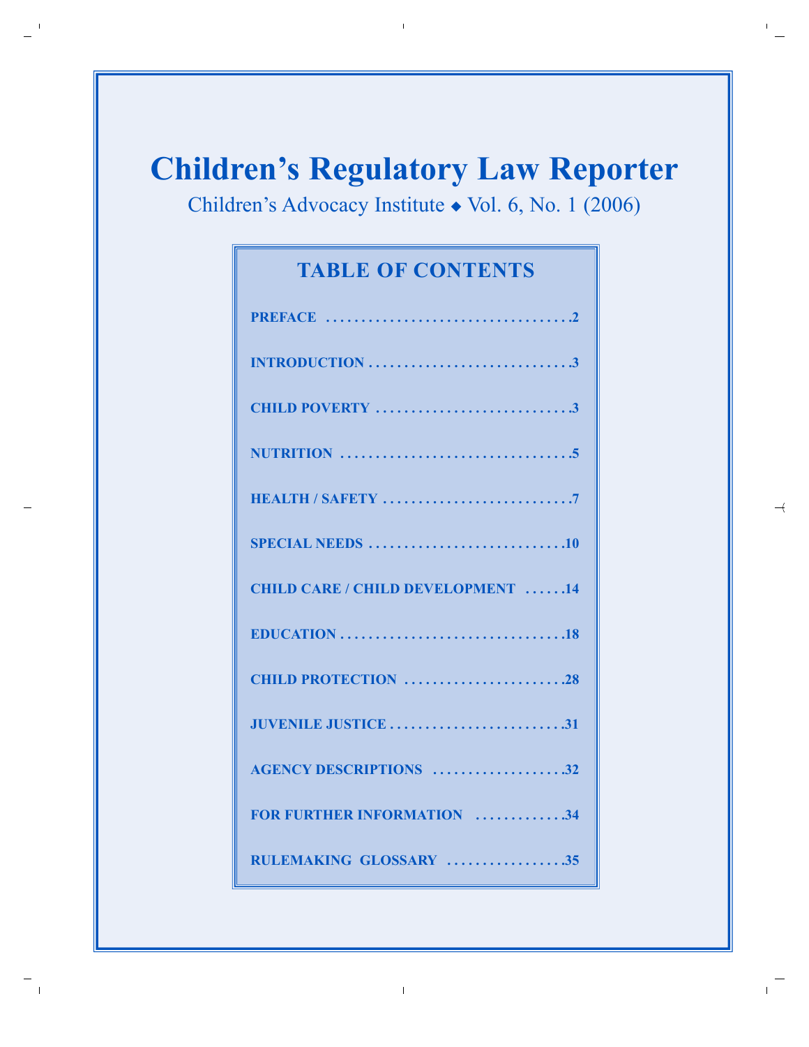# Children's Regulatory Law Reporter

Children's Advocacy Institute ◆ Vol. 6, No. 1 (2006)

## TABLE OF CONTENTS

| | |
|---|---|
| PREFACE | 2 |
| INTRODUCTION | 3 |
| CHILD POVERTY | 3 |
| NUTRITION | 5 |
| HEALTH / SAFETY | 7 |
| SPECIAL NEEDS | 10 |
| CHILD CARE / CHILD DEVELOPMENT | 14 |
| EDUCATION | 18 |
| CHILD PROTECTION | 28 |
| JUVENILE JUSTICE | 31 |
| AGENCY DESCRIPTIONS | 32 |
| FOR FURTHER INFORMATION | 34 |
| RULEMAKING GLOSSARY | 35 |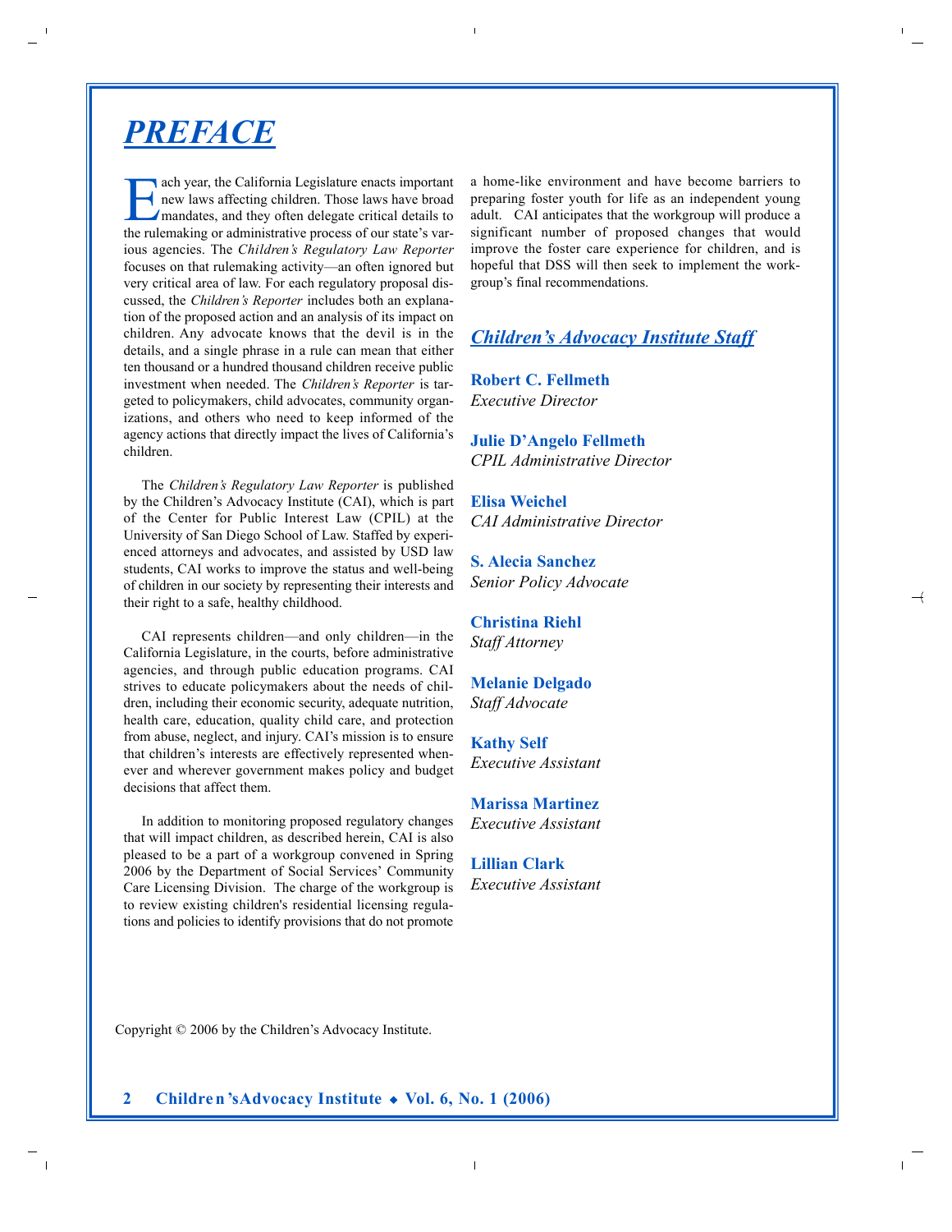# PREFACE

Each year, the California Legislature enacts important new laws affecting children. Those laws have broad mandates, and they often delegate critical details to the rulemaking or administrative process of our state's various agencies. The *Children's Regulatory Law Reporter* focuses on that rulemaking activity—an often ignored but very critical area of law. For each regulatory proposal discussed, the *Children's Reporter* includes both an explanation of the proposed action and an analysis of its impact on children. Any advocate knows that the devil is in the details, and a single phrase in a rule can mean that either ten thousand or a hundred thousand children receive public investment when needed. The *Children's Reporter* is targeted to policymakers, child advocates, community organizations, and others who need to keep informed of the agency actions that directly impact the lives of California's children.

The *Children's Regulatory Law Reporter* is published by the Children's Advocacy Institute (CAI), which is part of the Center for Public Interest Law (CPIL) at the University of San Diego School of Law. Staffed by experienced attorneys and advocates, and assisted by USD law students, CAI works to improve the status and well-being of children in our society by representing their interests and their right to a safe, healthy childhood.

CAI represents children—and only children—in the California Legislature, in the courts, before administrative agencies, and through public education programs. CAI strives to educate policymakers about the needs of children, including their economic security, adequate nutrition, health care, education, quality child care, and protection from abuse, neglect, and injury. CAI's mission is to ensure that children's interests are effectively represented whenever and wherever government makes policy and budget decisions that affect them.

In addition to monitoring proposed regulatory changes that will impact children, as described herein, CAI is also pleased to be a part of a workgroup convened in Spring 2006 by the Department of Social Services' Community Care Licensing Division. The charge of the workgroup is to review existing children's residential licensing regulations and policies to identify provisions that do not promote a home-like environment and have become barriers to preparing foster youth for life as an independent young adult. CAI anticipates that the workgroup will produce a significant number of proposed changes that would improve the foster care experience for children, and is hopeful that DSS will then seek to implement the workgroup's final recommendations.

## Children's Advocacy Institute Staff

**Robert C. Fellmeth**
*Executive Director*

**Julie D'Angelo Fellmeth**
*CPIL Administrative Director*

**Elisa Weichel**
*CAI Administrative Director*

**S. Alecia Sanchez**
*Senior Policy Advocate*

**Christina Riehl**
*Staff Attorney*

**Melanie Delgado**
*Staff Advocate*

**Kathy Self**
*Executive Assistant*

**Marissa Martinez**
*Executive Assistant*

**Lillian Clark**
*Executive Assistant*

Copyright © 2006 by the Children's Advocacy Institute.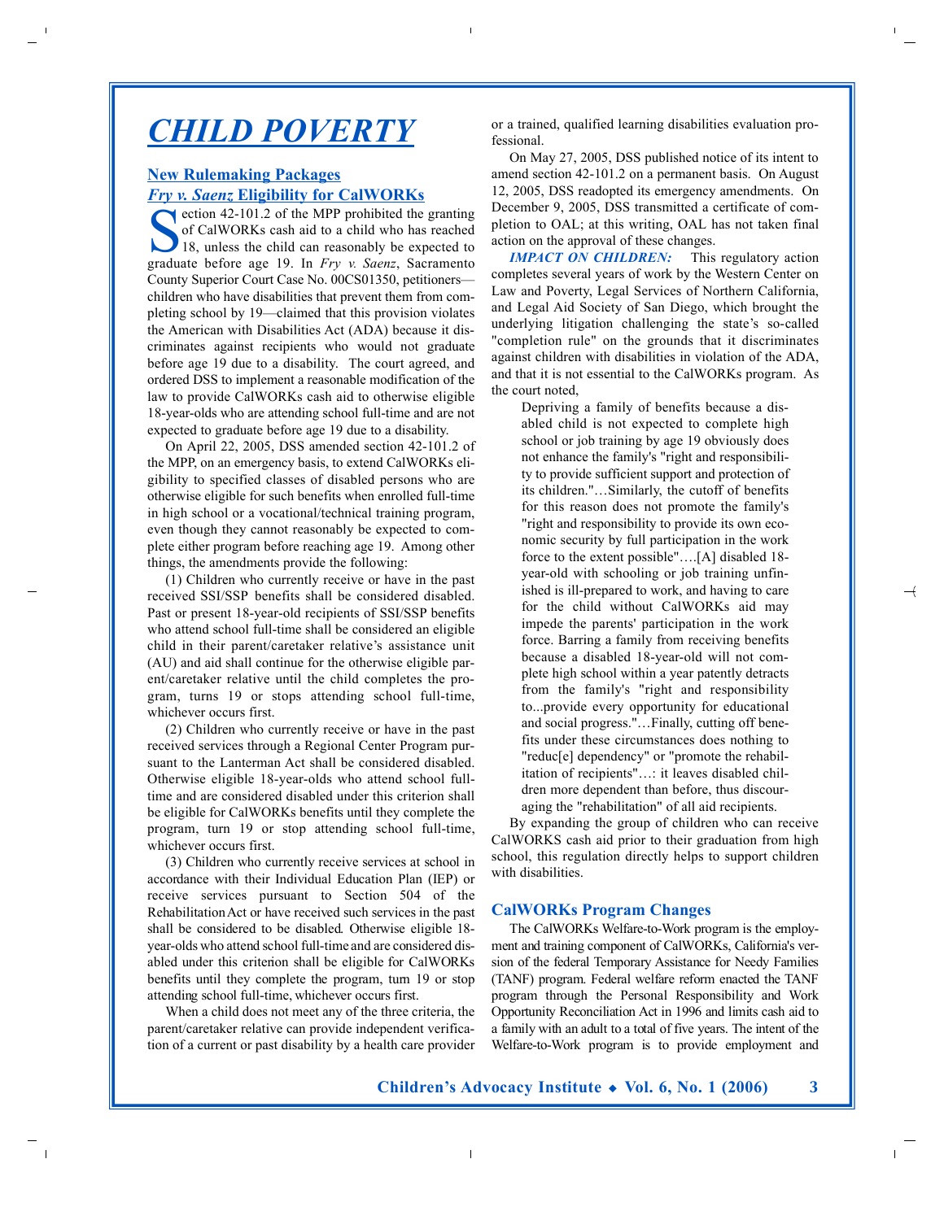# CHILD POVERTY

## New Rulemaking Packages

### *Fry v. Saenz* Eligibility for CalWORKs

Section 42-101.2 of the MPP prohibited the granting of CalWORKs cash aid to a child who has reached 18, unless the child can reasonably be expected to graduate before age 19. In *Fry v. Saenz*, Sacramento County Superior Court Case No. 00CS01350, petitioners—children who have disabilities that prevent them from completing school by 19—claimed that this provision violates the American with Disabilities Act (ADA) because it discriminates against recipients who would not graduate before age 19 due to a disability. The court agreed, and ordered DSS to implement a reasonable modification of the law to provide CalWORKs cash aid to otherwise eligible 18-year-olds who are attending school full-time and are not expected to graduate before age 19 due to a disability.

On April 22, 2005, DSS amended section 42-101.2 of the MPP, on an emergency basis, to extend CalWORKs eligibility to specified classes of disabled persons who are otherwise eligible for such benefits when enrolled full-time in high school or a vocational/technical training program, even though they cannot reasonably be expected to complete either program before reaching age 19. Among other things, the amendments provide the following:

(1) Children who currently receive or have in the past received SSI/SSP benefits shall be considered disabled. Past or present 18-year-old recipients of SSI/SSP benefits who attend school full-time shall be considered an eligible child in their parent/caretaker relative's assistance unit (AU) and aid shall continue for the otherwise eligible parent/caretaker relative until the child completes the program, turns 19 or stops attending school full-time, whichever occurs first.

(2) Children who currently receive or have in the past received services through a Regional Center Program pursuant to the Lanterman Act shall be considered disabled. Otherwise eligible 18-year-olds who attend school full-time and are considered disabled under this criterion shall be eligible for CalWORKs benefits until they complete the program, turn 19 or stop attending school full-time, whichever occurs first.

(3) Children who currently receive services at school in accordance with their Individual Education Plan (IEP) or receive services pursuant to Section 504 of the Rehabilitation Act or have received such services in the past shall be considered to be disabled. Otherwise eligible 18-year-olds who attend school full-time and are considered disabled under this criterion shall be eligible for CalWORKs benefits until they complete the program, turn 19 or stop attending school full-time, whichever occurs first.

When a child does not meet any of the three criteria, the parent/caretaker relative can provide independent verification of a current or past disability by a health care provider or a trained, qualified learning disabilities evaluation professional.

On May 27, 2005, DSS published notice of its intent to amend section 42-101.2 on a permanent basis. On August 12, 2005, DSS readopted its emergency amendments. On December 9, 2005, DSS transmitted a certificate of completion to OAL; at this writing, OAL has not taken final action on the approval of these changes.

***IMPACT ON CHILDREN:*** This regulatory action completes several years of work by the Western Center on Law and Poverty, Legal Services of Northern California, and Legal Aid Society of San Diego, which brought the underlying litigation challenging the state's so-called "completion rule" on the grounds that it discriminates against children with disabilities in violation of the ADA, and that it is not essential to the CalWORKs program. As the court noted,

> Depriving a family of benefits because a disabled child is not expected to complete high school or job training by age 19 obviously does not enhance the family's "right and responsibility to provide sufficient support and protection of its children."…Similarly, the cutoff of benefits for this reason does not promote the family's "right and responsibility to provide its own economic security by full participation in the work force to the extent possible"….[A] disabled 18-year-old with schooling or job training unfinished is ill-prepared to work, and having to care for the child without CalWORKs aid may impede the parents' participation in the work force. Barring a family from receiving benefits because a disabled 18-year-old will not complete high school within a year patently detracts from the family's "right and responsibility to...provide every opportunity for educational and social progress."…Finally, cutting off benefits under these circumstances does nothing to "reduc[e] dependency" or "promote the rehabilitation of recipients"…: it leaves disabled children more dependent than before, thus discouraging the "rehabilitation" of all aid recipients.

By expanding the group of children who can receive CalWORKS cash aid prior to their graduation from high school, this regulation directly helps to support children with disabilities.

## CalWORKs Program Changes

The CalWORKs Welfare-to-Work program is the employment and training component of CalWORKs, California's version of the federal Temporary Assistance for Needy Families (TANF) program. Federal welfare reform enacted the TANF program through the Personal Responsibility and Work Opportunity Reconciliation Act in 1996 and limits cash aid to a family with an adult to a total of five years. The intent of the Welfare-to-Work program is to provide employment and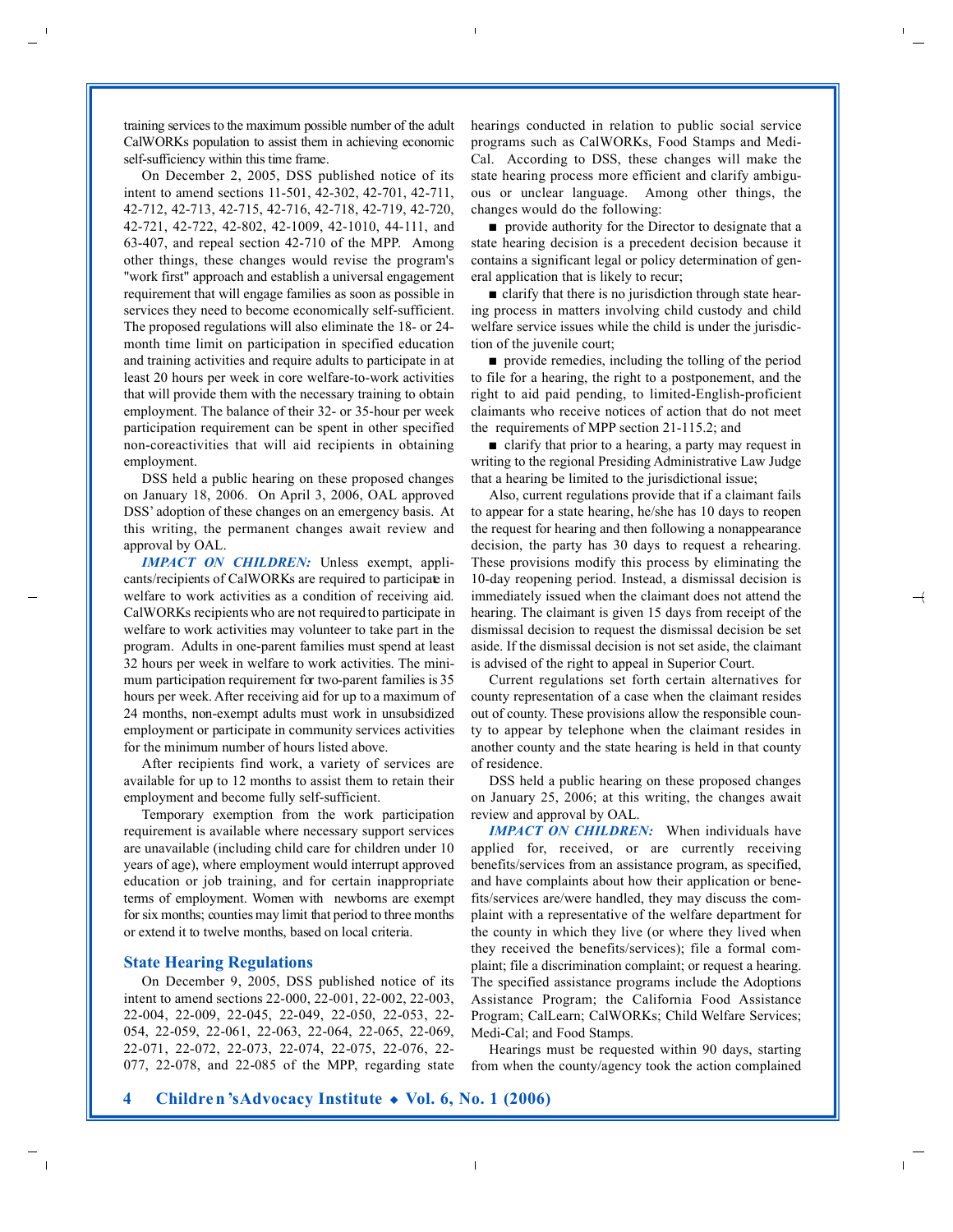training services to the maximum possible number of the adult CalWORKs population to assist them in achieving economic self-sufficiency within this time frame.

On December 2, 2005, DSS published notice of its intent to amend sections 11-501, 42-302, 42-701, 42-711, 42-712, 42-713, 42-715, 42-716, 42-718, 42-719, 42-720, 42-721, 42-722, 42-802, 42-1009, 42-1010, 44-111, and 63-407, and repeal section 42-710 of the MPP. Among other things, these changes would revise the program's "work first" approach and establish a universal engagement requirement that will engage families as soon as possible in services they need to become economically self-sufficient. The proposed regulations will also eliminate the 18- or 24-month time limit on participation in specified education and training activities and require adults to participate in at least 20 hours per week in core welfare-to-work activities that will provide them with the necessary training to obtain employment. The balance of their 32- or 35-hour per week participation requirement can be spent in other specified non-coreactivities that will aid recipients in obtaining employment.

DSS held a public hearing on these proposed changes on January 18, 2006. On April 3, 2006, OAL approved DSS' adoption of these changes on an emergency basis. At this writing, the permanent changes await review and approval by OAL.

***IMPACT ON CHILDREN:*** Unless exempt, applicants/recipients of CalWORKs are required to participate in welfare to work activities as a condition of receiving aid. CalWORKs recipients who are not required to participate in welfare to work activities may volunteer to take part in the program. Adults in one-parent families must spend at least 32 hours per week in welfare to work activities. The minimum participation requirement for two-parent families is 35 hours per week. After receiving aid for up to a maximum of 24 months, non-exempt adults must work in unsubsidized employment or participate in community services activities for the minimum number of hours listed above.

After recipients find work, a variety of services are available for up to 12 months to assist them to retain their employment and become fully self-sufficient.

Temporary exemption from the work participation requirement is available where necessary support services are unavailable (including child care for children under 10 years of age), where employment would interrupt approved education or job training, and for certain inappropriate terms of employment. Women with newborns are exempt for six months; counties may limit that period to three months or extend it to twelve months, based on local criteria.

## State Hearing Regulations

On December 9, 2005, DSS published notice of its intent to amend sections 22-000, 22-001, 22-002, 22-003, 22-004, 22-009, 22-045, 22-049, 22-050, 22-053, 22-054, 22-059, 22-061, 22-063, 22-064, 22-065, 22-069, 22-071, 22-072, 22-073, 22-074, 22-075, 22-076, 22-077, 22-078, and 22-085 of the MPP, regarding state hearings conducted in relation to public social service programs such as CalWORKs, Food Stamps and Medi-Cal. According to DSS, these changes will make the state hearing process more efficient and clarify ambiguous or unclear language. Among other things, the changes would do the following:

- provide authority for the Director to designate that a state hearing decision is a precedent decision because it contains a significant legal or policy determination of general application that is likely to recur;
- clarify that there is no jurisdiction through state hearing process in matters involving child custody and child welfare service issues while the child is under the jurisdiction of the juvenile court;
- provide remedies, including the tolling of the period to file for a hearing, the right to a postponement, and the right to aid paid pending, to limited-English-proficient claimants who receive notices of action that do not meet the requirements of MPP section 21-115.2; and
- clarify that prior to a hearing, a party may request in writing to the regional Presiding Administrative Law Judge that a hearing be limited to the jurisdictional issue;

Also, current regulations provide that if a claimant fails to appear for a state hearing, he/she has 10 days to reopen the request for hearing and then following a nonappearance decision, the party has 30 days to request a rehearing. These provisions modify this process by eliminating the 10-day reopening period. Instead, a dismissal decision is immediately issued when the claimant does not attend the hearing. The claimant is given 15 days from receipt of the dismissal decision to request the dismissal decision be set aside. If the dismissal decision is not set aside, the claimant is advised of the right to appeal in Superior Court.

Current regulations set forth certain alternatives for county representation of a case when the claimant resides out of county. These provisions allow the responsible county to appear by telephone when the claimant resides in another county and the state hearing is held in that county of residence.

DSS held a public hearing on these proposed changes on January 25, 2006; at this writing, the changes await review and approval by OAL.

***IMPACT ON CHILDREN:*** When individuals have applied for, received, or are currently receiving benefits/services from an assistance program, as specified, and have complaints about how their application or benefits/services are/were handled, they may discuss the complaint with a representative of the welfare department for the county in which they live (or where they lived when they received the benefits/services); file a formal complaint; file a discrimination complaint; or request a hearing. The specified assistance programs include the Adoptions Assistance Program; the California Food Assistance Program; CalLearn; CalWORKs; Child Welfare Services; Medi-Cal; and Food Stamps.

Hearings must be requested within 90 days, starting from when the county/agency took the action complained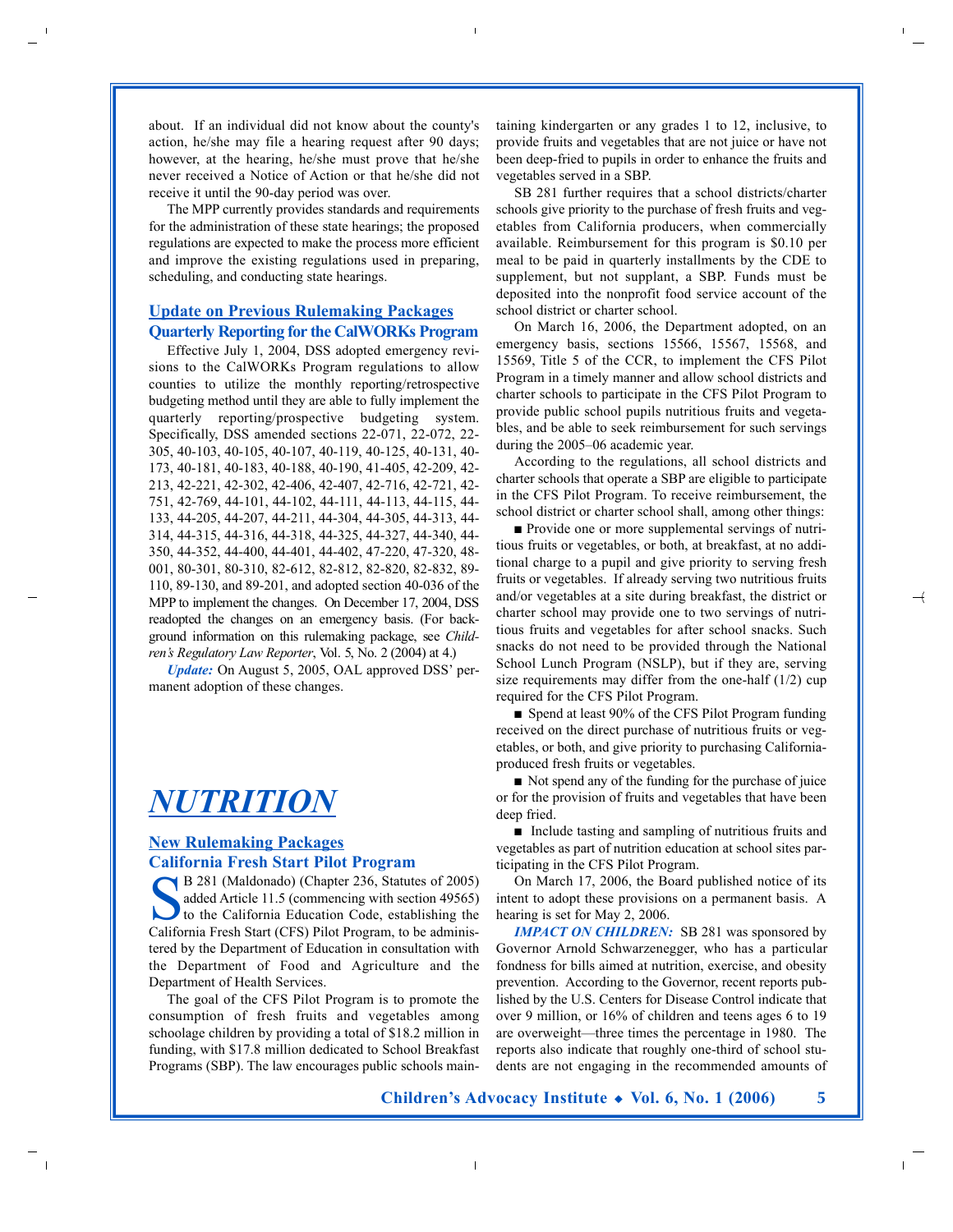about. If an individual did not know about the county's action, he/she may file a hearing request after 90 days; however, at the hearing, he/she must prove that he/she never received a Notice of Action or that he/she did not receive it until the 90-day period was over.

The MPP currently provides standards and requirements for the administration of these state hearings; the proposed regulations are expected to make the process more efficient and improve the existing regulations used in preparing, scheduling, and conducting state hearings.

## Update on Previous Rulemaking Packages

### Quarterly Reporting for the CalWORKs Program

Effective July 1, 2004, DSS adopted emergency revisions to the CalWORKs Program regulations to allow counties to utilize the monthly reporting/retrospective budgeting method until they are able to fully implement the quarterly reporting/prospective budgeting system. Specifically, DSS amended sections 22-071, 22-072, 22-305, 40-103, 40-105, 40-107, 40-119, 40-125, 40-131, 40-173, 40-181, 40-183, 40-188, 40-190, 41-405, 42-209, 42-213, 42-221, 42-302, 42-406, 42-407, 42-716, 42-721, 42-751, 42-769, 44-101, 44-102, 44-111, 44-113, 44-115, 44-133, 44-205, 44-207, 44-211, 44-304, 44-305, 44-313, 44-314, 44-315, 44-316, 44-318, 44-325, 44-327, 44-340, 44-350, 44-352, 44-400, 44-401, 44-402, 47-220, 47-320, 48-001, 80-301, 80-310, 82-612, 82-812, 82-820, 82-832, 89-110, 89-130, and 89-201, and adopted section 40-036 of the MPP to implement the changes. On December 17, 2004, DSS readopted the changes on an emergency basis. (For background information on this rulemaking package, see *Children's Regulatory Law Reporter*, Vol. 5, No. 2 (2004) at 4.)

***Update:*** On August 5, 2005, OAL approved DSS' permanent adoption of these changes.

# *NUTRITION*

## New Rulemaking Packages

### California Fresh Start Pilot Program

SB 281 (Maldonado) (Chapter 236, Statutes of 2005) added Article 11.5 (commencing with section 49565) to the California Education Code, establishing the California Fresh Start (CFS) Pilot Program, to be administered by the Department of Education in consultation with the Department of Food and Agriculture and the Department of Health Services.

The goal of the CFS Pilot Program is to promote the consumption of fresh fruits and vegetables among schoolage children by providing a total of $18.2 million in funding, with $17.8 million dedicated to School Breakfast Programs (SBP). The law encourages public schools maintaining kindergarten or any grades 1 to 12, inclusive, to provide fruits and vegetables that are not juice or have not been deep-fried to pupils in order to enhance the fruits and vegetables served in a SBP.

SB 281 further requires that a school districts/charter schools give priority to the purchase of fresh fruits and vegetables from California producers, when commercially available. Reimbursement for this program is $0.10 per meal to be paid in quarterly installments by the CDE to supplement, but not supplant, a SBP. Funds must be deposited into the nonprofit food service account of the school district or charter school.

On March 16, 2006, the Department adopted, on an emergency basis, sections 15566, 15567, 15568, and 15569, Title 5 of the CCR, to implement the CFS Pilot Program in a timely manner and allow school districts and charter schools to participate in the CFS Pilot Program to provide public school pupils nutritious fruits and vegetables, and be able to seek reimbursement for such servings during the 2005–06 academic year.

According to the regulations, all school districts and charter schools that operate a SBP are eligible to participate in the CFS Pilot Program. To receive reimbursement, the school district or charter school shall, among other things:

- Provide one or more supplemental servings of nutritious fruits or vegetables, or both, at breakfast, at no additional charge to a pupil and give priority to serving fresh fruits or vegetables. If already serving two nutritious fruits and/or vegetables at a site during breakfast, the district or charter school may provide one to two servings of nutritious fruits and vegetables for after school snacks. Such snacks do not need to be provided through the National School Lunch Program (NSLP), but if they are, serving size requirements may differ from the one-half (1/2) cup required for the CFS Pilot Program.
- Spend at least 90% of the CFS Pilot Program funding received on the direct purchase of nutritious fruits or vegetables, or both, and give priority to purchasing California-produced fresh fruits or vegetables.
- Not spend any of the funding for the purchase of juice or for the provision of fruits and vegetables that have been deep fried.
- Include tasting and sampling of nutritious fruits and vegetables as part of nutrition education at school sites participating in the CFS Pilot Program.

On March 17, 2006, the Board published notice of its intent to adopt these provisions on a permanent basis. A hearing is set for May 2, 2006.

***IMPACT ON CHILDREN:*** SB 281 was sponsored by Governor Arnold Schwarzenegger, who has a particular fondness for bills aimed at nutrition, exercise, and obesity prevention. According to the Governor, recent reports published by the U.S. Centers for Disease Control indicate that over 9 million, or 16% of children and teens ages 6 to 19 are overweight—three times the percentage in 1980. The reports also indicate that roughly one-third of school students are not engaging in the recommended amounts of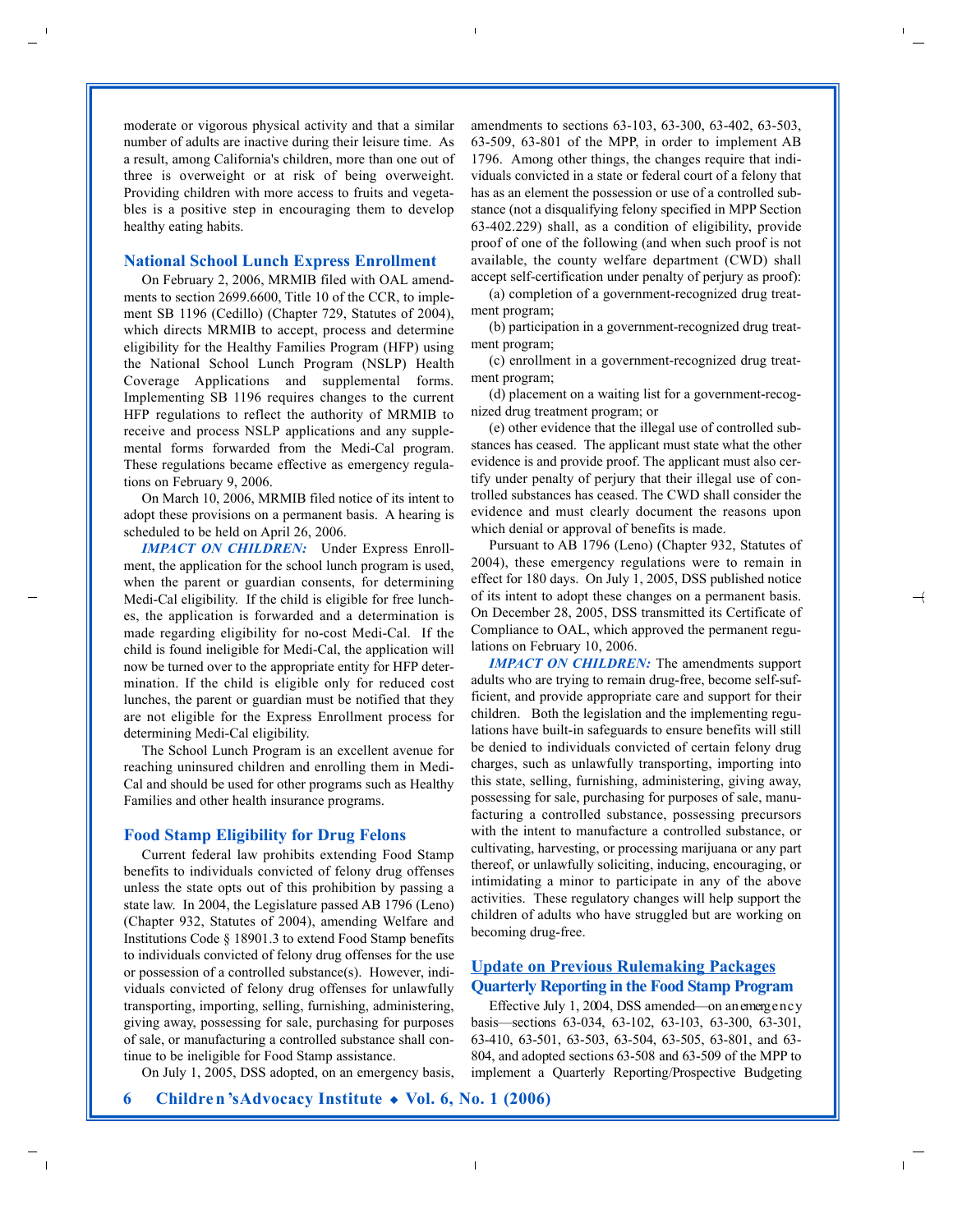moderate or vigorous physical activity and that a similar number of adults are inactive during their leisure time. As a result, among California's children, more than one out of three is overweight or at risk of being overweight. Providing children with more access to fruits and vegetables is a positive step in encouraging them to develop healthy eating habits.

### National School Lunch Express Enrollment

On February 2, 2006, MRMIB filed with OAL amendments to section 2699.6600, Title 10 of the CCR, to implement SB 1196 (Cedillo) (Chapter 729, Statutes of 2004), which directs MRMIB to accept, process and determine eligibility for the Healthy Families Program (HFP) using the National School Lunch Program (NSLP) Health Coverage Applications and supplemental forms. Implementing SB 1196 requires changes to the current HFP regulations to reflect the authority of MRMIB to receive and process NSLP applications and any supplemental forms forwarded from the Medi-Cal program. These regulations became effective as emergency regulations on February 9, 2006.

On March 10, 2006, MRMIB filed notice of its intent to adopt these provisions on a permanent basis. A hearing is scheduled to be held on April 26, 2006.

***IMPACT ON CHILDREN:*** Under Express Enrollment, the application for the school lunch program is used, when the parent or guardian consents, for determining Medi-Cal eligibility. If the child is eligible for free lunches, the application is forwarded and a determination is made regarding eligibility for no-cost Medi-Cal. If the child is found ineligible for Medi-Cal, the application will now be turned over to the appropriate entity for HFP determination. If the child is eligible only for reduced cost lunches, the parent or guardian must be notified that they are not eligible for the Express Enrollment process for determining Medi-Cal eligibility.

The School Lunch Program is an excellent avenue for reaching uninsured children and enrolling them in Medi-Cal and should be used for other programs such as Healthy Families and other health insurance programs.

### Food Stamp Eligibility for Drug Felons

Current federal law prohibits extending Food Stamp benefits to individuals convicted of felony drug offenses unless the state opts out of this prohibition by passing a state law. In 2004, the Legislature passed AB 1796 (Leno) (Chapter 932, Statutes of 2004), amending Welfare and Institutions Code § 18901.3 to extend Food Stamp benefits to individuals convicted of felony drug offenses for the use or possession of a controlled substance(s). However, individuals convicted of felony drug offenses for unlawfully transporting, importing, selling, furnishing, administering, giving away, possessing for sale, purchasing for purposes of sale, or manufacturing a controlled substance shall continue to be ineligible for Food Stamp assistance.

On July 1, 2005, DSS adopted, on an emergency basis, amendments to sections 63-103, 63-300, 63-402, 63-503, 63-509, 63-801 of the MPP, in order to implement AB 1796. Among other things, the changes require that individuals convicted in a state or federal court of a felony that has as an element the possession or use of a controlled substance (not a disqualifying felony specified in MPP Section 63-402.229) shall, as a condition of eligibility, provide proof of one of the following (and when such proof is not available, the county welfare department (CWD) shall accept self-certification under penalty of perjury as proof):

(a) completion of a government-recognized drug treatment program;

(b) participation in a government-recognized drug treatment program;

(c) enrollment in a government-recognized drug treatment program;

(d) placement on a waiting list for a government-recognized drug treatment program; or

(e) other evidence that the illegal use of controlled substances has ceased. The applicant must state what the other evidence is and provide proof. The applicant must also certify under penalty of perjury that their illegal use of controlled substances has ceased. The CWD shall consider the evidence and must clearly document the reasons upon which denial or approval of benefits is made.

Pursuant to AB 1796 (Leno) (Chapter 932, Statutes of 2004), these emergency regulations were to remain in effect for 180 days. On July 1, 2005, DSS published notice of its intent to adopt these changes on a permanent basis. On December 28, 2005, DSS transmitted its Certificate of Compliance to OAL, which approved the permanent regulations on February 10, 2006.

***IMPACT ON CHILDREN:*** The amendments support adults who are trying to remain drug-free, become self-sufficient, and provide appropriate care and support for their children. Both the legislation and the implementing regulations have built-in safeguards to ensure benefits will still be denied to individuals convicted of certain felony drug charges, such as unlawfully transporting, importing into this state, selling, furnishing, administering, giving away, possessing for sale, purchasing for purposes of sale, manufacturing a controlled substance, possessing precursors with the intent to manufacture a controlled substance, or cultivating, harvesting, or processing marijuana or any part thereof, or unlawfully soliciting, inducing, encouraging, or intimidating a minor to participate in any of the above activities. These regulatory changes will help support the children of adults who have struggled but are working on becoming drug-free.

## Update on Previous Rulemaking Packages

### Quarterly Reporting in the Food Stamp Program

Effective July 1, 2004, DSS amended—on an emergency basis—sections 63-034, 63-102, 63-103, 63-300, 63-301, 63-410, 63-501, 63-503, 63-504, 63-505, 63-801, and 63-804, and adopted sections 63-508 and 63-509 of the MPP to implement a Quarterly Reporting/Prospective Budgeting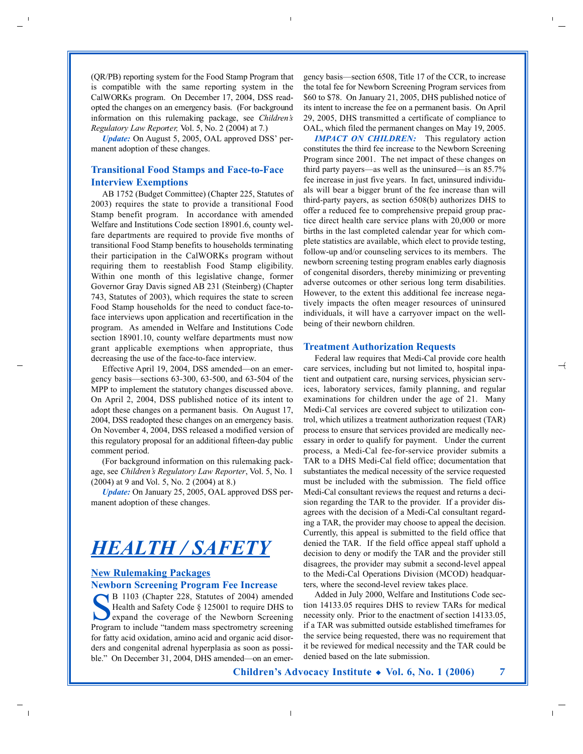(QR/PB) reporting system for the Food Stamp Program that is compatible with the same reporting system in the CalWORKs program. On December 17, 2004, DSS readopted the changes on an emergency basis. (For background information on this rulemaking package, see *Children's Regulatory Law Reporter,* Vol. 5, No. 2 (2004) at 7.)

***Update:*** On August 5, 2005, OAL approved DSS' permanent adoption of these changes.

### Transitional Food Stamps and Face-to-Face Interview Exemptions

AB 1752 (Budget Committee) (Chapter 225, Statutes of 2003) requires the state to provide a transitional Food Stamp benefit program. In accordance with amended Welfare and Institutions Code section 18901.6, county welfare departments are required to provide five months of transitional Food Stamp benefits to households terminating their participation in the CalWORKs program without requiring them to reestablish Food Stamp eligibility. Within one month of this legislative change, former Governor Gray Davis signed AB 231 (Steinberg) (Chapter 743, Statutes of 2003), which requires the state to screen Food Stamp households for the need to conduct face-to-face interviews upon application and recertification in the program. As amended in Welfare and Institutions Code section 18901.10, county welfare departments must now grant applicable exemptions when appropriate, thus decreasing the use of the face-to-face interview.

Effective April 19, 2004, DSS amended—on an emergency basis—sections 63-300, 63-500, and 63-504 of the MPP to implement the statutory changes discussed above. On April 2, 2004, DSS published notice of its intent to adopt these changes on a permanent basis. On August 17, 2004, DSS readopted these changes on an emergency basis. On November 4, 2004, DSS released a modified version of this regulatory proposal for an additional fifteen-day public comment period.

(For background information on this rulemaking package, see *Children's Regulatory Law Reporter*, Vol. 5, No. 1 (2004) at 9 and Vol. 5, No. 2 (2004) at 8.)

***Update:*** On January 25, 2005, OAL approved DSS permanent adoption of these changes.

# *HEALTH / SAFETY*

## New Rulemaking Packages

### Newborn Screening Program Fee Increase

SB 1103 (Chapter 228, Statutes of 2004) amended Health and Safety Code § 125001 to require DHS to expand the coverage of the Newborn Screening Program to include "tandem mass spectrometry screening for fatty acid oxidation, amino acid and organic acid disorders and congenital adrenal hyperplasia as soon as possible." On December 31, 2004, DHS amended—on an emergency basis—section 6508, Title 17 of the CCR, to increase the total fee for Newborn Screening Program services from $60 to $78. On January 21, 2005, DHS published notice of its intent to increase the fee on a permanent basis. On April 29, 2005, DHS transmitted a certificate of compliance to OAL, which filed the permanent changes on May 19, 2005.

***IMPACT ON CHILDREN:*** This regulatory action constitutes the third fee increase to the Newborn Screening Program since 2001. The net impact of these changes on third party payers—as well as the uninsured—is an 85.7% fee increase in just five years. In fact, uninsured individuals will bear a bigger brunt of the fee increase than will third-party payers, as section 6508(b) authorizes DHS to offer a reduced fee to comprehensive prepaid group practice direct health care service plans with 20,000 or more births in the last completed calendar year for which complete statistics are available, which elect to provide testing, follow-up and/or counseling services to its members. The newborn screening testing program enables early diagnosis of congenital disorders, thereby minimizing or preventing adverse outcomes or other serious long term disabilities. However, to the extent this additional fee increase negatively impacts the often meager resources of uninsured individuals, it will have a carryover impact on the well-being of their newborn children.

### Treatment Authorization Requests

Federal law requires that Medi-Cal provide core health care services, including but not limited to, hospital inpatient and outpatient care, nursing services, physician services, laboratory services, family planning, and regular examinations for children under the age of 21. Many Medi-Cal services are covered subject to utilization control, which utilizes a treatment authorization request (TAR) process to ensure that services provided are medically necessary in order to qualify for payment. Under the current process, a Medi-Cal fee-for-service provider submits a TAR to a DHS Medi-Cal field office; documentation that substantiates the medical necessity of the service requested must be included with the submission. The field office Medi-Cal consultant reviews the request and returns a decision regarding the TAR to the provider. If a provider disagrees with the decision of a Medi-Cal consultant regarding a TAR, the provider may choose to appeal the decision. Currently, this appeal is submitted to the field office that denied the TAR. If the field office appeal staff uphold a decision to deny or modify the TAR and the provider still disagrees, the provider may submit a second-level appeal to the Medi-Cal Operations Division (MCOD) headquarters, where the second-level review takes place.

Added in July 2000, Welfare and Institutions Code section 14133.05 requires DHS to review TARs for medical necessity only. Prior to the enactment of section 14133.05, if a TAR was submitted outside established timeframes for the service being requested, there was no requirement that it be reviewed for medical necessity and the TAR could be denied based on the late submission.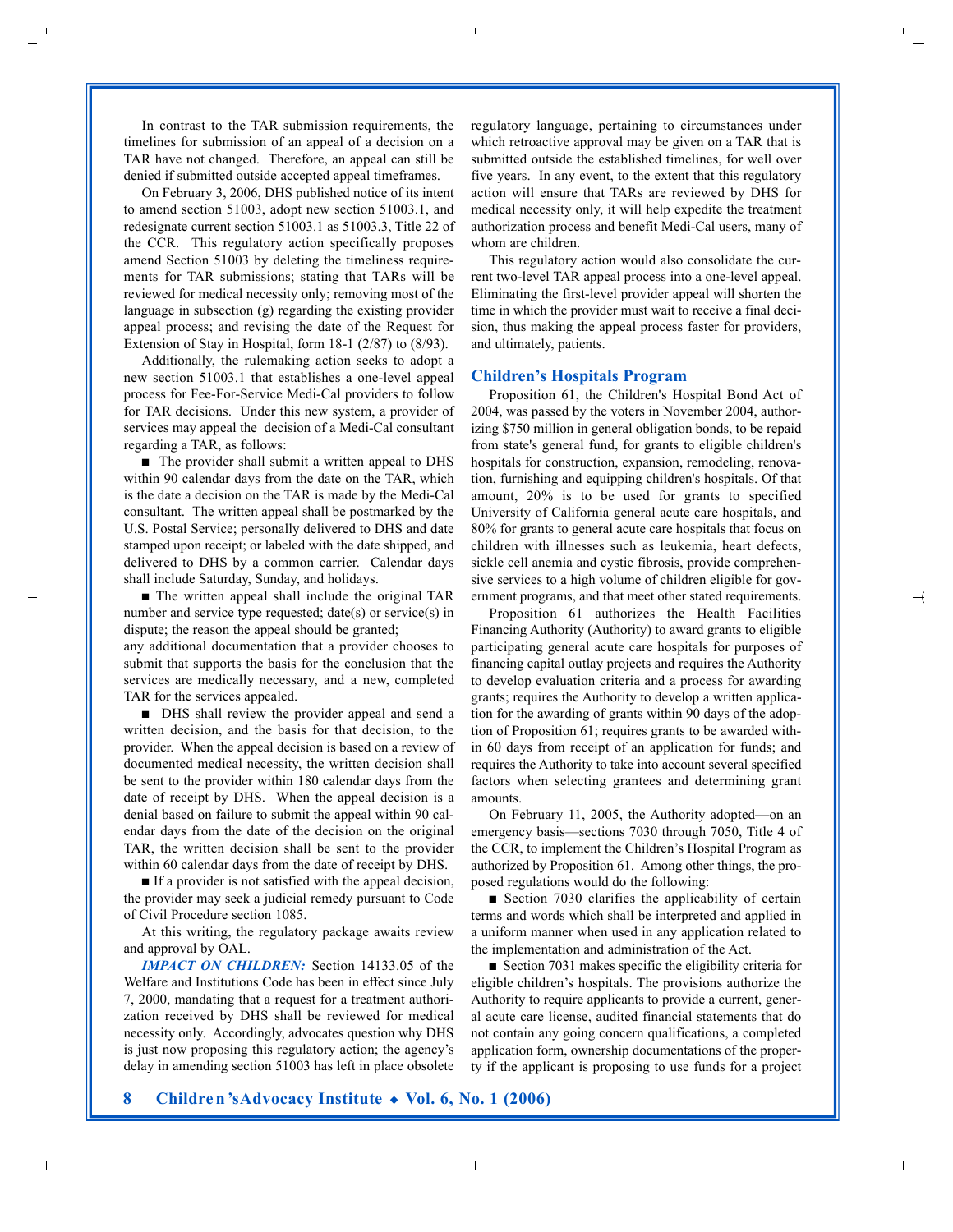In contrast to the TAR submission requirements, the timelines for submission of an appeal of a decision on a TAR have not changed. Therefore, an appeal can still be denied if submitted outside accepted appeal timeframes.

On February 3, 2006, DHS published notice of its intent to amend section 51003, adopt new section 51003.1, and redesignate current section 51003.1 as 51003.3, Title 22 of the CCR. This regulatory action specifically proposes amend Section 51003 by deleting the timeliness requirements for TAR submissions; stating that TARs will be reviewed for medical necessity only; removing most of the language in subsection (g) regarding the existing provider appeal process; and revising the date of the Request for Extension of Stay in Hospital, form 18-1 (2/87) to (8/93).

Additionally, the rulemaking action seeks to adopt a new section 51003.1 that establishes a one-level appeal process for Fee-For-Service Medi-Cal providers to follow for TAR decisions. Under this new system, a provider of services may appeal the decision of a Medi-Cal consultant regarding a TAR, as follows:

■ The provider shall submit a written appeal to DHS within 90 calendar days from the date on the TAR, which is the date a decision on the TAR is made by the Medi-Cal consultant. The written appeal shall be postmarked by the U.S. Postal Service; personally delivered to DHS and date stamped upon receipt; or labeled with the date shipped, and delivered to DHS by a common carrier. Calendar days shall include Saturday, Sunday, and holidays.

■ The written appeal shall include the original TAR number and service type requested; date(s) or service(s) in dispute; the reason the appeal should be granted; any additional documentation that a provider chooses to submit that supports the basis for the conclusion that the services are medically necessary, and a new, completed TAR for the services appealed.

■ DHS shall review the provider appeal and send a written decision, and the basis for that decision, to the provider. When the appeal decision is based on a review of documented medical necessity, the written decision shall be sent to the provider within 180 calendar days from the date of receipt by DHS. When the appeal decision is a denial based on failure to submit the appeal within 90 calendar days from the date of the decision on the original TAR, the written decision shall be sent to the provider within 60 calendar days from the date of receipt by DHS.

■ If a provider is not satisfied with the appeal decision, the provider may seek a judicial remedy pursuant to Code of Civil Procedure section 1085.

At this writing, the regulatory package awaits review and approval by OAL.

***IMPACT ON CHILDREN:*** Section 14133.05 of the Welfare and Institutions Code has been in effect since July 7, 2000, mandating that a request for a treatment authorization received by DHS shall be reviewed for medical necessity only. Accordingly, advocates question why DHS is just now proposing this regulatory action; the agency's delay in amending section 51003 has left in place obsolete regulatory language, pertaining to circumstances under which retroactive approval may be given on a TAR that is submitted outside the established timelines, for well over five years. In any event, to the extent that this regulatory action will ensure that TARs are reviewed by DHS for medical necessity only, it will help expedite the treatment authorization process and benefit Medi-Cal users, many of whom are children.

This regulatory action would also consolidate the current two-level TAR appeal process into a one-level appeal. Eliminating the first-level provider appeal will shorten the time in which the provider must wait to receive a final decision, thus making the appeal process faster for providers, and ultimately, patients.

## Children's Hospitals Program

Proposition 61, the Children's Hospital Bond Act of 2004, was passed by the voters in November 2004, authorizing $750 million in general obligation bonds, to be repaid from state's general fund, for grants to eligible children's hospitals for construction, expansion, remodeling, renovation, furnishing and equipping children's hospitals. Of that amount, 20% is to be used for grants to specified University of California general acute care hospitals, and 80% for grants to general acute care hospitals that focus on children with illnesses such as leukemia, heart defects, sickle cell anemia and cystic fibrosis, provide comprehensive services to a high volume of children eligible for government programs, and that meet other stated requirements.

Proposition 61 authorizes the Health Facilities Financing Authority (Authority) to award grants to eligible participating general acute care hospitals for purposes of financing capital outlay projects and requires the Authority to develop evaluation criteria and a process for awarding grants; requires the Authority to develop a written application for the awarding of grants within 90 days of the adoption of Proposition 61; requires grants to be awarded within 60 days from receipt of an application for funds; and requires the Authority to take into account several specified factors when selecting grantees and determining grant amounts.

On February 11, 2005, the Authority adopted—on an emergency basis—sections 7030 through 7050, Title 4 of the CCR, to implement the Children's Hospital Program as authorized by Proposition 61. Among other things, the proposed regulations would do the following:

■ Section 7030 clarifies the applicability of certain terms and words which shall be interpreted and applied in a uniform manner when used in any application related to the implementation and administration of the Act.

■ Section 7031 makes specific the eligibility criteria for eligible children's hospitals. The provisions authorize the Authority to require applicants to provide a current, general acute care license, audited financial statements that do not contain any going concern qualifications, a completed application form, ownership documentations of the property if the applicant is proposing to use funds for a project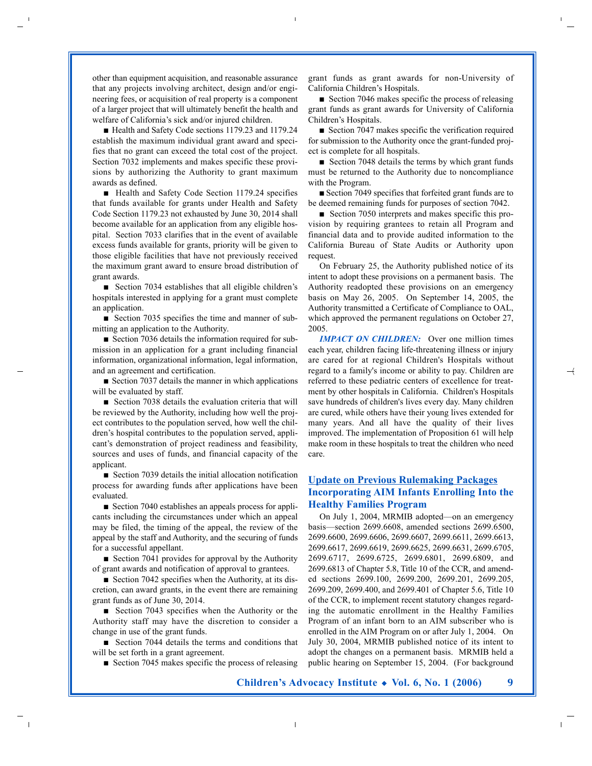other than equipment acquisition, and reasonable assurance that any projects involving architect, design and/or engineering fees, or acquisition of real property is a component of a larger project that will ultimately benefit the health and welfare of California's sick and/or injured children.

■ Health and Safety Code sections 1179.23 and 1179.24 establish the maximum individual grant award and specifies that no grant can exceed the total cost of the project. Section 7032 implements and makes specific these provisions by authorizing the Authority to grant maximum awards as defined.

■ Health and Safety Code Section 1179.24 specifies that funds available for grants under Health and Safety Code Section 1179.23 not exhausted by June 30, 2014 shall become available for an application from any eligible hospital. Section 7033 clarifies that in the event of available excess funds available for grants, priority will be given to those eligible facilities that have not previously received the maximum grant award to ensure broad distribution of grant awards.

■ Section 7034 establishes that all eligible children's hospitals interested in applying for a grant must complete an application.

■ Section 7035 specifies the time and manner of submitting an application to the Authority.

■ Section 7036 details the information required for submission in an application for a grant including financial information, organizational information, legal information, and an agreement and certification.

■ Section 7037 details the manner in which applications will be evaluated by staff.

■ Section 7038 details the evaluation criteria that will be reviewed by the Authority, including how well the project contributes to the population served, how well the children's hospital contributes to the population served, applicant's demonstration of project readiness and feasibility, sources and uses of funds, and financial capacity of the applicant.

■ Section 7039 details the initial allocation notification process for awarding funds after applications have been evaluated.

■ Section 7040 establishes an appeals process for applicants including the circumstances under which an appeal may be filed, the timing of the appeal, the review of the appeal by the staff and Authority, and the securing of funds for a successful appellant.

■ Section 7041 provides for approval by the Authority of grant awards and notification of approval to grantees.

■ Section 7042 specifies when the Authority, at its discretion, can award grants, in the event there are remaining grant funds as of June 30, 2014.

■ Section 7043 specifies when the Authority or the Authority staff may have the discretion to consider a change in use of the grant funds.

■ Section 7044 details the terms and conditions that will be set forth in a grant agreement.

■ Section 7045 makes specific the process of releasing grant funds as grant awards for non-University of California Children's Hospitals.

■ Section 7046 makes specific the process of releasing grant funds as grant awards for University of California Children's Hospitals.

■ Section 7047 makes specific the verification required for submission to the Authority once the grant-funded project is complete for all hospitals.

■ Section 7048 details the terms by which grant funds must be returned to the Authority due to noncompliance with the Program.

■ Section 7049 specifies that forfeited grant funds are to be deemed remaining funds for purposes of section 7042.

■ Section 7050 interprets and makes specific this provision by requiring grantees to retain all Program and financial data and to provide audited information to the California Bureau of State Audits or Authority upon request.

On February 25, the Authority published notice of its intent to adopt these provisions on a permanent basis. The Authority readopted these provisions on an emergency basis on May 26, 2005. On September 14, 2005, the Authority transmitted a Certificate of Compliance to OAL, which approved the permanent regulations on October 27, 2005.

***IMPACT ON CHILDREN:*** Over one million times each year, children facing life-threatening illness or injury are cared for at regional Children's Hospitals without regard to a family's income or ability to pay. Children are referred to these pediatric centers of excellence for treatment by other hospitals in California. Children's Hospitals save hundreds of children's lives every day. Many children are cured, while others have their young lives extended for many years. And all have the quality of their lives improved. The implementation of Proposition 61 will help make room in these hospitals to treat the children who need care.

## Update on Previous Rulemaking Packages

### Incorporating AIM Infants Enrolling Into the Healthy Families Program

On July 1, 2004, MRMIB adopted—on an emergency basis—section 2699.6608, amended sections 2699.6500, 2699.6600, 2699.6606, 2699.6607, 2699.6611, 2699.6613, 2699.6617, 2699.6619, 2699.6625, 2699.6631, 2699.6705, 2699.6717, 2699.6725, 2699.6801, 2699.6809, and 2699.6813 of Chapter 5.8, Title 10 of the CCR, and amended sections 2699.100, 2699.200, 2699.201, 2699.205, 2699.209, 2699.400, and 2699.401 of Chapter 5.6, Title 10 of the CCR, to implement recent statutory changes regarding the automatic enrollment in the Healthy Families Program of an infant born to an AIM subscriber who is enrolled in the AIM Program on or after July 1, 2004. On July 30, 2004, MRMIB published notice of its intent to adopt the changes on a permanent basis. MRMIB held a public hearing on September 15, 2004. (For background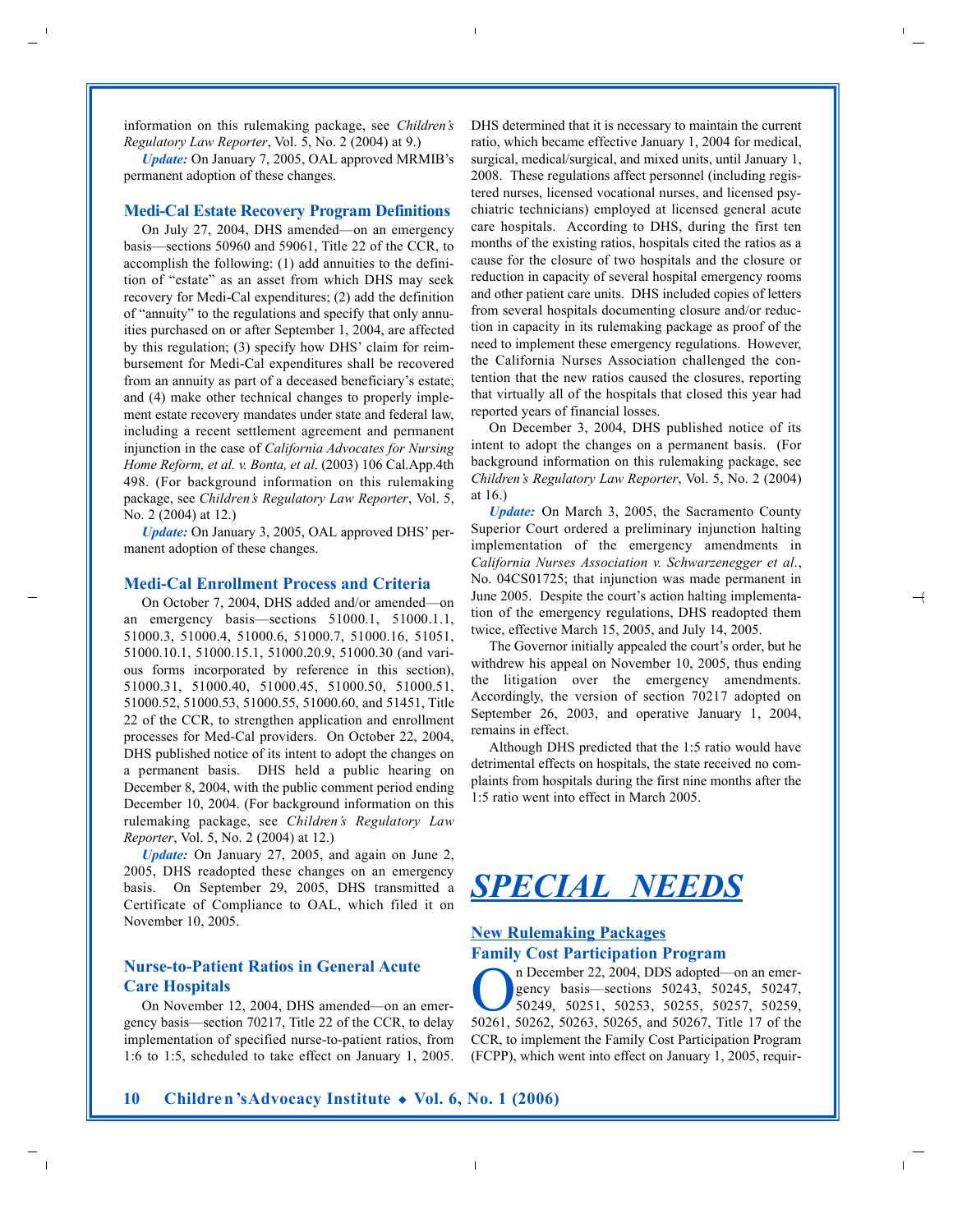information on this rulemaking package, see *Children's Regulatory Law Reporter*, Vol. 5, No. 2 (2004) at 9.)

***Update:*** On January 7, 2005, OAL approved MRMIB's permanent adoption of these changes.

### Medi-Cal Estate Recovery Program Definitions

On July 27, 2004, DHS amended—on an emergency basis—sections 50960 and 59061, Title 22 of the CCR, to accomplish the following: (1) add annuities to the definition of "estate" as an asset from which DHS may seek recovery for Medi-Cal expenditures; (2) add the definition of "annuity" to the regulations and specify that only annuities purchased on or after September 1, 2004, are affected by this regulation; (3) specify how DHS' claim for reimbursement for Medi-Cal expenditures shall be recovered from an annuity as part of a deceased beneficiary's estate; and (4) make other technical changes to properly implement estate recovery mandates under state and federal law, including a recent settlement agreement and permanent injunction in the case of *California Advocates for Nursing Home Reform, et al. v. Bonta, et al*. (2003) 106 Cal.App.4th 498. (For background information on this rulemaking package, see *Children's Regulatory Law Reporter*, Vol. 5, No. 2 (2004) at 12.)

***Update:*** On January 3, 2005, OAL approved DHS' permanent adoption of these changes.

### Medi-Cal Enrollment Process and Criteria

On October 7, 2004, DHS added and/or amended—on an emergency basis—sections 51000.1, 51000.1.1, 51000.3, 51000.4, 51000.6, 51000.7, 51000.16, 51051, 51000.10.1, 51000.15.1, 51000.20.9, 51000.30 (and various forms incorporated by reference in this section), 51000.31, 51000.40, 51000.45, 51000.50, 51000.51, 51000.52, 51000.53, 51000.55, 51000.60, and 51451, Title 22 of the CCR, to strengthen application and enrollment processes for Med-Cal providers. On October 22, 2004, DHS published notice of its intent to adopt the changes on a permanent basis. DHS held a public hearing on December 8, 2004, with the public comment period ending December 10, 2004. (For background information on this rulemaking package, see *Children's Regulatory Law Reporter*, Vol. 5, No. 2 (2004) at 12.)

***Update:*** On January 27, 2005, and again on June 2, 2005, DHS readopted these changes on an emergency basis. On September 29, 2005, DHS transmitted a Certificate of Compliance to OAL, which filed it on November 10, 2005.

### Nurse-to-Patient Ratios in General Acute Care Hospitals

On November 12, 2004, DHS amended—on an emergency basis—section 70217, Title 22 of the CCR, to delay implementation of specified nurse-to-patient ratios, from 1:6 to 1:5, scheduled to take effect on January 1, 2005. DHS determined that it is necessary to maintain the current ratio, which became effective January 1, 2004 for medical, surgical, medical/surgical, and mixed units, until January 1, 2008. These regulations affect personnel (including registered nurses, licensed vocational nurses, and licensed psychiatric technicians) employed at licensed general acute care hospitals. According to DHS, during the first ten months of the existing ratios, hospitals cited the ratios as a cause for the closure of two hospitals and the closure or reduction in capacity of several hospital emergency rooms and other patient care units. DHS included copies of letters from several hospitals documenting closure and/or reduction in capacity in its rulemaking package as proof of the need to implement these emergency regulations. However, the California Nurses Association challenged the contention that the new ratios caused the closures, reporting that virtually all of the hospitals that closed this year had reported years of financial losses.

On December 3, 2004, DHS published notice of its intent to adopt the changes on a permanent basis. (For background information on this rulemaking package, see *Children's Regulatory Law Reporter*, Vol. 5, No. 2 (2004) at 16.)

***Update:*** On March 3, 2005, the Sacramento County Superior Court ordered a preliminary injunction halting implementation of the emergency amendments in *California Nurses Association v. Schwarzenegger et al.*, No. 04CS01725; that injunction was made permanent in June 2005. Despite the court's action halting implementation of the emergency regulations, DHS readopted them twice, effective March 15, 2005, and July 14, 2005.

The Governor initially appealed the court's order, but he withdrew his appeal on November 10, 2005, thus ending the litigation over the emergency amendments. Accordingly, the version of section 70217 adopted on September 26, 2003, and operative January 1, 2004, remains in effect.

Although DHS predicted that the 1:5 ratio would have detrimental effects on hospitals, the state received no complaints from hospitals during the first nine months after the 1:5 ratio went into effect in March 2005.

# SPECIAL NEEDS

## New Rulemaking Packages

### Family Cost Participation Program

On December 22, 2004, DDS adopted—on an emergency basis—sections 50243, 50245, 50247, 50249, 50251, 50253, 50255, 50257, 50259, 50261, 50262, 50263, 50265, and 50267, Title 17 of the CCR, to implement the Family Cost Participation Program (FCPP), which went into effect on January 1, 2005, requir-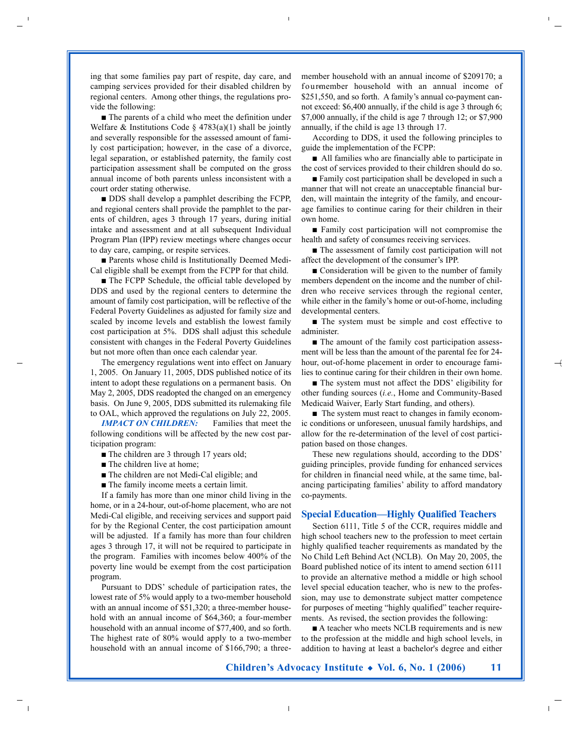ing that some families pay part of respite, day care, and camping services provided for their disabled children by regional centers. Among other things, the regulations provide the following:

■ The parents of a child who meet the definition under Welfare & Institutions Code § 4783(a)(1) shall be jointly and severally responsible for the assessed amount of family cost participation; however, in the case of a divorce, legal separation, or established paternity, the family cost participation assessment shall be computed on the gross annual income of both parents unless inconsistent with a court order stating otherwise.

■ DDS shall develop a pamphlet describing the FCPP, and regional centers shall provide the pamphlet to the parents of children, ages 3 through 17 years, during initial intake and assessment and at all subsequent Individual Program Plan (IPP) review meetings where changes occur to day care, camping, or respite services.

■ Parents whose child is Institutionally Deemed Medi-Cal eligible shall be exempt from the FCPP for that child.

■ The FCPP Schedule, the official table developed by DDS and used by the regional centers to determine the amount of family cost participation, will be reflective of the Federal Poverty Guidelines as adjusted for family size and scaled by income levels and establish the lowest family cost participation at 5%. DDS shall adjust this schedule consistent with changes in the Federal Poverty Guidelines but not more often than once each calendar year.

The emergency regulations went into effect on January 1, 2005. On January 11, 2005, DDS published notice of its intent to adopt these regulations on a permanent basis. On May 2, 2005, DDS readopted the changed on an emergency basis. On June 9, 2005, DDS submitted its rulemaking file to OAL, which approved the regulations on July 22, 2005.

***IMPACT ON CHILDREN:*** Families that meet the following conditions will be affected by the new cost participation program:

■ The children are 3 through 17 years old;

■ The children live at home;

■ The children are not Medi-Cal eligible; and

■ The family income meets a certain limit.

If a family has more than one minor child living in the home, or in a 24-hour, out-of-home placement, who are not Medi-Cal eligible, and receiving services and support paid for by the Regional Center, the cost participation amount will be adjusted. If a family has more than four children ages 3 through 17, it will not be required to participate in the program. Families with incomes below 400% of the poverty line would be exempt from the cost participation program.

Pursuant to DDS' schedule of participation rates, the lowest rate of 5% would apply to a two-member household with an annual income of $51,320; a three-member household with an annual income of $64,360; a four-member household with an annual income of $77,400, and so forth. The highest rate of 80% would apply to a two-member household with an annual income of $166,790; a three-member household with an annual income of $209170; a four-member household with an annual income of $251,550, and so forth. A family's annual co-payment cannot exceed: $6,400 annually, if the child is age 3 through 6; $7,000 annually, if the child is age 7 through 12; or $7,900 annually, if the child is age 13 through 17.

According to DDS, it used the following principles to guide the implementation of the FCPP:

■ All families who are financially able to participate in the cost of services provided to their children should do so.

■ Family cost participation shall be developed in such a manner that will not create an unacceptable financial burden, will maintain the integrity of the family, and encourage families to continue caring for their children in their own home.

■ Family cost participation will not compromise the health and safety of consumes receiving services.

■ The assessment of family cost participation will not affect the development of the consumer's IPP.

■ Consideration will be given to the number of family members dependent on the income and the number of children who receive services through the regional center, while either in the family's home or out-of-home, including developmental centers.

■ The system must be simple and cost effective to administer.

■ The amount of the family cost participation assessment will be less than the amount of the parental fee for 24-hour, out-of-home placement in order to encourage families to continue caring for their children in their own home.

■ The system must not affect the DDS' eligibility for other funding sources (*i.e.*, Home and Community-Based Medicaid Waiver, Early Start funding, and others).

■ The system must react to changes in family economic conditions or unforeseen, unusual family hardships, and allow for the re-determination of the level of cost participation based on those changes.

These new regulations should, according to the DDS' guiding principles, provide funding for enhanced services for children in financial need while, at the same time, balancing participating families' ability to afford mandatory co-payments.

## Special Education—Highly Qualified Teachers

Section 6111, Title 5 of the CCR, requires middle and high school teachers new to the profession to meet certain highly qualified teacher requirements as mandated by the No Child Left Behind Act (NCLB). On May 20, 2005, the Board published notice of its intent to amend section 6111 to provide an alternative method a middle or high school level special education teacher, who is new to the profession, may use to demonstrate subject matter competence for purposes of meeting "highly qualified" teacher requirements. As revised, the section provides the following:

■ A teacher who meets NCLB requirements and is new to the profession at the middle and high school levels, in addition to having at least a bachelor's degree and either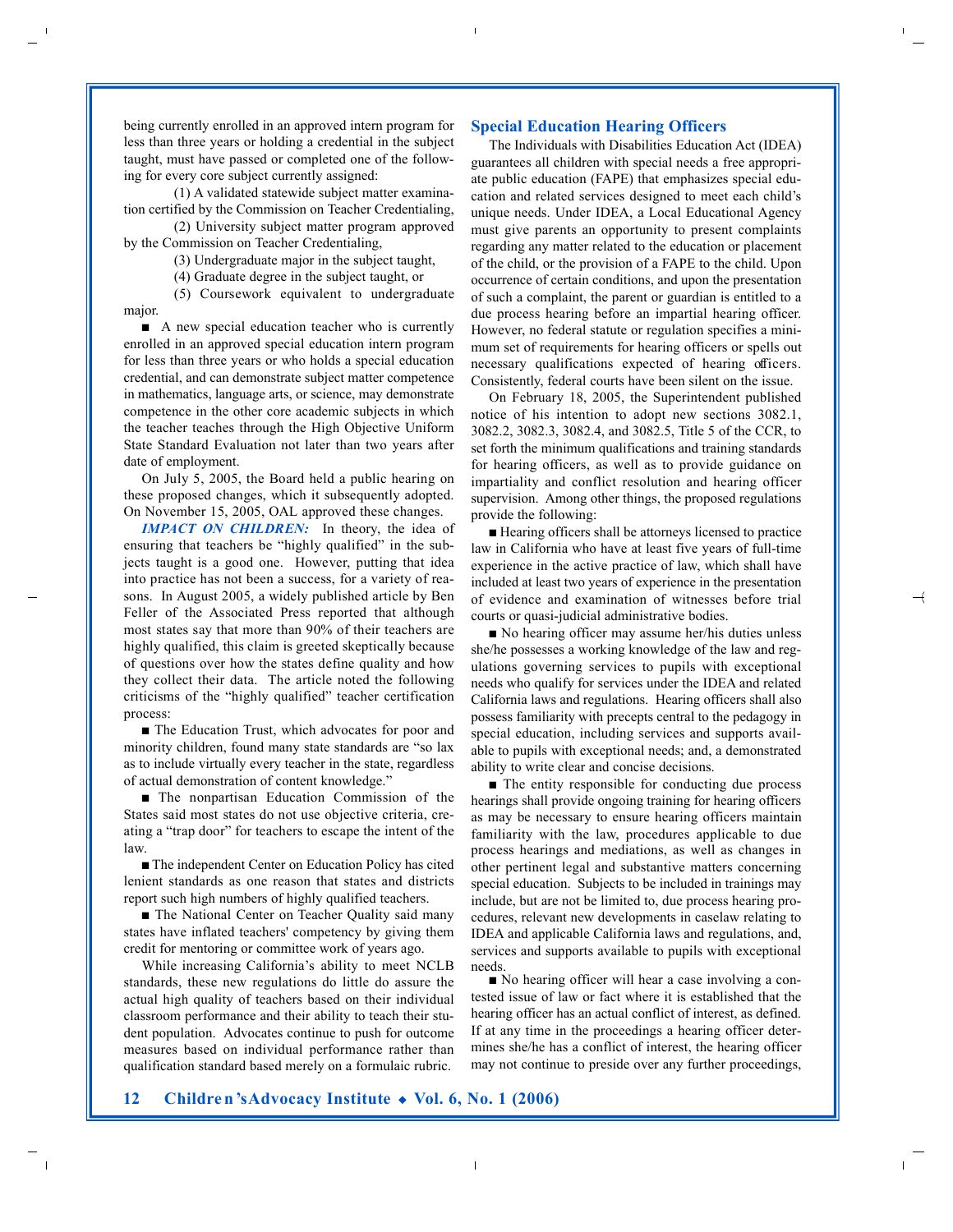being currently enrolled in an approved intern program for less than three years or holding a credential in the subject taught, must have passed or completed one of the following for every core subject currently assigned:

(1) A validated statewide subject matter examination certified by the Commission on Teacher Credentialing,

(2) University subject matter program approved by the Commission on Teacher Credentialing,

(3) Undergraduate major in the subject taught, or

(4) Graduate degree in the subject taught, or

(5) Coursework equivalent to undergraduate major.

■ A new special education teacher who is currently enrolled in an approved special education intern program for less than three years or who holds a special education credential, and can demonstrate subject matter competence in mathematics, language arts, or science, may demonstrate competence in the other core academic subjects in which the teacher teaches through the High Objective Uniform State Standard Evaluation not later than two years after date of employment.

On July 5, 2005, the Board held a public hearing on these proposed changes, which it subsequently adopted. On November 15, 2005, OAL approved these changes.

***IMPACT ON CHILDREN:*** In theory, the idea of ensuring that teachers be "highly qualified" in the subjects taught is a good one. However, putting that idea into practice has not been a success, for a variety of reasons. In August 2005, a widely published article by Ben Feller of the Associated Press reported that although most states say that more than 90% of their teachers are highly qualified, this claim is greeted skeptically because of questions over how the states define quality and how they collect their data. The article noted the following criticisms of the "highly qualified" teacher certification process:

■ The Education Trust, which advocates for poor and minority children, found many state standards are "so lax as to include virtually every teacher in the state, regardless of actual demonstration of content knowledge."

■ The nonpartisan Education Commission of the States said most states do not use objective criteria, creating a "trap door" for teachers to escape the intent of the law.

■ The independent Center on Education Policy has cited lenient standards as one reason that states and districts report such high numbers of highly qualified teachers.

■ The National Center on Teacher Quality said many states have inflated teachers' competency by giving them credit for mentoring or committee work of years ago.

While increasing California's ability to meet NCLB standards, these new regulations do little do assure the actual high quality of teachers based on their individual classroom performance and their ability to teach their student population. Advocates continue to push for outcome measures based on individual performance rather than qualification standard based merely on a formulaic rubric.

## Special Education Hearing Officers

The Individuals with Disabilities Education Act (IDEA) guarantees all children with special needs a free appropriate public education (FAPE) that emphasizes special education and related services designed to meet each child's unique needs. Under IDEA, a Local Educational Agency must give parents an opportunity to present complaints regarding any matter related to the education or placement of the child, or the provision of a FAPE to the child. Upon occurrence of certain conditions, and upon the presentation of such a complaint, the parent or guardian is entitled to a due process hearing before an impartial hearing officer. However, no federal statute or regulation specifies a minimum set of requirements for hearing officers or spells out necessary qualifications expected of hearing officers. Consistently, federal courts have been silent on the issue.

On February 18, 2005, the Superintendent published notice of his intention to adopt new sections 3082.1, 3082.2, 3082.3, 3082.4, and 3082.5, Title 5 of the CCR, to set forth the minimum qualifications and training standards for hearing officers, as well as to provide guidance on impartiality and conflict resolution and hearing officer supervision. Among other things, the proposed regulations provide the following:

■ Hearing officers shall be attorneys licensed to practice law in California who have at least five years of full-time experience in the active practice of law, which shall have included at least two years of experience in the presentation of evidence and examination of witnesses before trial courts or quasi-judicial administrative bodies.

■ No hearing officer may assume her/his duties unless she/he possesses a working knowledge of the law and regulations governing services to pupils with exceptional needs who qualify for services under the IDEA and related California laws and regulations. Hearing officers shall also possess familiarity with precepts central to the pedagogy in special education, including services and supports available to pupils with exceptional needs; and, a demonstrated ability to write clear and concise decisions.

■ The entity responsible for conducting due process hearings shall provide ongoing training for hearing officers as may be necessary to ensure hearing officers maintain familiarity with the law, procedures applicable to due process hearings and mediations, as well as changes in other pertinent legal and substantive matters concerning special education. Subjects to be included in trainings may include, but are not be limited to, due process hearing procedures, relevant new developments in caselaw relating to IDEA and applicable California laws and regulations, and, services and supports available to pupils with exceptional needs.

■ No hearing officer will hear a case involving a contested issue of law or fact where it is established that the hearing officer has an actual conflict of interest, as defined. If at any time in the proceedings a hearing officer determines she/he has a conflict of interest, the hearing officer may not continue to preside over any further proceedings,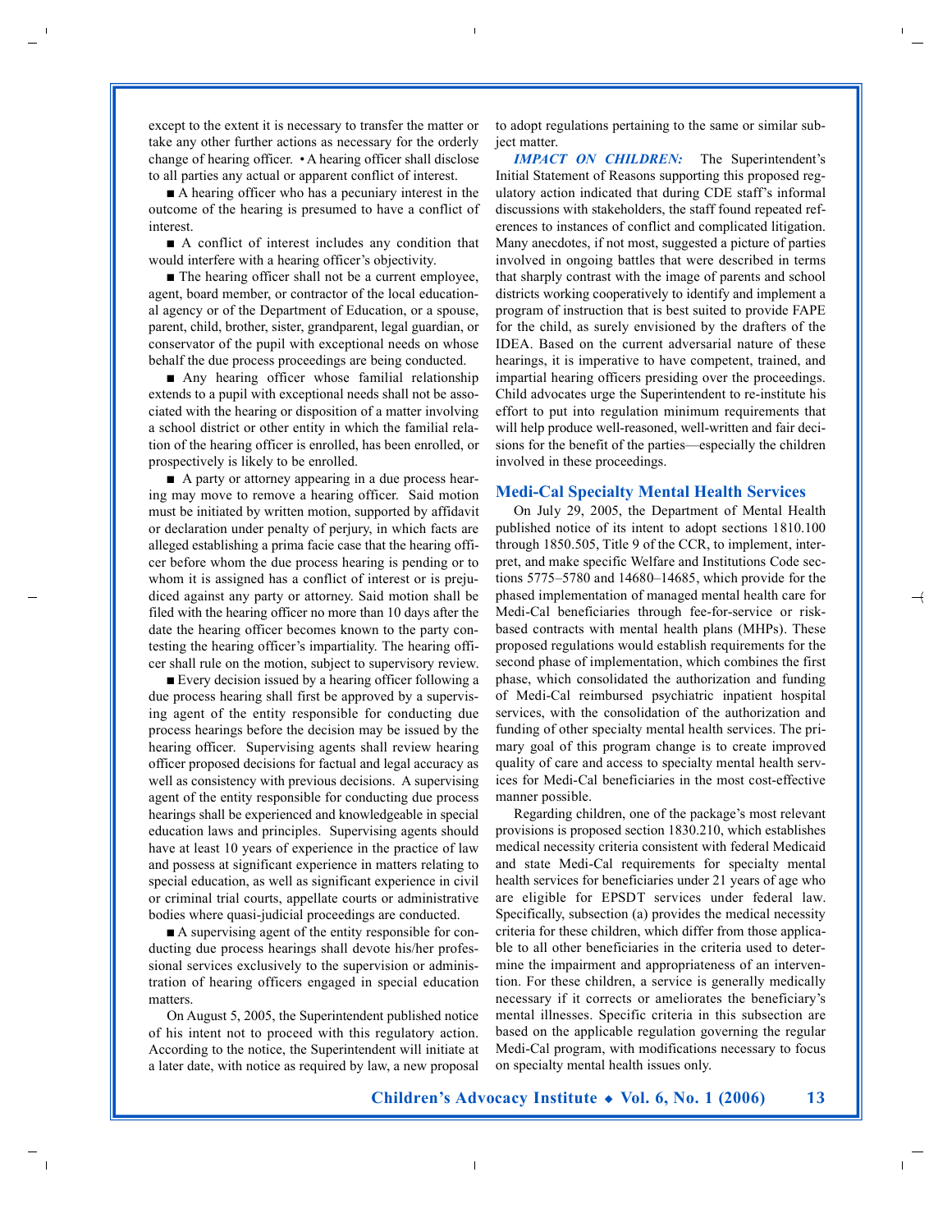except to the extent it is necessary to transfer the matter or take any other further actions as necessary for the orderly change of hearing officer. • A hearing officer shall disclose to all parties any actual or apparent conflict of interest.

■ A hearing officer who has a pecuniary interest in the outcome of the hearing is presumed to have a conflict of interest.

■ A conflict of interest includes any condition that would interfere with a hearing officer's objectivity.

■ The hearing officer shall not be a current employee, agent, board member, or contractor of the local educational agency or of the Department of Education, or a spouse, parent, child, brother, sister, grandparent, legal guardian, or conservator of the pupil with exceptional needs on whose behalf the due process proceedings are being conducted.

■ Any hearing officer whose familial relationship extends to a pupil with exceptional needs shall not be associated with the hearing or disposition of a matter involving a school district or other entity in which the familial relation of the hearing officer is enrolled, has been enrolled, or prospectively is likely to be enrolled.

■ A party or attorney appearing in a due process hearing may move to remove a hearing officer. Said motion must be initiated by written motion, supported by affidavit or declaration under penalty of perjury, in which facts are alleged establishing a prima facie case that the hearing officer before whom the due process hearing is pending or to whom it is assigned has a conflict of interest or is prejudiced against any party or attorney. Said motion shall be filed with the hearing officer no more than 10 days after the date the hearing officer becomes known to the party contesting the hearing officer's impartiality. The hearing officer shall rule on the motion, subject to supervisory review.

■ Every decision issued by a hearing officer following a due process hearing shall first be approved by a supervising agent of the entity responsible for conducting due process hearings before the decision may be issued by the hearing officer. Supervising agents shall review hearing officer proposed decisions for factual and legal accuracy as well as consistency with previous decisions. A supervising agent of the entity responsible for conducting due process hearings shall be experienced and knowledgeable in special education laws and principles. Supervising agents should have at least 10 years of experience in the practice of law and possess at significant experience in matters relating to special education, as well as significant experience in civil or criminal trial courts, appellate courts or administrative bodies where quasi-judicial proceedings are conducted.

■ A supervising agent of the entity responsible for conducting due process hearings shall devote his/her professional services exclusively to the supervision or administration of hearing officers engaged in special education matters.

On August 5, 2005, the Superintendent published notice of his intent not to proceed with this regulatory action. According to the notice, the Superintendent will initiate at a later date, with notice as required by law, a new proposal to adopt regulations pertaining to the same or similar subject matter.

***IMPACT ON CHILDREN:*** The Superintendent's Initial Statement of Reasons supporting this proposed regulatory action indicated that during CDE staff's informal discussions with stakeholders, the staff found repeated references to instances of conflict and complicated litigation. Many anecdotes, if not most, suggested a picture of parties involved in ongoing battles that were described in terms that sharply contrast with the image of parents and school districts working cooperatively to identify and implement a program of instruction that is best suited to provide FAPE for the child, as surely envisioned by the drafters of the IDEA. Based on the current adversarial nature of these hearings, it is imperative to have competent, trained, and impartial hearing officers presiding over the proceedings. Child advocates urge the Superintendent to re-institute his effort to put into regulation minimum requirements that will help produce well-reasoned, well-written and fair decisions for the benefit of the parties—especially the children involved in these proceedings.

## Medi-Cal Specialty Mental Health Services

On July 29, 2005, the Department of Mental Health published notice of its intent to adopt sections 1810.100 through 1850.505, Title 9 of the CCR, to implement, interpret, and make specific Welfare and Institutions Code sections 5775–5780 and 14680–14685, which provide for the phased implementation of managed mental health care for Medi-Cal beneficiaries through fee-for-service or risk-based contracts with mental health plans (MHPs). These proposed regulations would establish requirements for the second phase of implementation, which combines the first phase, which consolidated the authorization and funding of Medi-Cal reimbursed psychiatric inpatient hospital services, with the consolidation of the authorization and funding of other specialty mental health services. The primary goal of this program change is to create improved quality of care and access to specialty mental health services for Medi-Cal beneficiaries in the most cost-effective manner possible.

Regarding children, one of the package's most relevant provisions is proposed section 1830.210, which establishes medical necessity criteria consistent with federal Medicaid and state Medi-Cal requirements for specialty mental health services for beneficiaries under 21 years of age who are eligible for EPSDT services under federal law. Specifically, subsection (a) provides the medical necessity criteria for these children, which differ from those applicable to all other beneficiaries in the criteria used to determine the impairment and appropriateness of an intervention. For these children, a service is generally medically necessary if it corrects or ameliorates the beneficiary's mental illnesses. Specific criteria in this subsection are based on the applicable regulation governing the regular Medi-Cal program, with modifications necessary to focus on specialty mental health issues only.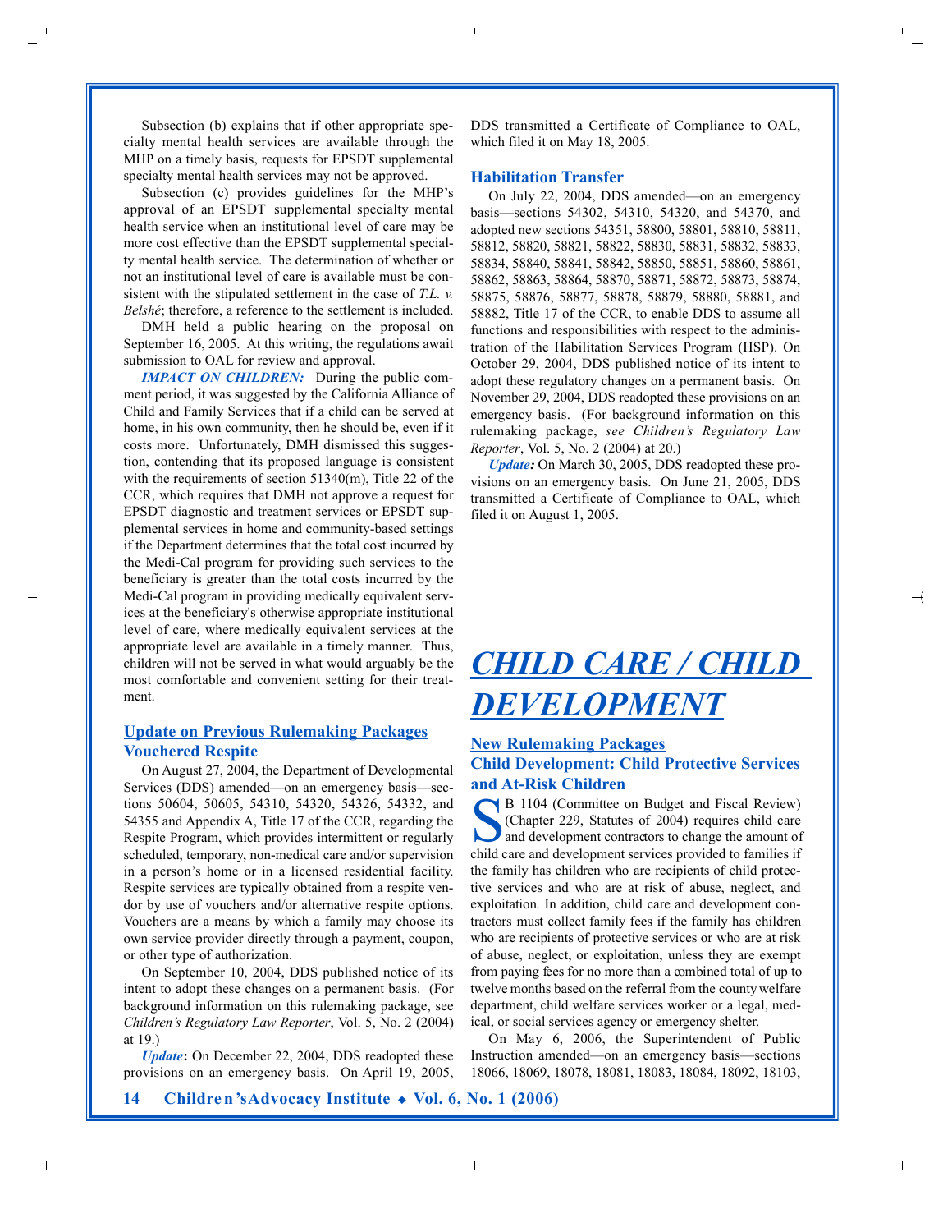Subsection (b) explains that if other appropriate specialty mental health services are available through the MHP on a timely basis, requests for EPSDT supplemental specialty mental health services may not be approved.

Subsection (c) provides guidelines for the MHP's approval of an EPSDT supplemental specialty mental health service when an institutional level of care may be more cost effective than the EPSDT supplemental specialty mental health service. The determination of whether or not an institutional level of care is available must be consistent with the stipulated settlement in the case of *T.L. v. Belshé*; therefore, a reference to the settlement is included.

DMH held a public hearing on the proposal on September 16, 2005. At this writing, the regulations await submission to OAL for review and approval.

***IMPACT ON CHILDREN:*** During the public comment period, it was suggested by the California Alliance of Child and Family Services that if a child can be served at home, in his own community, then he should be, even if it costs more. Unfortunately, DMH dismissed this suggestion, contending that its proposed language is consistent with the requirements of section 51340(m), Title 22 of the CCR, which requires that DMH not approve a request for EPSDT diagnostic and treatment services or EPSDT supplemental services in home and community-based settings if the Department determines that the total cost incurred by the Medi-Cal program for providing such services to the beneficiary is greater than the total costs incurred by the Medi-Cal program in providing medically equivalent services at the beneficiary's otherwise appropriate institutional level of care, where medically equivalent services at the appropriate level are available in a timely manner. Thus, children will not be served in what would arguably be the most comfortable and convenient setting for their treatment.

## Update on Previous Rulemaking Packages

### Vouchered Respite

On August 27, 2004, the Department of Developmental Services (DDS) amended—on an emergency basis—sections 50604, 50605, 54310, 54320, 54326, 54332, and 54355 and Appendix A, Title 17 of the CCR, regarding the Respite Program, which provides intermittent or regularly scheduled, temporary, non-medical care and/or supervision in a person's home or in a licensed residential facility. Respite services are typically obtained from a respite vendor by use of vouchers and/or alternative respite options. Vouchers are a means by which a family may choose its own service provider directly through a payment, coupon, or other type of authorization.

On September 10, 2004, DDS published notice of its intent to adopt these changes on a permanent basis. (For background information on this rulemaking package, see *Children's Regulatory Law Reporter*, Vol. 5, No. 2 (2004) at 19.)

***Update*:** On December 22, 2004, DDS readopted these provisions on an emergency basis. On April 19, 2005, DDS transmitted a Certificate of Compliance to OAL, which filed it on May 18, 2005.

### Habilitation Transfer

On July 22, 2004, DDS amended—on an emergency basis—sections 54302, 54310, 54320, and 54370, and adopted new sections 54351, 58800, 58801, 58810, 58811, 58812, 58820, 58821, 58822, 58830, 58831, 58832, 58833, 58834, 58840, 58841, 58842, 58850, 58851, 58860, 58861, 58862, 58863, 58864, 58870, 58871, 58872, 58873, 58874, 58875, 58876, 58877, 58878, 58879, 58880, 58881, and 58882, Title 17 of the CCR, to enable DDS to assume all functions and responsibilities with respect to the administration of the Habilitation Services Program (HSP). On October 29, 2004, DDS published notice of its intent to adopt these regulatory changes on a permanent basis. On November 29, 2004, DDS readopted these provisions on an emergency basis. (For background information on this rulemaking package, *see Children's Regulatory Law Reporter*, Vol. 5, No. 2 (2004) at 20.)

***Update:*** On March 30, 2005, DDS readopted these provisions on an emergency basis. On June 21, 2005, DDS transmitted a Certificate of Compliance to OAL, which filed it on August 1, 2005.

# *CHILD CARE / CHILD DEVELOPMENT*

## New Rulemaking Packages

### Child Development: Child Protective Services and At-Risk Children

SB 1104 (Committee on Budget and Fiscal Review) (Chapter 229, Statutes of 2004) requires child care and development contractors to change the amount of child care and development services provided to families if the family has children who are recipients of child protective services and who are at risk of abuse, neglect, and exploitation. In addition, child care and development contractors must collect family fees if the family has children who are recipients of protective services or who are at risk of abuse, neglect, or exploitation, unless they are exempt from paying fees for no more than a combined total of up to twelve months based on the referral from the county welfare department, child welfare services worker or a legal, medical, or social services agency or emergency shelter.

On May 6, 2006, the Superintendent of Public Instruction amended—on an emergency basis—sections 18066, 18069, 18078, 18081, 18083, 18084, 18092, 18103,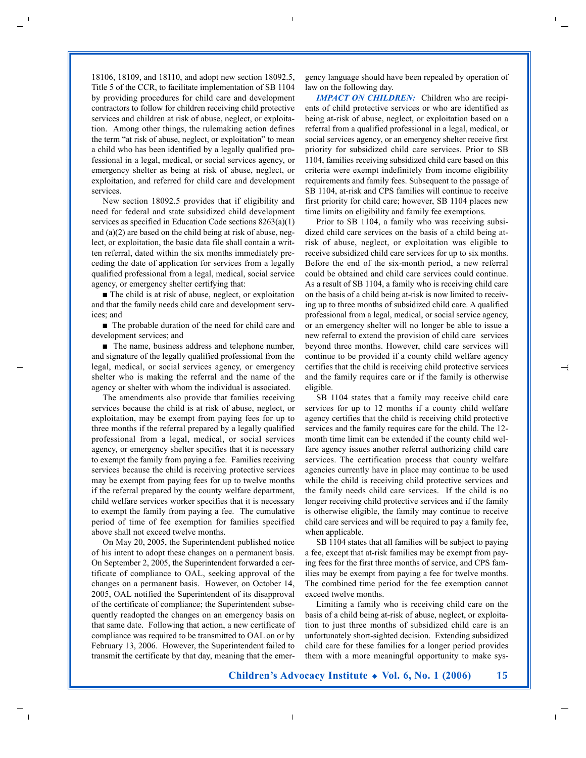18106, 18109, and 18110, and adopt new section 18092.5, Title 5 of the CCR, to facilitate implementation of SB 1104 by providing procedures for child care and development contractors to follow for children receiving child protective services and children at risk of abuse, neglect, or exploitation. Among other things, the rulemaking action defines the term "at risk of abuse, neglect, or exploitation" to mean a child who has been identified by a legally qualified professional in a legal, medical, or social services agency, or emergency shelter as being at risk of abuse, neglect, or exploitation, and referred for child care and development services.

New section 18092.5 provides that if eligibility and need for federal and state subsidized child development services as specified in Education Code sections 8263(a)(1) and (a)(2) are based on the child being at risk of abuse, neglect, or exploitation, the basic data file shall contain a written referral, dated within the six months immediately preceding the date of application for services from a legally qualified professional from a legal, medical, social service agency, or emergency shelter certifying that:

- The child is at risk of abuse, neglect, or exploitation and that the family needs child care and development services; and
- The probable duration of the need for child care and development services; and
- The name, business address and telephone number, and signature of the legally qualified professional from the legal, medical, or social services agency, or emergency shelter who is making the referral and the name of the agency or shelter with whom the individual is associated.

The amendments also provide that families receiving services because the child is at risk of abuse, neglect, or exploitation, may be exempt from paying fees for up to three months if the referral prepared by a legally qualified professional from a legal, medical, or social services agency, or emergency shelter specifies that it is necessary to exempt the family from paying a fee. Families receiving services because the child is receiving protective services may be exempt from paying fees for up to twelve months if the referral prepared by the county welfare department, child welfare services worker specifies that it is necessary to exempt the family from paying a fee. The cumulative period of time of fee exemption for families specified above shall not exceed twelve months.

On May 20, 2005, the Superintendent published notice of his intent to adopt these changes on a permanent basis. On September 2, 2005, the Superintendent forwarded a certificate of compliance to OAL, seeking approval of the changes on a permanent basis. However, on October 14, 2005, OAL notified the Superintendent of its disapproval of the certificate of compliance; the Superintendent subsequently readopted the changes on an emergency basis on that same date. Following that action, a new certificate of compliance was required to be transmitted to OAL on or by February 13, 2006. However, the Superintendent failed to transmit the certificate by that day, meaning that the emergency language should have been repealed by operation of law on the following day.

***IMPACT ON CHILDREN:*** Children who are recipients of child protective services or who are identified as being at-risk of abuse, neglect, or exploitation based on a referral from a qualified professional in a legal, medical, or social services agency, or an emergency shelter receive first priority for subsidized child care services. Prior to SB 1104, families receiving subsidized child care based on this criteria were exempt indefinitely from income eligibility requirements and family fees. Subsequent to the passage of SB 1104, at-risk and CPS families will continue to receive first priority for child care; however, SB 1104 places new time limits on eligibility and family fee exemptions.

Prior to SB 1104, a family who was receiving subsidized child care services on the basis of a child being at-risk of abuse, neglect, or exploitation was eligible to receive subsidized child care services for up to six months. Before the end of the six-month period, a new referral could be obtained and child care services could continue. As a result of SB 1104, a family who is receiving child care on the basis of a child being at-risk is now limited to receiving up to three months of subsidized child care. A qualified professional from a legal, medical, or social service agency, or an emergency shelter will no longer be able to issue a new referral to extend the provision of child care services beyond three months. However, child care services will continue to be provided if a county child welfare agency certifies that the child is receiving child protective services and the family requires care or if the family is otherwise eligible.

SB 1104 states that a family may receive child care services for up to 12 months if a county child welfare agency certifies that the child is receiving child protective services and the family requires care for the child. The 12-month time limit can be extended if the county child welfare agency issues another referral authorizing child care services. The certification process that county welfare agencies currently have in place may continue to be used while the child is receiving child protective services and the family needs child care services. If the child is no longer receiving child protective services and if the family is otherwise eligible, the family may continue to receive child care services and will be required to pay a family fee, when applicable.

SB 1104 states that all families will be subject to paying a fee, except that at-risk families may be exempt from paying fees for the first three months of service, and CPS families may be exempt from paying a fee for twelve months. The combined time period for the fee exemption cannot exceed twelve months.

Limiting a family who is receiving child care on the basis of a child being at-risk of abuse, neglect, or exploitation to just three months of subsidized child care is an unfortunately short-sighted decision. Extending subsidized child care for these families for a longer period provides them with a more meaningful opportunity to make sys-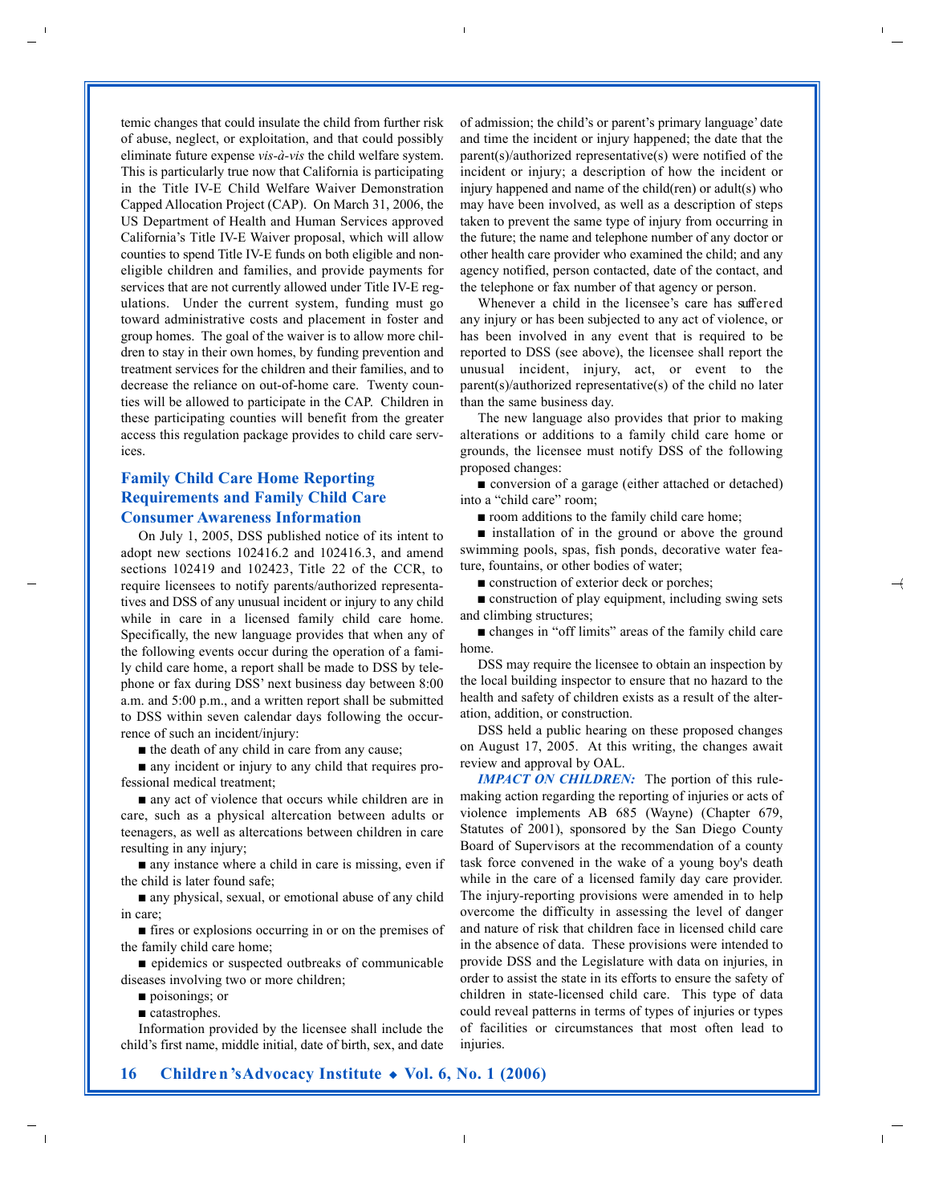temic changes that could insulate the child from further risk of abuse, neglect, or exploitation, and that could possibly eliminate future expense *vis-à-vis* the child welfare system. This is particularly true now that California is participating in the Title IV-E Child Welfare Waiver Demonstration Capped Allocation Project (CAP). On March 31, 2006, the US Department of Health and Human Services approved California's Title IV-E Waiver proposal, which will allow counties to spend Title IV-E funds on both eligible and non-eligible children and families, and provide payments for services that are not currently allowed under Title IV-E regulations. Under the current system, funding must go toward administrative costs and placement in foster and group homes. The goal of the waiver is to allow more children to stay in their own homes, by funding prevention and treatment services for the children and their families, and to decrease the reliance on out-of-home care. Twenty counties will be allowed to participate in the CAP. Children in these participating counties will benefit from the greater access this regulation package provides to child care services.

## Family Child Care Home Reporting Requirements and Family Child Care Consumer Awareness Information

On July 1, 2005, DSS published notice of its intent to adopt new sections 102416.2 and 102416.3, and amend sections 102419 and 102423, Title 22 of the CCR, to require licensees to notify parents/authorized representatives and DSS of any unusual incident or injury to any child while in care in a licensed family child care home. Specifically, the new language provides that when any of the following events occur during the operation of a family child care home, a report shall be made to DSS by telephone or fax during DSS' next business day between 8:00 a.m. and 5:00 p.m., and a written report shall be submitted to DSS within seven calendar days following the occurrence of such an incident/injury:

- the death of any child in care from any cause;
- any incident or injury to any child that requires professional medical treatment;
- any act of violence that occurs while children are in care, such as a physical altercation between adults or teenagers, as well as altercations between children in care resulting in any injury;
- any instance where a child in care is missing, even if the child is later found safe;
- any physical, sexual, or emotional abuse of any child in care;
- fires or explosions occurring in or on the premises of the family child care home;
- epidemics or suspected outbreaks of communicable diseases involving two or more children;
- poisonings; or
- catastrophes.

Information provided by the licensee shall include the child's first name, middle initial, date of birth, sex, and date of admission; the child's or parent's primary language' date and time the incident or injury happened; the date that the parent(s)/authorized representative(s) were notified of the incident or injury; a description of how the incident or injury happened and name of the child(ren) or adult(s) who may have been involved, as well as a description of steps taken to prevent the same type of injury from occurring in the future; the name and telephone number of any doctor or other health care provider who examined the child; and any agency notified, person contacted, date of the contact, and the telephone or fax number of that agency or person.

Whenever a child in the licensee's care has suffered any injury or has been subjected to any act of violence, or has been involved in any event that is required to be reported to DSS (see above), the licensee shall report the unusual incident, injury, act, or event to the parent(s)/authorized representative(s) of the child no later than the same business day.

The new language also provides that prior to making alterations or additions to a family child care home or grounds, the licensee must notify DSS of the following proposed changes:

- conversion of a garage (either attached or detached) into a "child care" room;
- room additions to the family child care home;
- installation of in the ground or above the ground swimming pools, spas, fish ponds, decorative water feature, fountains, or other bodies of water;
- construction of exterior deck or porches;
- construction of play equipment, including swing sets and climbing structures;
- changes in "off limits" areas of the family child care home.

DSS may require the licensee to obtain an inspection by the local building inspector to ensure that no hazard to the health and safety of children exists as a result of the alteration, addition, or construction.

DSS held a public hearing on these proposed changes on August 17, 2005. At this writing, the changes await review and approval by OAL.

***IMPACT ON CHILDREN:*** The portion of this rulemaking action regarding the reporting of injuries or acts of violence implements AB 685 (Wayne) (Chapter 679, Statutes of 2001), sponsored by the San Diego County Board of Supervisors at the recommendation of a county task force convened in the wake of a young boy's death while in the care of a licensed family day care provider. The injury-reporting provisions were amended in to help overcome the difficulty in assessing the level of danger and nature of risk that children face in licensed child care in the absence of data. These provisions were intended to provide DSS and the Legislature with data on injuries, in order to assist the state in its efforts to ensure the safety of children in state-licensed child care. This type of data could reveal patterns in terms of types of injuries or types of facilities or circumstances that most often lead to injuries.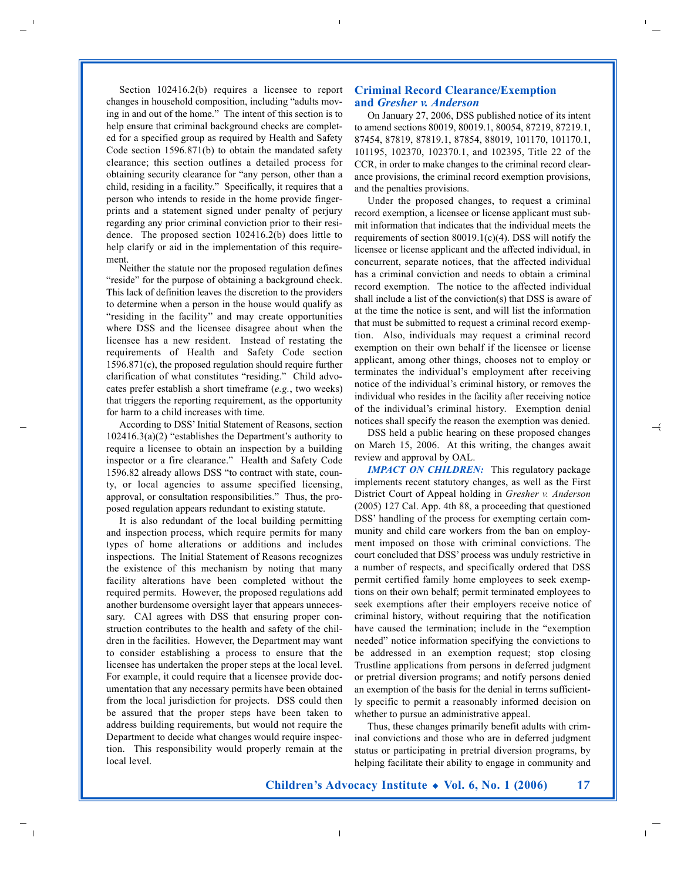Section 102416.2(b) requires a licensee to report changes in household composition, including "adults moving in and out of the home." The intent of this section is to help ensure that criminal background checks are completed for a specified group as required by Health and Safety Code section 1596.871(b) to obtain the mandated safety clearance; this section outlines a detailed process for obtaining security clearance for "any person, other than a child, residing in a facility." Specifically, it requires that a person who intends to reside in the home provide fingerprints and a statement signed under penalty of perjury regarding any prior criminal conviction prior to their residence. The proposed section 102416.2(b) does little to help clarify or aid in the implementation of this requirement.

Neither the statute nor the proposed regulation defines "reside" for the purpose of obtaining a background check. This lack of definition leaves the discretion to the providers to determine when a person in the house would qualify as "residing in the facility" and may create opportunities where DSS and the licensee disagree about when the licensee has a new resident. Instead of restating the requirements of Health and Safety Code section 1596.871(c), the proposed regulation should require further clarification of what constitutes "residing." Child advocates prefer establish a short timeframe (*e.g.*, two weeks) that triggers the reporting requirement, as the opportunity for harm to a child increases with time.

According to DSS' Initial Statement of Reasons, section 102416.3(a)(2) "establishes the Department's authority to require a licensee to obtain an inspection by a building inspector or a fire clearance." Health and Safety Code 1596.82 already allows DSS "to contract with state, county, or local agencies to assume specified licensing, approval, or consultation responsibilities." Thus, the proposed regulation appears redundant to existing statute.

It is also redundant of the local building permitting and inspection process, which require permits for many types of home alterations or additions and includes inspections. The Initial Statement of Reasons recognizes the existence of this mechanism by noting that many facility alterations have been completed without the required permits. However, the proposed regulations add another burdensome oversight layer that appears unnecessary. CAI agrees with DSS that ensuring proper construction contributes to the health and safety of the children in the facilities. However, the Department may want to consider establishing a process to ensure that the licensee has undertaken the proper steps at the local level. For example, it could require that a licensee provide documentation that any necessary permits have been obtained from the local jurisdiction for projects. DSS could then be assured that the proper steps have been taken to address building requirements, but would not require the Department to decide what changes would require inspection. This responsibility would properly remain at the local level.

## Criminal Record Clearance/Exemption and *Gresher v. Anderson*

On January 27, 2006, DSS published notice of its intent to amend sections 80019, 80019.1, 80054, 87219, 87219.1, 87454, 87819, 87819.1, 87854, 88019, 101170, 101170.1, 101195, 102370, 102370.1, and 102395, Title 22 of the CCR, in order to make changes to the criminal record clearance provisions, the criminal record exemption provisions, and the penalties provisions.

Under the proposed changes, to request a criminal record exemption, a licensee or license applicant must submit information that indicates that the individual meets the requirements of section 80019.1(c)(4). DSS will notify the licensee or license applicant and the affected individual, in concurrent, separate notices, that the affected individual has a criminal conviction and needs to obtain a criminal record exemption. The notice to the affected individual shall include a list of the conviction(s) that DSS is aware of at the time the notice is sent, and will list the information that must be submitted to request a criminal record exemption. Also, individuals may request a criminal record exemption on their own behalf if the licensee or license applicant, among other things, chooses not to employ or terminates the individual's employment after receiving notice of the individual's criminal history, or removes the individual who resides in the facility after receiving notice of the individual's criminal history. Exemption denial notices shall specify the reason the exemption was denied.

DSS held a public hearing on these proposed changes on March 15, 2006. At this writing, the changes await review and approval by OAL.

***IMPACT ON CHILDREN:*** This regulatory package implements recent statutory changes, as well as the First District Court of Appeal holding in *Gresher v. Anderson* (2005) 127 Cal. App. 4th 88, a proceeding that questioned DSS' handling of the process for exempting certain community and child care workers from the ban on employment imposed on those with criminal convictions. The court concluded that DSS' process was unduly restrictive in a number of respects, and specifically ordered that DSS permit certified family home employees to seek exemptions on their own behalf; permit terminated employees to seek exemptions after their employers receive notice of criminal history, without requiring that the notification have caused the termination; include in the "exemption needed" notice information specifying the convictions to be addressed in an exemption request; stop closing Trustline applications from persons in deferred judgment or pretrial diversion programs; and notify persons denied an exemption of the basis for the denial in terms sufficiently specific to permit a reasonably informed decision on whether to pursue an administrative appeal.

Thus, these changes primarily benefit adults with criminal convictions and those who are in deferred judgment status or participating in pretrial diversion programs, by helping facilitate their ability to engage in community and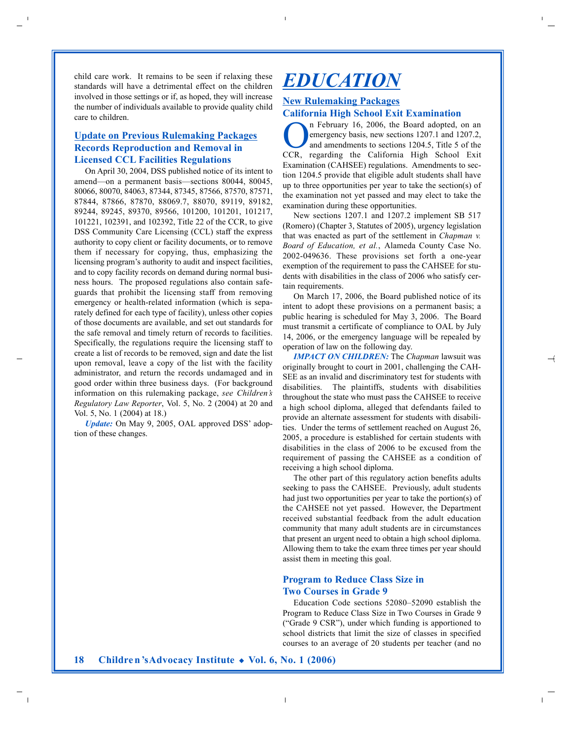child care work. It remains to be seen if relaxing these standards will have a detrimental effect on the children involved in those settings or if, as hoped, they will increase the number of individuals available to provide quality child care to children.

### Update on Previous Rulemaking Packages

### Records Reproduction and Removal in Licensed CCL Facilities Regulations

On April 30, 2004, DSS published notice of its intent to amend—on a permanent basis—sections 80044, 80045, 80066, 80070, 84063, 87344, 87345, 87566, 87570, 87571, 87844, 87866, 87870, 88069.7, 88070, 89119, 89182, 89244, 89245, 89370, 89566, 101200, 101201, 101217, 101221, 102391, and 102392, Title 22 of the CCR, to give DSS Community Care Licensing (CCL) staff the express authority to copy client or facility documents, or to remove them if necessary for copying, thus, emphasizing the licensing program's authority to audit and inspect facilities, and to copy facility records on demand during normal business hours. The proposed regulations also contain safeguards that prohibit the licensing staff from removing emergency or health-related information (which is separately defined for each type of facility), unless other copies of those documents are available, and set out standards for the safe removal and timely return of records to facilities. Specifically, the regulations require the licensing staff to create a list of records to be removed, sign and date the list upon removal, leave a copy of the list with the facility administrator, and return the records undamaged and in good order within three business days. (For background information on this rulemaking package, *see Children's Regulatory Law Reporter*, Vol. 5, No. 2 (2004) at 20 and Vol. 5, No. 1 (2004) at 18.)

***Update:*** On May 9, 2005, OAL approved DSS' adoption of these changes.

# EDUCATION

### New Rulemaking Packages

### California High School Exit Examination

On February 16, 2006, the Board adopted, on an emergency basis, new sections 1207.1 and 1207.2, and amendments to sections 1204.5, Title 5 of the CCR, regarding the California High School Exit Examination (CAHSEE) regulations. Amendments to section 1204.5 provide that eligible adult students shall have up to three opportunities per year to take the section(s) of the examination not yet passed and may elect to take the examination during these opportunities.

New sections 1207.1 and 1207.2 implement SB 517 (Romero) (Chapter 3, Statutes of 2005), urgency legislation that was enacted as part of the settlement in *Chapman v. Board of Education, et al.*, Alameda County Case No. 2002-049636. These provisions set forth a one-year exemption of the requirement to pass the CAHSEE for students with disabilities in the class of 2006 who satisfy certain requirements.

On March 17, 2006, the Board published notice of its intent to adopt these provisions on a permanent basis; a public hearing is scheduled for May 3, 2006. The Board must transmit a certificate of compliance to OAL by July 14, 2006, or the emergency language will be repealed by operation of law on the following day.

***IMPACT ON CHILDREN:*** The *Chapman* lawsuit was originally brought to court in 2001, challenging the CAHSEE as an invalid and discriminatory test for students with disabilities. The plaintiffs, students with disabilities throughout the state who must pass the CAHSEE to receive a high school diploma, alleged that defendants failed to provide an alternate assessment for students with disabilities. Under the terms of settlement reached on August 26, 2005, a procedure is established for certain students with disabilities in the class of 2006 to be excused from the requirement of passing the CAHSEE as a condition of receiving a high school diploma.

The other part of this regulatory action benefits adults seeking to pass the CAHSEE. Previously, adult students had just two opportunities per year to take the portion(s) of the CAHSEE not yet passed. However, the Department received substantial feedback from the adult education community that many adult students are in circumstances that present an urgent need to obtain a high school diploma. Allowing them to take the exam three times per year should assist them in meeting this goal.

### Program to Reduce Class Size in Two Courses in Grade 9

Education Code sections 52080–52090 establish the Program to Reduce Class Size in Two Courses in Grade 9 ("Grade 9 CSR"), under which funding is apportioned to school districts that limit the size of classes in specified courses to an average of 20 students per teacher (and no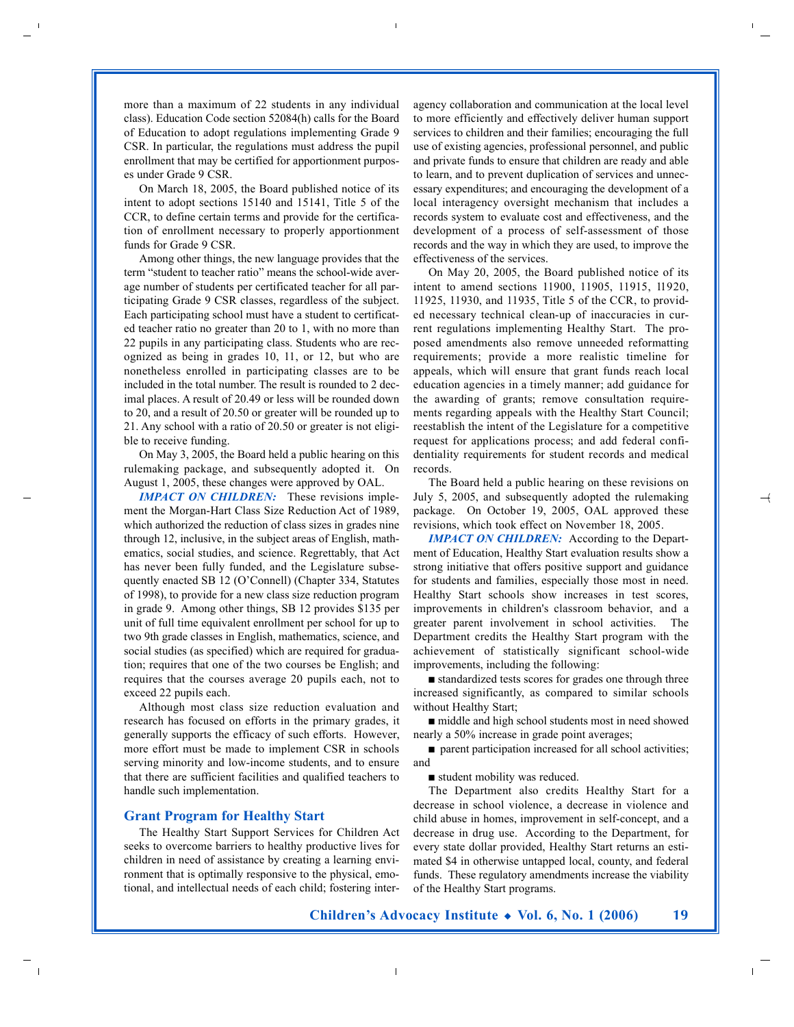more than a maximum of 22 students in any individual class). Education Code section 52084(h) calls for the Board of Education to adopt regulations implementing Grade 9 CSR. In particular, the regulations must address the pupil enrollment that may be certified for apportionment purposes under Grade 9 CSR.

On March 18, 2005, the Board published notice of its intent to adopt sections 15140 and 15141, Title 5 of the CCR, to define certain terms and provide for the certification of enrollment necessary to properly apportionment funds for Grade 9 CSR.

Among other things, the new language provides that the term "student to teacher ratio" means the school-wide average number of students per certificated teacher for all participating Grade 9 CSR classes, regardless of the subject. Each participating school must have a student to certificated teacher ratio no greater than 20 to 1, with no more than 22 pupils in any participating class. Students who are recognized as being in grades 10, 11, or 12, but who are nonetheless enrolled in participating classes are to be included in the total number. The result is rounded to 2 decimal places. A result of 20.49 or less will be rounded down to 20, and a result of 20.50 or greater will be rounded up to 21. Any school with a ratio of 20.50 or greater is not eligible to receive funding.

On May 3, 2005, the Board held a public hearing on this rulemaking package, and subsequently adopted it. On August 1, 2005, these changes were approved by OAL.

***IMPACT ON CHILDREN:*** These revisions implement the Morgan-Hart Class Size Reduction Act of 1989, which authorized the reduction of class sizes in grades nine through 12, inclusive, in the subject areas of English, mathematics, social studies, and science. Regrettably, that Act has never been fully funded, and the Legislature subsequently enacted SB 12 (O'Connell) (Chapter 334, Statutes of 1998), to provide for a new class size reduction program in grade 9. Among other things, SB 12 provides $135 per unit of full time equivalent enrollment per school for up to two 9th grade classes in English, mathematics, science, and social studies (as specified) which are required for graduation; requires that one of the two courses be English; and requires that the courses average 20 pupils each, not to exceed 22 pupils each.

Although most class size reduction evaluation and research has focused on efforts in the primary grades, it generally supports the efficacy of such efforts. However, more effort must be made to implement CSR in schools serving minority and low-income students, and to ensure that there are sufficient facilities and qualified teachers to handle such implementation.

## Grant Program for Healthy Start

The Healthy Start Support Services for Children Act seeks to overcome barriers to healthy productive lives for children in need of assistance by creating a learning environment that is optimally responsive to the physical, emotional, and intellectual needs of each child; fostering interagency collaboration and communication at the local level to more efficiently and effectively deliver human support services to children and their families; encouraging the full use of existing agencies, professional personnel, and public and private funds to ensure that children are ready and able to learn, and to prevent duplication of services and unnecessary expenditures; and encouraging the development of a local interagency oversight mechanism that includes a records system to evaluate cost and effectiveness, and the development of a process of self-assessment of those records and the way in which they are used, to improve the effectiveness of the services.

On May 20, 2005, the Board published notice of its intent to amend sections 11900, 11905, 11915, 11920, 11925, 11930, and 11935, Title 5 of the CCR, to provided necessary technical clean-up of inaccuracies in current regulations implementing Healthy Start. The proposed amendments also remove unneeded reformatting requirements; provide a more realistic timeline for appeals, which will ensure that grant funds reach local education agencies in a timely manner; add guidance for the awarding of grants; remove consultation requirements regarding appeals with the Healthy Start Council; reestablish the intent of the Legislature for a competitive request for applications process; and add federal confidentiality requirements for student records and medical records.

The Board held a public hearing on these revisions on July 5, 2005, and subsequently adopted the rulemaking package. On October 19, 2005, OAL approved these revisions, which took effect on November 18, 2005.

***IMPACT ON CHILDREN:*** According to the Department of Education, Healthy Start evaluation results show a strong initiative that offers positive support and guidance for students and families, especially those most in need. Healthy Start schools show increases in test scores, improvements in children's classroom behavior, and a greater parent involvement in school activities. The Department credits the Healthy Start program with the achievement of statistically significant school-wide improvements, including the following:

- standardized tests scores for grades one through three increased significantly, as compared to similar schools without Healthy Start;
- middle and high school students most in need showed nearly a 50% increase in grade point averages;
- parent participation increased for all school activities; and
- student mobility was reduced.

The Department also credits Healthy Start for a decrease in school violence, a decrease in violence and child abuse in homes, improvement in self-concept, and a decrease in drug use. According to the Department, for every state dollar provided, Healthy Start returns an estimated $4 in otherwise untapped local, county, and federal funds. These regulatory amendments increase the viability of the Healthy Start programs.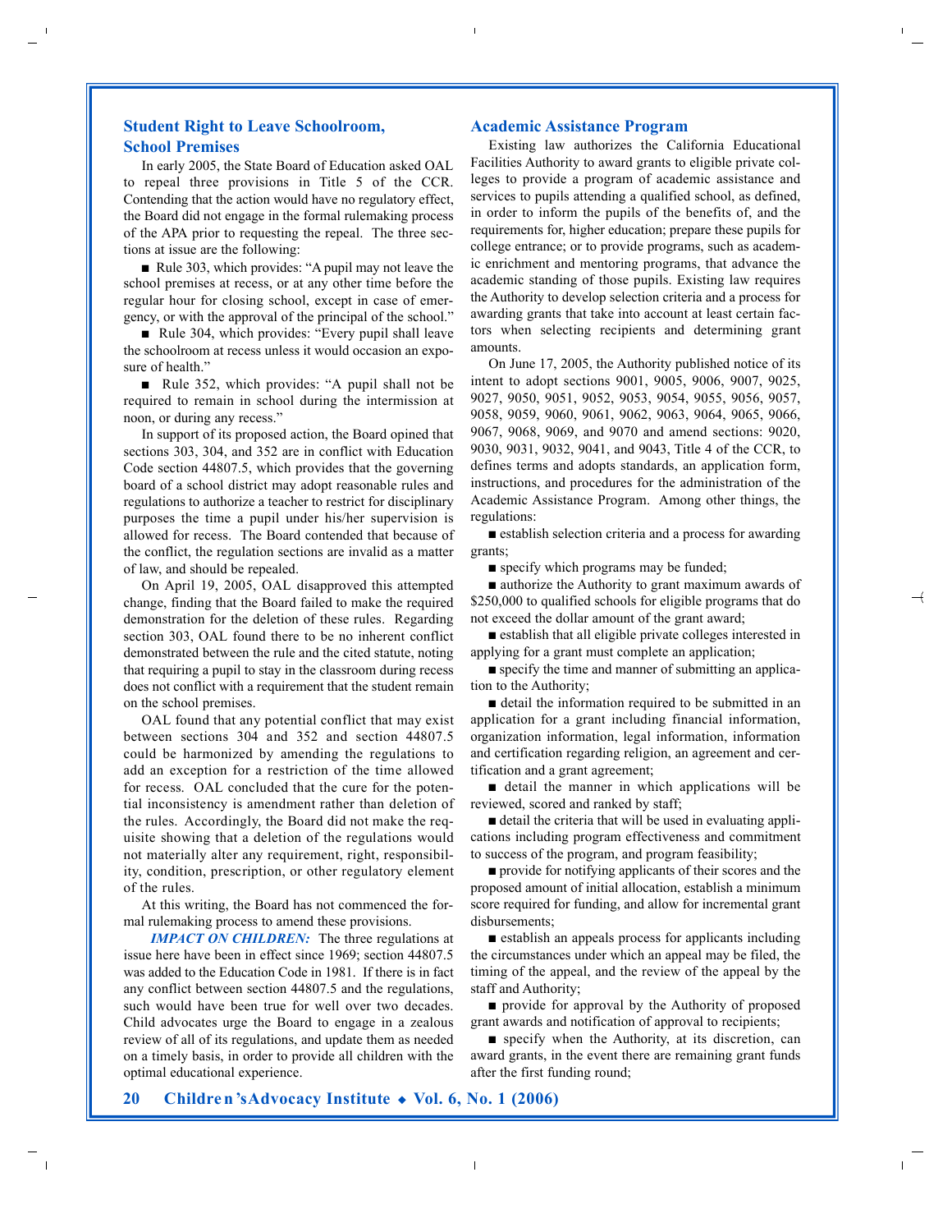## Student Right to Leave Schoolroom, School Premises

In early 2005, the State Board of Education asked OAL to repeal three provisions in Title 5 of the CCR. Contending that the action would have no regulatory effect, the Board did not engage in the formal rulemaking process of the APA prior to requesting the repeal. The three sections at issue are the following:

■ Rule 303, which provides: "A pupil may not leave the school premises at recess, or at any other time before the regular hour for closing school, except in case of emergency, or with the approval of the principal of the school."

■ Rule 304, which provides: "Every pupil shall leave the schoolroom at recess unless it would occasion an exposure of health."

■ Rule 352, which provides: "A pupil shall not be required to remain in school during the intermission at noon, or during any recess."

In support of its proposed action, the Board opined that sections 303, 304, and 352 are in conflict with Education Code section 44807.5, which provides that the governing board of a school district may adopt reasonable rules and regulations to authorize a teacher to restrict for disciplinary purposes the time a pupil under his/her supervision is allowed for recess. The Board contended that because of the conflict, the regulation sections are invalid as a matter of law, and should be repealed.

On April 19, 2005, OAL disapproved this attempted change, finding that the Board failed to make the required demonstration for the deletion of these rules. Regarding section 303, OAL found there to be no inherent conflict demonstrated between the rule and the cited statute, noting that requiring a pupil to stay in the classroom during recess does not conflict with a requirement that the student remain on the school premises.

OAL found that any potential conflict that may exist between sections 304 and 352 and section 44807.5 could be harmonized by amending the regulations to add an exception for a restriction of the time allowed for recess. OAL concluded that the cure for the potential inconsistency is amendment rather than deletion of the rules. Accordingly, the Board did not make the requisite showing that a deletion of the regulations would not materially alter any requirement, right, responsibility, condition, prescription, or other regulatory element of the rules.

At this writing, the Board has not commenced the formal rulemaking process to amend these provisions.

***IMPACT ON CHILDREN:*** The three regulations at issue here have been in effect since 1969; section 44807.5 was added to the Education Code in 1981. If there is in fact any conflict between section 44807.5 and the regulations, such would have been true for well over two decades. Child advocates urge the Board to engage in a zealous review of all of its regulations, and update them as needed on a timely basis, in order to provide all children with the optimal educational experience.

## Academic Assistance Program

Existing law authorizes the California Educational Facilities Authority to award grants to eligible private colleges to provide a program of academic assistance and services to pupils attending a qualified school, as defined, in order to inform the pupils of the benefits of, and the requirements for, higher education; prepare these pupils for college entrance; or to provide programs, such as academic enrichment and mentoring programs, that advance the academic standing of those pupils. Existing law requires the Authority to develop selection criteria and a process for awarding grants that take into account at least certain factors when selecting recipients and determining grant amounts.

On June 17, 2005, the Authority published notice of its intent to adopt sections 9001, 9005, 9006, 9007, 9025, 9027, 9050, 9051, 9052, 9053, 9054, 9055, 9056, 9057, 9058, 9059, 9060, 9061, 9062, 9063, 9064, 9065, 9066, 9067, 9068, 9069, and 9070 and amend sections: 9020, 9030, 9031, 9032, 9041, and 9043, Title 4 of the CCR, to defines terms and adopts standards, an application form, instructions, and procedures for the administration of the Academic Assistance Program. Among other things, the regulations:

■ establish selection criteria and a process for awarding grants;

■ specify which programs may be funded;

■ authorize the Authority to grant maximum awards of $250,000 to qualified schools for eligible programs that do not exceed the dollar amount of the grant award;

■ establish that all eligible private colleges interested in applying for a grant must complete an application;

■ specify the time and manner of submitting an application to the Authority;

■ detail the information required to be submitted in an application for a grant including financial information, organization information, legal information, information and certification regarding religion, an agreement and certification and a grant agreement;

■ detail the manner in which applications will be reviewed, scored and ranked by staff;

■ detail the criteria that will be used in evaluating applications including program effectiveness and commitment to success of the program, and program feasibility;

■ provide for notifying applicants of their scores and the proposed amount of initial allocation, establish a minimum score required for funding, and allow for incremental grant disbursements;

■ establish an appeals process for applicants including the circumstances under which an appeal may be filed, the timing of the appeal, and the review of the appeal by the staff and Authority;

■ provide for approval by the Authority of proposed grant awards and notification of approval to recipients;

■ specify when the Authority, at its discretion, can award grants, in the event there are remaining grant funds after the first funding round;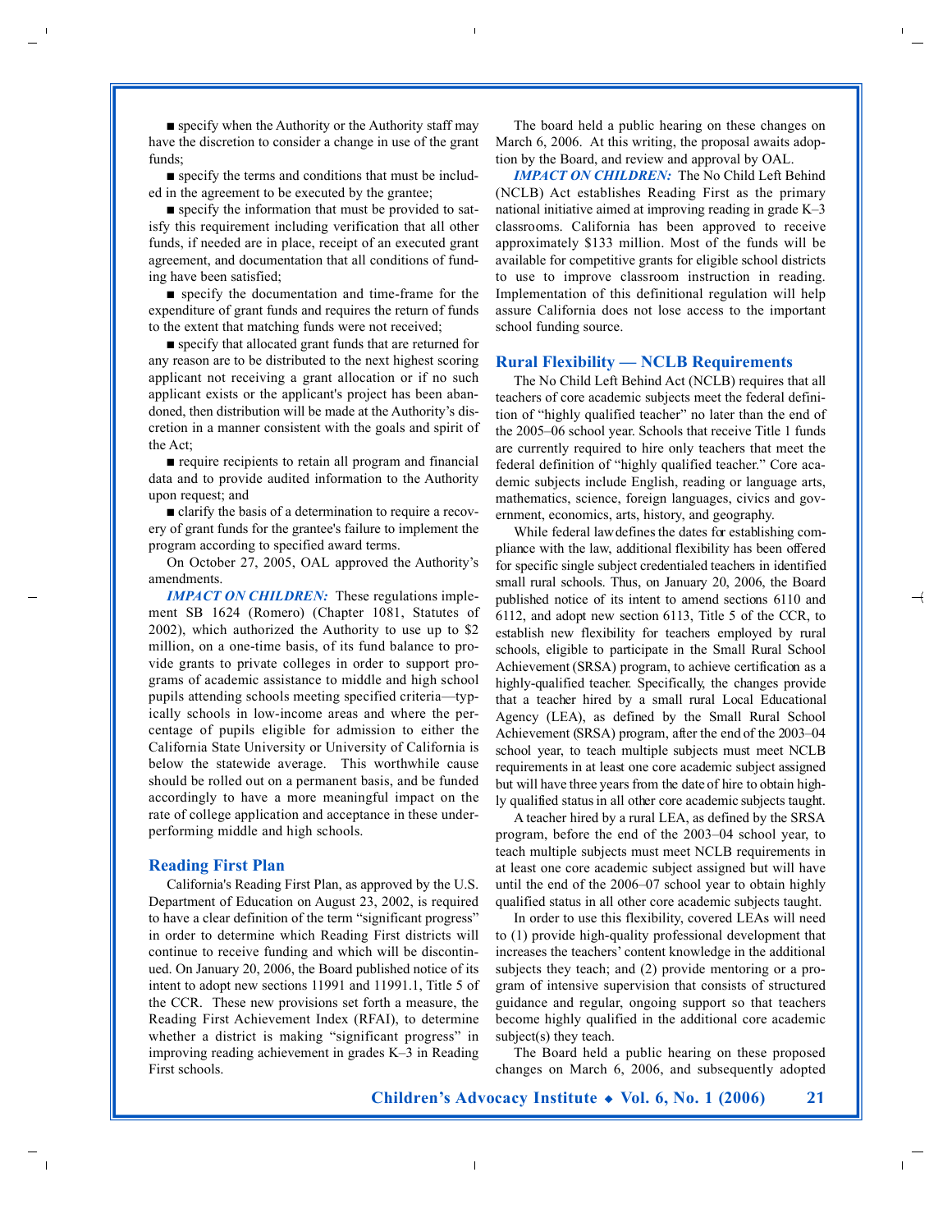■ specify when the Authority or the Authority staff may have the discretion to consider a change in use of the grant funds;

■ specify the terms and conditions that must be included in the agreement to be executed by the grantee;

■ specify the information that must be provided to satisfy this requirement including verification that all other funds, if needed are in place, receipt of an executed grant agreement, and documentation that all conditions of funding have been satisfied;

■ specify the documentation and time-frame for the expenditure of grant funds and requires the return of funds to the extent that matching funds were not received;

■ specify that allocated grant funds that are returned for any reason are to be distributed to the next highest scoring applicant not receiving a grant allocation or if no such applicant exists or the applicant's project has been abandoned, then distribution will be made at the Authority's discretion in a manner consistent with the goals and spirit of the Act;

■ require recipients to retain all program and financial data and to provide audited information to the Authority upon request; and

■ clarify the basis of a determination to require a recovery of grant funds for the grantee's failure to implement the program according to specified award terms.

On October 27, 2005, OAL approved the Authority's amendments.

***IMPACT ON CHILDREN:*** These regulations implement SB 1624 (Romero) (Chapter 1081, Statutes of 2002), which authorized the Authority to use up to $2 million, on a one-time basis, of its fund balance to provide grants to private colleges in order to support programs of academic assistance to middle and high school pupils attending schools meeting specified criteria—typically schools in low-income areas and where the percentage of pupils eligible for admission to either the California State University or University of California is below the statewide average. This worthwhile cause should be rolled out on a permanent basis, and be funded accordingly to have a more meaningful impact on the rate of college application and acceptance in these underperforming middle and high schools.

## Reading First Plan

California's Reading First Plan, as approved by the U.S. Department of Education on August 23, 2002, is required to have a clear definition of the term "significant progress" in order to determine which Reading First districts will continue to receive funding and which will be discontinued. On January 20, 2006, the Board published notice of its intent to adopt new sections 11991 and 11991.1, Title 5 of the CCR. These new provisions set forth a measure, the Reading First Achievement Index (RFAI), to determine whether a district is making "significant progress" in improving reading achievement in grades K–3 in Reading First schools.

The board held a public hearing on these changes on March 6, 2006. At this writing, the proposal awaits adoption by the Board, and review and approval by OAL.

***IMPACT ON CHILDREN:*** The No Child Left Behind (NCLB) Act establishes Reading First as the primary national initiative aimed at improving reading in grade K–3 classrooms. California has been approved to receive approximately $133 million. Most of the funds will be available for competitive grants for eligible school districts to use to improve classroom instruction in reading. Implementation of this definitional regulation will help assure California does not lose access to the important school funding source.

## Rural Flexibility — NCLB Requirements

The No Child Left Behind Act (NCLB) requires that all teachers of core academic subjects meet the federal definition of "highly qualified teacher" no later than the end of the 2005–06 school year. Schools that receive Title 1 funds are currently required to hire only teachers that meet the federal definition of "highly qualified teacher." Core academic subjects include English, reading or language arts, mathematics, science, foreign languages, civics and government, economics, arts, history, and geography.

While federal law defines the dates for establishing compliance with the law, additional flexibility has been offered for specific single subject credentialed teachers in identified small rural schools. Thus, on January 20, 2006, the Board published notice of its intent to amend sections 6110 and 6112, and adopt new section 6113, Title 5 of the CCR, to establish new flexibility for teachers employed by rural schools, eligible to participate in the Small Rural School Achievement (SRSA) program, to achieve certification as a highly-qualified teacher. Specifically, the changes provide that a teacher hired by a small rural Local Educational Agency (LEA), as defined by the Small Rural School Achievement (SRSA) program, after the end of the 2003–04 school year, to teach multiple subjects must meet NCLB requirements in at least one core academic subject assigned but will have three years from the date of hire to obtain highly qualified status in all other core academic subjects taught.

A teacher hired by a rural LEA, as defined by the SRSA program, before the end of the 2003–04 school year, to teach multiple subjects must meet NCLB requirements in at least one core academic subject assigned but will have until the end of the 2006–07 school year to obtain highly qualified status in all other core academic subjects taught.

In order to use this flexibility, covered LEAs will need to (1) provide high-quality professional development that increases the teachers' content knowledge in the additional subjects they teach; and (2) provide mentoring or a program of intensive supervision that consists of structured guidance and regular, ongoing support so that teachers become highly qualified in the additional core academic subject(s) they teach.

The Board held a public hearing on these proposed changes on March 6, 2006, and subsequently adopted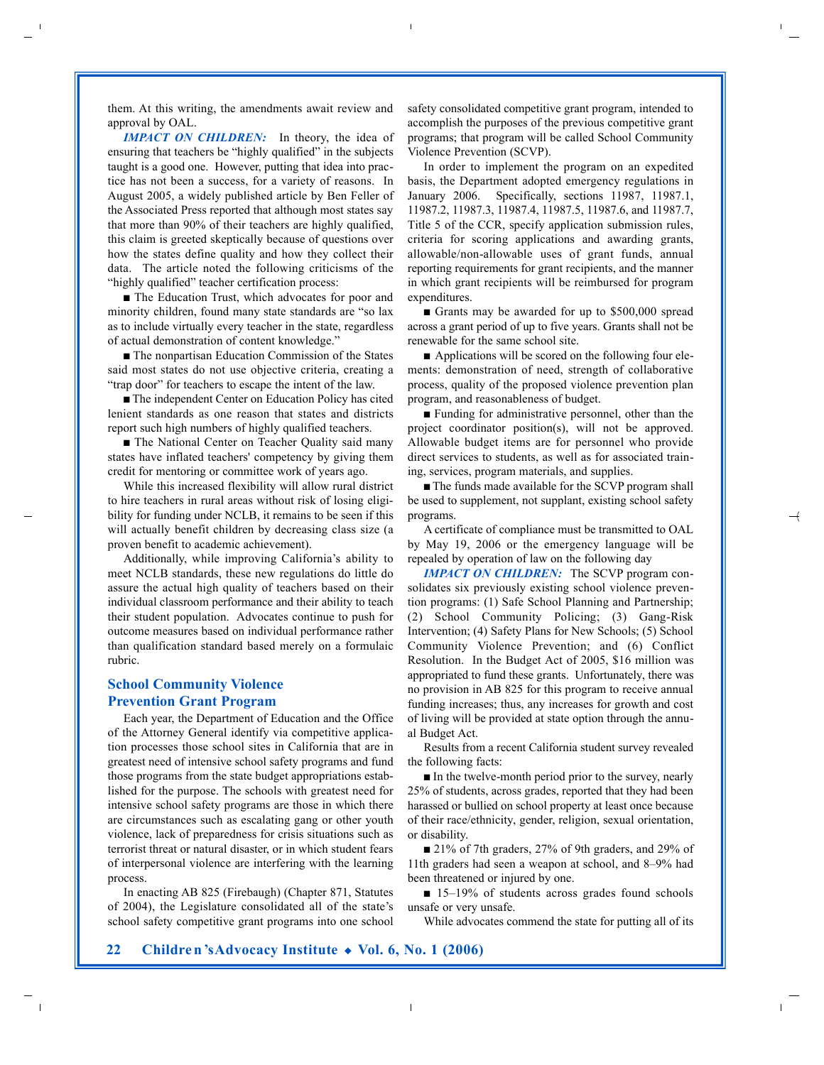them. At this writing, the amendments await review and approval by OAL.

***IMPACT ON CHILDREN:*** In theory, the idea of ensuring that teachers be "highly qualified" in the subjects taught is a good one. However, putting that idea into practice has not been a success, for a variety of reasons. In August 2005, a widely published article by Ben Feller of the Associated Press reported that although most states say that more than 90% of their teachers are highly qualified, this claim is greeted skeptically because of questions over how the states define quality and how they collect their data. The article noted the following criticisms of the "highly qualified" teacher certification process:

■ The Education Trust, which advocates for poor and minority children, found many state standards are "so lax as to include virtually every teacher in the state, regardless of actual demonstration of content knowledge."

■ The nonpartisan Education Commission of the States said most states do not use objective criteria, creating a "trap door" for teachers to escape the intent of the law.

■ The independent Center on Education Policy has cited lenient standards as one reason that states and districts report such high numbers of highly qualified teachers.

■ The National Center on Teacher Quality said many states have inflated teachers' competency by giving them credit for mentoring or committee work of years ago.

While this increased flexibility will allow rural district to hire teachers in rural areas without risk of losing eligibility for funding under NCLB, it remains to be seen if this will actually benefit children by decreasing class size (a proven benefit to academic achievement).

Additionally, while improving California's ability to meet NCLB standards, these new regulations do little do assure the actual high quality of teachers based on their individual classroom performance and their ability to teach their student population. Advocates continue to push for outcome measures based on individual performance rather than qualification standard based merely on a formulaic rubric.

## School Community Violence Prevention Grant Program

Each year, the Department of Education and the Office of the Attorney General identify via competitive application processes those school sites in California that are in greatest need of intensive school safety programs and fund those programs from the state budget appropriations established for the purpose. The schools with greatest need for intensive school safety programs are those in which there are circumstances such as escalating gang or other youth violence, lack of preparedness for crisis situations such as terrorist threat or natural disaster, or in which student fears of interpersonal violence are interfering with the learning process.

In enacting AB 825 (Firebaugh) (Chapter 871, Statutes of 2004), the Legislature consolidated all of the state's school safety competitive grant programs into one school safety consolidated competitive grant program, intended to accomplish the purposes of the previous competitive grant programs; that program will be called School Community Violence Prevention (SCVP).

In order to implement the program on an expedited basis, the Department adopted emergency regulations in January 2006. Specifically, sections 11987, 11987.1, 11987.2, 11987.3, 11987.4, 11987.5, 11987.6, and 11987.7, Title 5 of the CCR, specify application submission rules, criteria for scoring applications and awarding grants, allowable/non-allowable uses of grant funds, annual reporting requirements for grant recipients, and the manner in which grant recipients will be reimbursed for program expenditures.

■ Grants may be awarded for up to $500,000 spread across a grant period of up to five years. Grants shall not be renewable for the same school site.

■ Applications will be scored on the following four elements: demonstration of need, strength of collaborative process, quality of the proposed violence prevention plan program, and reasonableness of budget.

■ Funding for administrative personnel, other than the project coordinator position(s), will not be approved. Allowable budget items are for personnel who provide direct services to students, as well as for associated training, services, program materials, and supplies.

■ The funds made available for the SCVP program shall be used to supplement, not supplant, existing school safety programs.

A certificate of compliance must be transmitted to OAL by May 19, 2006 or the emergency language will be repealed by operation of law on the following day

***IMPACT ON CHILDREN:*** The SCVP program consolidates six previously existing school violence prevention programs: (1) Safe School Planning and Partnership; (2) School Community Policing; (3) Gang-Risk Intervention; (4) Safety Plans for New Schools; (5) School Community Violence Prevention; and (6) Conflict Resolution. In the Budget Act of 2005, $16 million was appropriated to fund these grants. Unfortunately, there was no provision in AB 825 for this program to receive annual funding increases; thus, any increases for growth and cost of living will be provided at state option through the annual Budget Act.

Results from a recent California student survey revealed the following facts:

■ In the twelve-month period prior to the survey, nearly 25% of students, across grades, reported that they had been harassed or bullied on school property at least once because of their race/ethnicity, gender, religion, sexual orientation, or disability.

■ 21% of 7th graders, 27% of 9th graders, and 29% of 11th graders had seen a weapon at school, and 8–9% had been threatened or injured by one.

■ 15–19% of students across grades found schools unsafe or very unsafe.

While advocates commend the state for putting all of its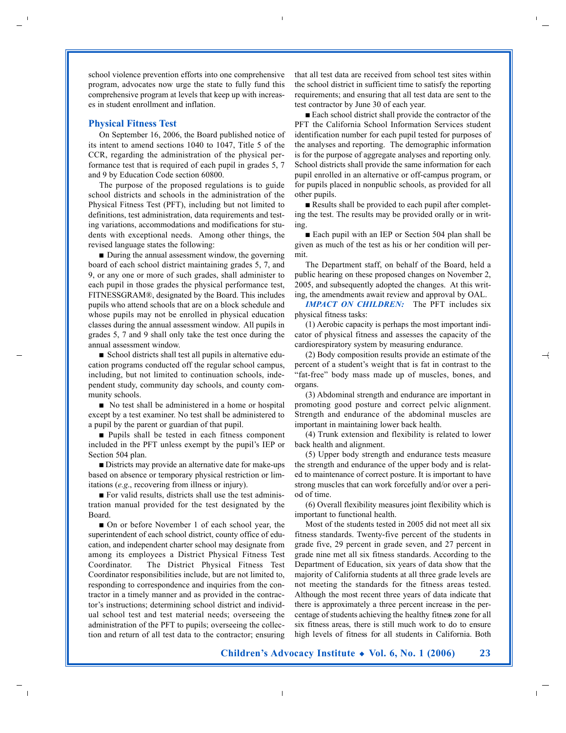school violence prevention efforts into one comprehensive program, advocates now urge the state to fully fund this comprehensive program at levels that keep up with increases in student enrollment and inflation.

## Physical Fitness Test

On September 16, 2006, the Board published notice of its intent to amend sections 1040 to 1047, Title 5 of the CCR, regarding the administration of the physical performance test that is required of each pupil in grades 5, 7 and 9 by Education Code section 60800.

The purpose of the proposed regulations is to guide school districts and schools in the administration of the Physical Fitness Test (PFT), including but not limited to definitions, test administration, data requirements and testing variations, accommodations and modifications for students with exceptional needs. Among other things, the revised language states the following:

■ During the annual assessment window, the governing board of each school district maintaining grades 5, 7, and 9, or any one or more of such grades, shall administer to each pupil in those grades the physical performance test, FITNESSGRAM®, designated by the Board. This includes pupils who attend schools that are on a block schedule and whose pupils may not be enrolled in physical education classes during the annual assessment window. All pupils in grades 5, 7 and 9 shall only take the test once during the annual assessment window.

■ School districts shall test all pupils in alternative education programs conducted off the regular school campus, including, but not limited to continuation schools, independent study, community day schools, and county community schools.

■ No test shall be administered in a home or hospital except by a test examiner. No test shall be administered to a pupil by the parent or guardian of that pupil.

■ Pupils shall be tested in each fitness component included in the PFT unless exempt by the pupil's IEP or Section 504 plan.

■ Districts may provide an alternative date for make-ups based on absence or temporary physical restriction or limitations (*e.g.*, recovering from illness or injury).

■ For valid results, districts shall use the test administration manual provided for the test designated by the Board.

■ On or before November 1 of each school year, the superintendent of each school district, county office of education, and independent charter school may designate from among its employees a District Physical Fitness Test Coordinator. The District Physical Fitness Test Coordinator responsibilities include, but are not limited to, responding to correspondence and inquiries from the contractor in a timely manner and as provided in the contractor's instructions; determining school district and individual school test and test material needs; overseeing the administration of the PFT to pupils; overseeing the collection and return of all test data to the contractor; ensuring that all test data are received from school test sites within the school district in sufficient time to satisfy the reporting requirements; and ensuring that all test data are sent to the test contractor by June 30 of each year.

■ Each school district shall provide the contractor of the PFT the California School Information Services student identification number for each pupil tested for purposes of the analyses and reporting. The demographic information is for the purpose of aggregate analyses and reporting only. School districts shall provide the same information for each pupil enrolled in an alternative or off-campus program, or for pupils placed in nonpublic schools, as provided for all other pupils.

■ Results shall be provided to each pupil after completing the test. The results may be provided orally or in writing.

■ Each pupil with an IEP or Section 504 plan shall be given as much of the test as his or her condition will permit.

The Department staff, on behalf of the Board, held a public hearing on these proposed changes on November 2, 2005, and subsequently adopted the changes. At this writing, the amendments await review and approval by OAL.

***IMPACT ON CHILDREN:*** The PFT includes six physical fitness tasks:

(1) Aerobic capacity is perhaps the most important indicator of physical fitness and assesses the capacity of the cardiorespiratory system by measuring endurance.

(2) Body composition results provide an estimate of the percent of a student's weight that is fat in contrast to the "fat-free" body mass made up of muscles, bones, and organs.

(3) Abdominal strength and endurance are important in promoting good posture and correct pelvic alignment. Strength and endurance of the abdominal muscles are important in maintaining lower back health.

(4) Trunk extension and flexibility is related to lower back health and alignment.

(5) Upper body strength and endurance tests measure the strength and endurance of the upper body and is related to maintenance of correct posture. It is important to have strong muscles that can work forcefully and/or over a period of time.

(6) Overall flexibility measures joint flexibility which is important to functional health.

Most of the students tested in 2005 did not meet all six fitness standards. Twenty-five percent of the students in grade five, 29 percent in grade seven, and 27 percent in grade nine met all six fitness standards. According to the Department of Education, six years of data show that the majority of California students at all three grade levels are not meeting the standards for the fitness areas tested. Although the most recent three years of data indicate that there is approximately a three percent increase in the percentage of students achieving the healthy fitness zone for all six fitness areas, there is still much work to do to ensure high levels of fitness for all students in California. Both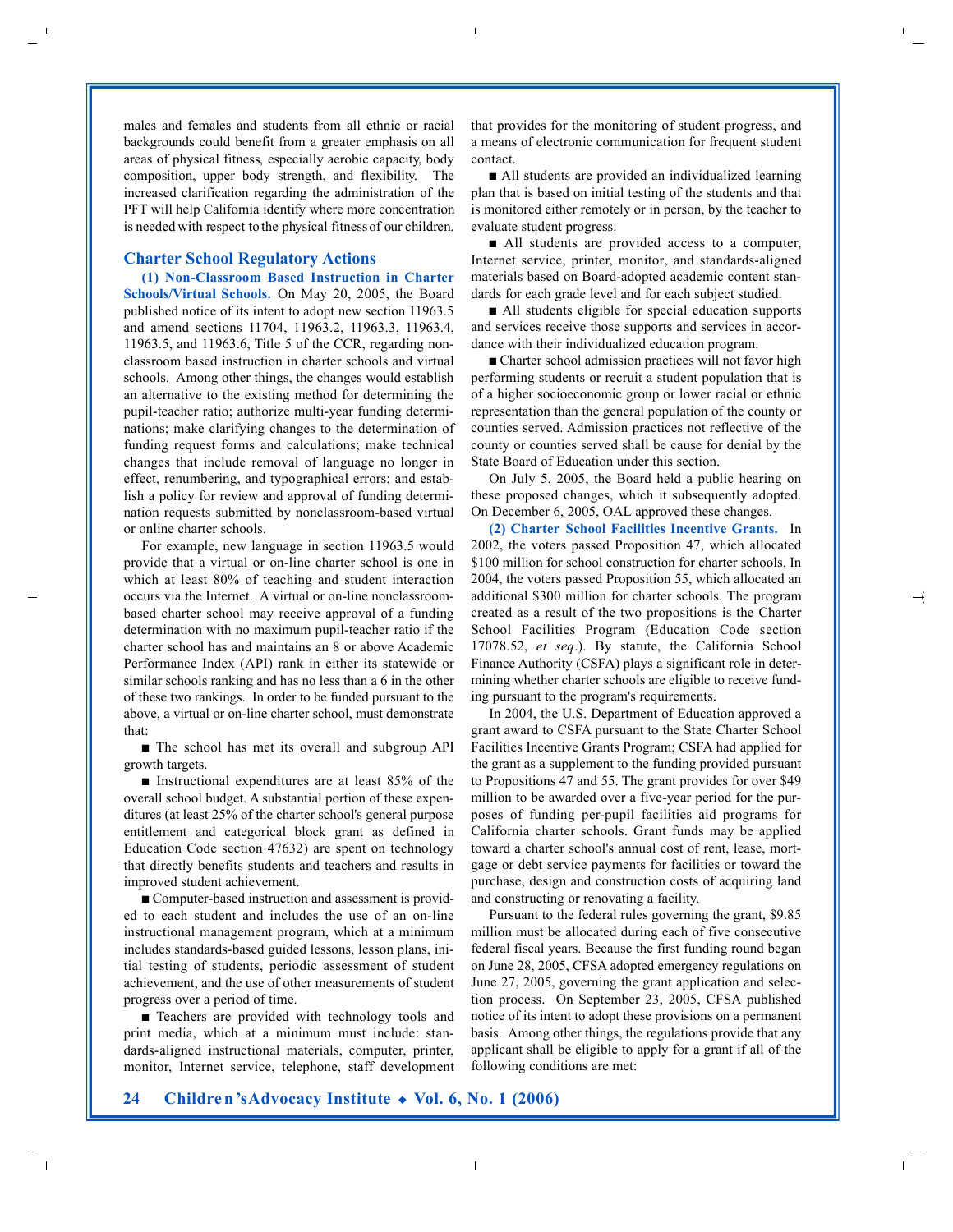males and females and students from all ethnic or racial backgrounds could benefit from a greater emphasis on all areas of physical fitness, especially aerobic capacity, body composition, upper body strength, and flexibility. The increased clarification regarding the administration of the PFT will help California identify where more concentration is needed with respect to the physical fitness of our children.

## Charter School Regulatory Actions

**(1) Non-Classroom Based Instruction in Charter Schools/Virtual Schools.** On May 20, 2005, the Board published notice of its intent to adopt new section 11963.5 and amend sections 11704, 11963.2, 11963.3, 11963.4, 11963.5, and 11963.6, Title 5 of the CCR, regarding non-classroom based instruction in charter schools and virtual schools. Among other things, the changes would establish an alternative to the existing method for determining the pupil-teacher ratio; authorize multi-year funding determinations; make clarifying changes to the determination of funding request forms and calculations; make technical changes that include removal of language no longer in effect, renumbering, and typographical errors; and establish a policy for review and approval of funding determination requests submitted by nonclassroom-based virtual or online charter schools.

For example, new language in section 11963.5 would provide that a virtual or on-line charter school is one in which at least 80% of teaching and student interaction occurs via the Internet. A virtual or on-line nonclassroom-based charter school may receive approval of a funding determination with no maximum pupil-teacher ratio if the charter school has and maintains an 8 or above Academic Performance Index (API) rank in either its statewide or similar schools ranking and has no less than a 6 in the other of these two rankings. In order to be funded pursuant to the above, a virtual or on-line charter school, must demonstrate that:

- The school has met its overall and subgroup API growth targets.
- Instructional expenditures are at least 85% of the overall school budget. A substantial portion of these expenditures (at least 25% of the charter school's general purpose entitlement and categorical block grant as defined in Education Code section 47632) are spent on technology that directly benefits students and teachers and results in improved student achievement.
- Computer-based instruction and assessment is provided to each student and includes the use of an on-line instructional management program, which at a minimum includes standards-based guided lessons, lesson plans, initial testing of students, periodic assessment of student achievement, and the use of other measurements of student progress over a period of time.
- Teachers are provided with technology tools and print media, which at a minimum must include: standards-aligned instructional materials, computer, printer, monitor, Internet service, telephone, staff development that provides for the monitoring of student progress, and a means of electronic communication for frequent student contact.
- All students are provided an individualized learning plan that is based on initial testing of the students and that is monitored either remotely or in person, by the teacher to evaluate student progress.
- All students are provided access to a computer, Internet service, printer, monitor, and standards-aligned materials based on Board-adopted academic content standards for each grade level and for each subject studied.
- All students eligible for special education supports and services receive those supports and services in accordance with their individualized education program.
- Charter school admission practices will not favor high performing students or recruit a student population that is of a higher socioeconomic group or lower racial or ethnic representation than the general population of the county or counties served. Admission practices not reflective of the county or counties served shall be cause for denial by the State Board of Education under this section.

On July 5, 2005, the Board held a public hearing on these proposed changes, which it subsequently adopted. On December 6, 2005, OAL approved these changes.

**(2) Charter School Facilities Incentive Grants.** In 2002, the voters passed Proposition 47, which allocated $100 million for school construction for charter schools. In 2004, the voters passed Proposition 55, which allocated an additional $300 million for charter schools. The program created as a result of the two propositions is the Charter School Facilities Program (Education Code section 17078.52, *et seq*.). By statute, the California School Finance Authority (CSFA) plays a significant role in determining whether charter schools are eligible to receive funding pursuant to the program's requirements.

In 2004, the U.S. Department of Education approved a grant award to CSFA pursuant to the State Charter School Facilities Incentive Grants Program; CSFA had applied for the grant as a supplement to the funding provided pursuant to Propositions 47 and 55. The grant provides for over $49 million to be awarded over a five-year period for the purposes of funding per-pupil facilities aid programs for California charter schools. Grant funds may be applied toward a charter school's annual cost of rent, lease, mortgage or debt service payments for facilities or toward the purchase, design and construction costs of acquiring land and constructing or renovating a facility.

Pursuant to the federal rules governing the grant, $9.85 million must be allocated during each of five consecutive federal fiscal years. Because the first funding round began on June 28, 2005, CSFA adopted emergency regulations on June 27, 2005, governing the grant application and selection process. On September 23, 2005, CSFA published notice of its intent to adopt these provisions on a permanent basis. Among other things, the regulations provide that any applicant shall be eligible to apply for a grant if all of the following conditions are met: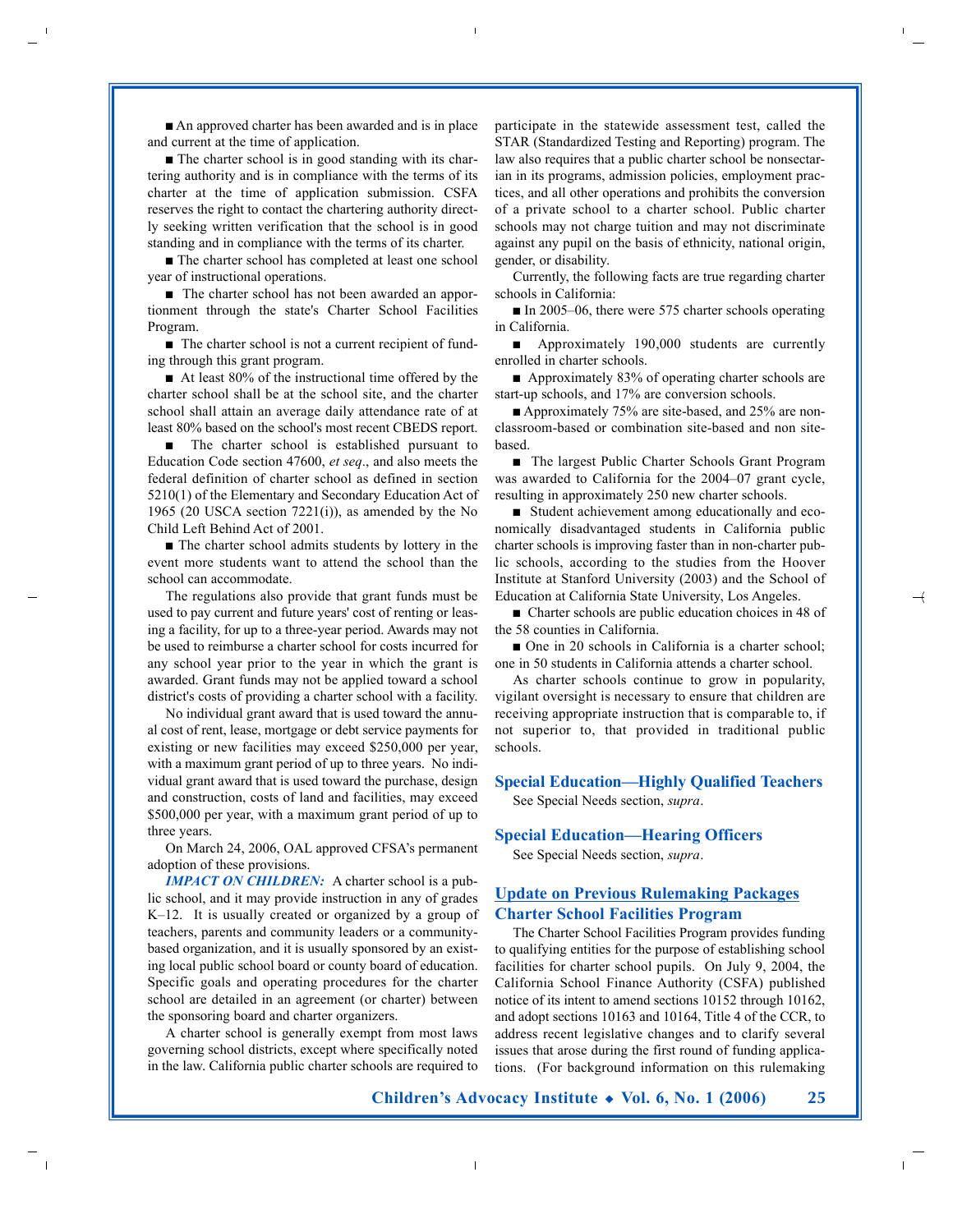■ An approved charter has been awarded and is in place and current at the time of application.

■ The charter school is in good standing with its chartering authority and is in compliance with the terms of its charter at the time of application submission. CSFA reserves the right to contact the chartering authority directly seeking written verification that the school is in good standing and in compliance with the terms of its charter.

■ The charter school has completed at least one school year of instructional operations.

■ The charter school has not been awarded an apportionment through the state's Charter School Facilities Program.

■ The charter school is not a current recipient of funding through this grant program.

■ At least 80% of the instructional time offered by the charter school shall be at the school site, and the charter school shall attain an average daily attendance rate of at least 80% based on the school's most recent CBEDS report.

■ The charter school is established pursuant to Education Code section 47600, *et seq*., and also meets the federal definition of charter school as defined in section 5210(1) of the Elementary and Secondary Education Act of 1965 (20 USCA section 7221(i)), as amended by the No Child Left Behind Act of 2001.

■ The charter school admits students by lottery in the event more students want to attend the school than the school can accommodate.

The regulations also provide that grant funds must be used to pay current and future years' cost of renting or leasing a facility, for up to a three-year period. Awards may not be used to reimburse a charter school for costs incurred for any school year prior to the year in which the grant is awarded. Grant funds may not be applied toward a school district's costs of providing a charter school with a facility.

No individual grant award that is used toward the annual cost of rent, lease, mortgage or debt service payments for existing or new facilities may exceed $250,000 per year, with a maximum grant period of up to three years. No individual grant award that is used toward the purchase, design and construction, costs of land and facilities, may exceed $500,000 per year, with a maximum grant period of up to three years.

On March 24, 2006, OAL approved CFSA's permanent adoption of these provisions.

***IMPACT ON CHILDREN:*** A charter school is a public school, and it may provide instruction in any of grades K–12. It is usually created or organized by a group of teachers, parents and community leaders or a community-based organization, and it is usually sponsored by an existing local public school board or county board of education. Specific goals and operating procedures for the charter school are detailed in an agreement (or charter) between the sponsoring board and charter organizers.

A charter school is generally exempt from most laws governing school districts, except where specifically noted in the law. California public charter schools are required to participate in the statewide assessment test, called the STAR (Standardized Testing and Reporting) program. The law also requires that a public charter school be nonsectarian in its programs, admission policies, employment practices, and all other operations and prohibits the conversion of a private school to a charter school. Public charter schools may not charge tuition and may not discriminate against any pupil on the basis of ethnicity, national origin, gender, or disability.

Currently, the following facts are true regarding charter schools in California:

■ In 2005–06, there were 575 charter schools operating in California.

■ Approximately 190,000 students are currently enrolled in charter schools.

■ Approximately 83% of operating charter schools are start-up schools, and 17% are conversion schools.

■ Approximately 75% are site-based, and 25% are non-classroom-based or combination site-based and non site-based.

■ The largest Public Charter Schools Grant Program was awarded to California for the 2004–07 grant cycle, resulting in approximately 250 new charter schools.

■ Student achievement among educationally and economically disadvantaged students in California public charter schools is improving faster than in non-charter public schools, according to the studies from the Hoover Institute at Stanford University (2003) and the School of Education at California State University, Los Angeles.

■ Charter schools are public education choices in 48 of the 58 counties in California.

■ One in 20 schools in California is a charter school; one in 50 students in California attends a charter school.

As charter schools continue to grow in popularity, vigilant oversight is necessary to ensure that children are receiving appropriate instruction that is comparable to, if not superior to, that provided in traditional public schools.

## Special Education—Highly Qualified Teachers

See Special Needs section, *supra*.

## Special Education—Hearing Officers

See Special Needs section, *supra*.

## Update on Previous Rulemaking Packages

### Charter School Facilities Program

The Charter School Facilities Program provides funding to qualifying entities for the purpose of establishing school facilities for charter school pupils. On July 9, 2004, the California School Finance Authority (CSFA) published notice of its intent to amend sections 10152 through 10162, and adopt sections 10163 and 10164, Title 4 of the CCR, to address recent legislative changes and to clarify several issues that arose during the first round of funding applications. (For background information on this rulemaking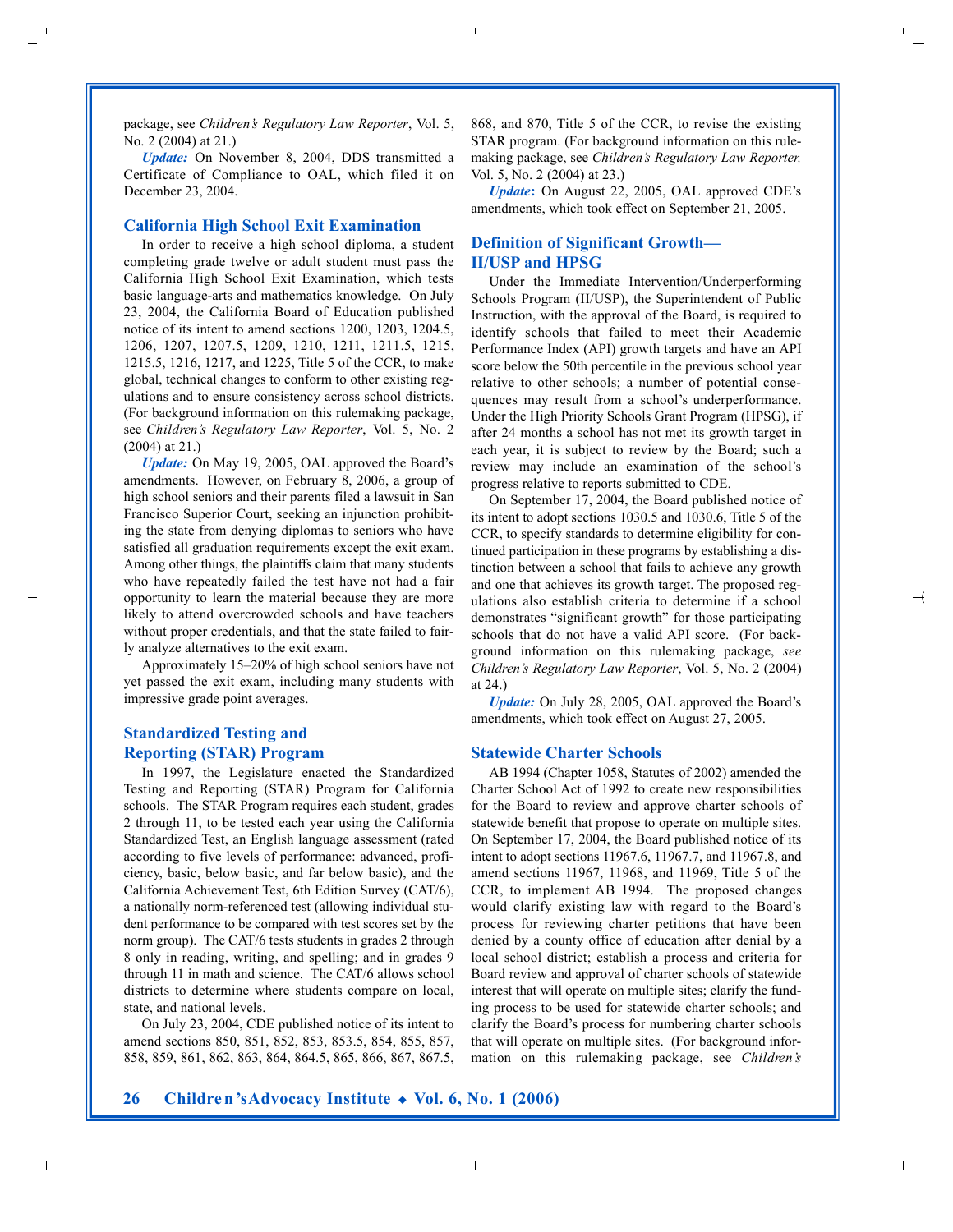package, see *Children's Regulatory Law Reporter*, Vol. 5, No. 2 (2004) at 21.)

***Update:*** On November 8, 2004, DDS transmitted a Certificate of Compliance to OAL, which filed it on December 23, 2004.

## California High School Exit Examination

In order to receive a high school diploma, a student completing grade twelve or adult student must pass the California High School Exit Examination, which tests basic language-arts and mathematics knowledge. On July 23, 2004, the California Board of Education published notice of its intent to amend sections 1200, 1203, 1204.5, 1206, 1207, 1207.5, 1209, 1210, 1211, 1211.5, 1215, 1215.5, 1216, 1217, and 1225, Title 5 of the CCR, to make global, technical changes to conform to other existing regulations and to ensure consistency across school districts. (For background information on this rulemaking package, see *Children's Regulatory Law Reporter*, Vol. 5, No. 2 (2004) at 21.)

***Update:*** On May 19, 2005, OAL approved the Board's amendments. However, on February 8, 2006, a group of high school seniors and their parents filed a lawsuit in San Francisco Superior Court, seeking an injunction prohibiting the state from denying diplomas to seniors who have satisfied all graduation requirements except the exit exam. Among other things, the plaintiffs claim that many students who have repeatedly failed the test have not had a fair opportunity to learn the material because they are more likely to attend overcrowded schools and have teachers without proper credentials, and that the state failed to fairly analyze alternatives to the exit exam.

Approximately 15–20% of high school seniors have not yet passed the exit exam, including many students with impressive grade point averages.

## Standardized Testing and Reporting (STAR) Program

In 1997, the Legislature enacted the Standardized Testing and Reporting (STAR) Program for California schools. The STAR Program requires each student, grades 2 through 11, to be tested each year using the California Standardized Test, an English language assessment (rated according to five levels of performance: advanced, proficiency, basic, below basic, and far below basic), and the California Achievement Test, 6th Edition Survey (CAT/6), a nationally norm-referenced test (allowing individual student performance to be compared with test scores set by the norm group). The CAT/6 tests students in grades 2 through 8 only in reading, writing, and spelling; and in grades 9 through 11 in math and science. The CAT/6 allows school districts to determine where students compare on local, state, and national levels.

On July 23, 2004, CDE published notice of its intent to amend sections 850, 851, 852, 853, 853.5, 854, 855, 857, 858, 859, 861, 862, 863, 864, 864.5, 865, 866, 867, 867.5, 868, and 870, Title 5 of the CCR, to revise the existing STAR program. (For background information on this rulemaking package, see *Children's Regulatory Law Reporter,* Vol. 5, No. 2 (2004) at 23.)

***Update*:** On August 22, 2005, OAL approved CDE's amendments, which took effect on September 21, 2005.

## Definition of Significant Growth—II/USP and HPSG

Under the Immediate Intervention/Underperforming Schools Program (II/USP), the Superintendent of Public Instruction, with the approval of the Board, is required to identify schools that failed to meet their Academic Performance Index (API) growth targets and have an API score below the 50th percentile in the previous school year relative to other schools; a number of potential consequences may result from a school's underperformance. Under the High Priority Schools Grant Program (HPSG), if after 24 months a school has not met its growth target in each year, it is subject to review by the Board; such a review may include an examination of the school's progress relative to reports submitted to CDE.

On September 17, 2004, the Board published notice of its intent to adopt sections 1030.5 and 1030.6, Title 5 of the CCR, to specify standards to determine eligibility for continued participation in these programs by establishing a distinction between a school that fails to achieve any growth and one that achieves its growth target. The proposed regulations also establish criteria to determine if a school demonstrates "significant growth" for those participating schools that do not have a valid API score. (For background information on this rulemaking package, *see Children's Regulatory Law Reporter*, Vol. 5, No. 2 (2004) at 24.)

***Update:*** On July 28, 2005, OAL approved the Board's amendments, which took effect on August 27, 2005.

## Statewide Charter Schools

AB 1994 (Chapter 1058, Statutes of 2002) amended the Charter School Act of 1992 to create new responsibilities for the Board to review and approve charter schools of statewide benefit that propose to operate on multiple sites. On September 17, 2004, the Board published notice of its intent to adopt sections 11967.6, 11967.7, and 11967.8, and amend sections 11967, 11968, and 11969, Title 5 of the CCR, to implement AB 1994. The proposed changes would clarify existing law with regard to the Board's process for reviewing charter petitions that have been denied by a county office of education after denial by a local school district; establish a process and criteria for Board review and approval of charter schools of statewide interest that will operate on multiple sites; clarify the funding process to be used for statewide charter schools; and clarify the Board's process for numbering charter schools that will operate on multiple sites. (For background information on this rulemaking package, see *Children's*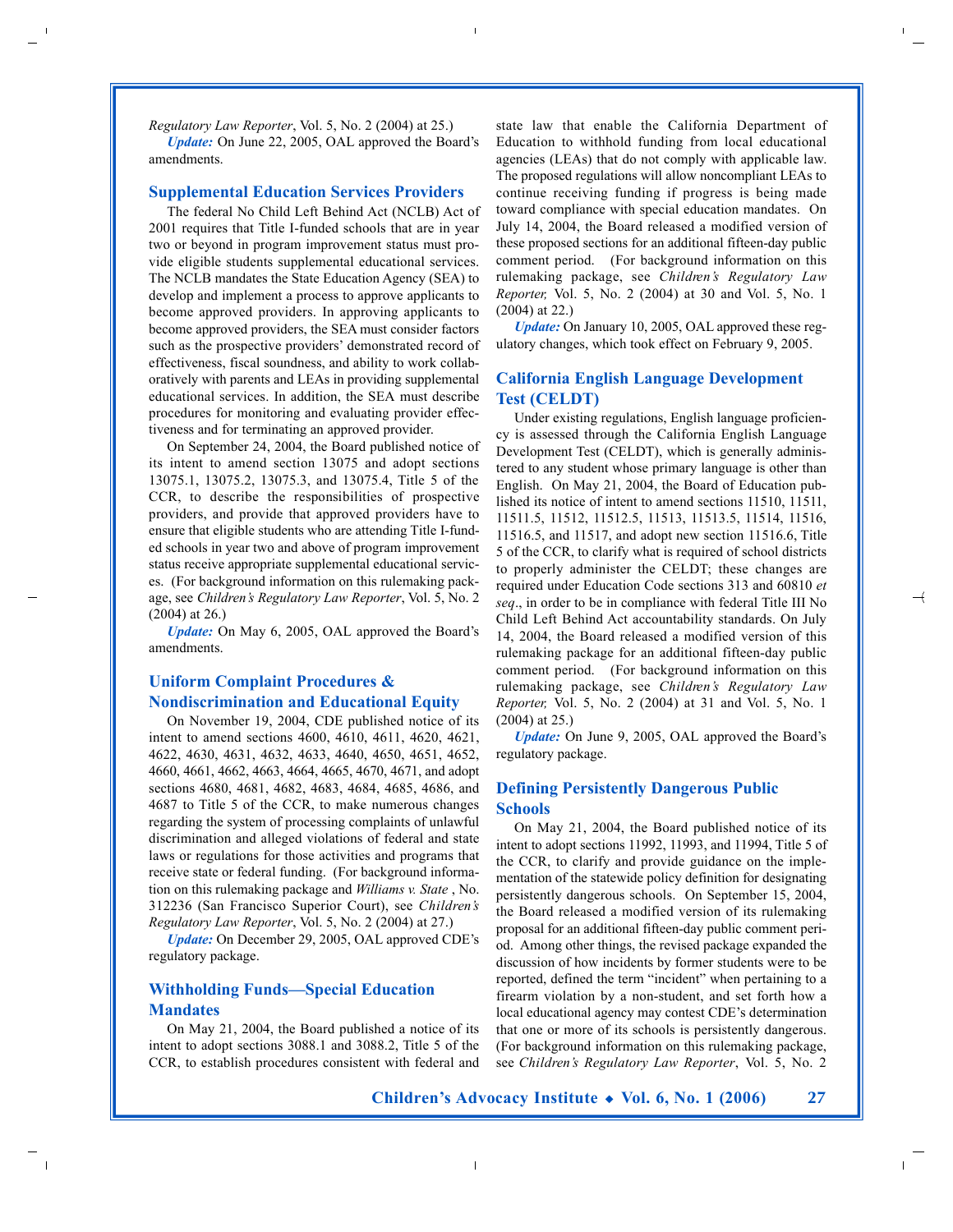*Regulatory Law Reporter*, Vol. 5, No. 2 (2004) at 25.)

***Update:*** On June 22, 2005, OAL approved the Board's amendments.

## Supplemental Education Services Providers

The federal No Child Left Behind Act (NCLB) Act of 2001 requires that Title I-funded schools that are in year two or beyond in program improvement status must provide eligible students supplemental educational services. The NCLB mandates the State Education Agency (SEA) to develop and implement a process to approve applicants to become approved providers. In approving applicants to become approved providers, the SEA must consider factors such as the prospective providers' demonstrated record of effectiveness, fiscal soundness, and ability to work collaboratively with parents and LEAs in providing supplemental educational services. In addition, the SEA must describe procedures for monitoring and evaluating provider effectiveness and for terminating an approved provider.

On September 24, 2004, the Board published notice of its intent to amend section 13075 and adopt sections 13075.1, 13075.2, 13075.3, and 13075.4, Title 5 of the CCR, to describe the responsibilities of prospective providers, and provide that approved providers have to ensure that eligible students who are attending Title I-funded schools in year two and above of program improvement status receive appropriate supplemental educational services. (For background information on this rulemaking package, see *Children's Regulatory Law Reporter*, Vol. 5, No. 2 (2004) at 26.)

***Update:*** On May 6, 2005, OAL approved the Board's amendments.

## Uniform Complaint Procedures & Nondiscrimination and Educational Equity

On November 19, 2004, CDE published notice of its intent to amend sections 4600, 4610, 4611, 4620, 4621, 4622, 4630, 4631, 4632, 4633, 4640, 4650, 4651, 4652, 4660, 4661, 4662, 4663, 4664, 4665, 4670, 4671, and adopt sections 4680, 4681, 4682, 4683, 4684, 4685, 4686, and 4687 to Title 5 of the CCR, to make numerous changes regarding the system of processing complaints of unlawful discrimination and alleged violations of federal and state laws or regulations for those activities and programs that receive state or federal funding. (For background information on this rulemaking package and *Williams v. State* , No. 312236 (San Francisco Superior Court), see *Children's Regulatory Law Reporter*, Vol. 5, No. 2 (2004) at 27.)

***Update:*** On December 29, 2005, OAL approved CDE's regulatory package.

## Withholding Funds—Special Education Mandates

On May 21, 2004, the Board published a notice of its intent to adopt sections 3088.1 and 3088.2, Title 5 of the CCR, to establish procedures consistent with federal and state law that enable the California Department of Education to withhold funding from local educational agencies (LEAs) that do not comply with applicable law. The proposed regulations will allow noncompliant LEAs to continue receiving funding if progress is being made toward compliance with special education mandates. On July 14, 2004, the Board released a modified version of these proposed sections for an additional fifteen-day public comment period. (For background information on this rulemaking package, see *Children's Regulatory Law Reporter,* Vol. 5, No. 2 (2004) at 30 and Vol. 5, No. 1 (2004) at 22.)

***Update:*** On January 10, 2005, OAL approved these regulatory changes, which took effect on February 9, 2005.

## California English Language Development Test (CELDT)

Under existing regulations, English language proficiency is assessed through the California English Language Development Test (CELDT), which is generally administered to any student whose primary language is other than English. On May 21, 2004, the Board of Education published its notice of intent to amend sections 11510, 11511, 11511.5, 11512, 11512.5, 11513, 11513.5, 11514, 11516, 11516.5, and 11517, and adopt new section 11516.6, Title 5 of the CCR, to clarify what is required of school districts to properly administer the CELDT; these changes are required under Education Code sections 313 and 60810 *et seq*., in order to be in compliance with federal Title III No Child Left Behind Act accountability standards. On July 14, 2004, the Board released a modified version of this rulemaking package for an additional fifteen-day public comment period. (For background information on this rulemaking package, see *Children's Regulatory Law Reporter,* Vol. 5, No. 2 (2004) at 31 and Vol. 5, No. 1 (2004) at 25.)

***Update:*** On June 9, 2005, OAL approved the Board's regulatory package.

## Defining Persistently Dangerous Public Schools

On May 21, 2004, the Board published notice of its intent to adopt sections 11992, 11993, and 11994, Title 5 of the CCR, to clarify and provide guidance on the implementation of the statewide policy definition for designating persistently dangerous schools. On September 15, 2004, the Board released a modified version of its rulemaking proposal for an additional fifteen-day public comment period. Among other things, the revised package expanded the discussion of how incidents by former students were to be reported, defined the term "incident" when pertaining to a firearm violation by a non-student, and set forth how a local educational agency may contest CDE's determination that one or more of its schools is persistently dangerous. (For background information on this rulemaking package, see *Children's Regulatory Law Reporter*, Vol. 5, No. 2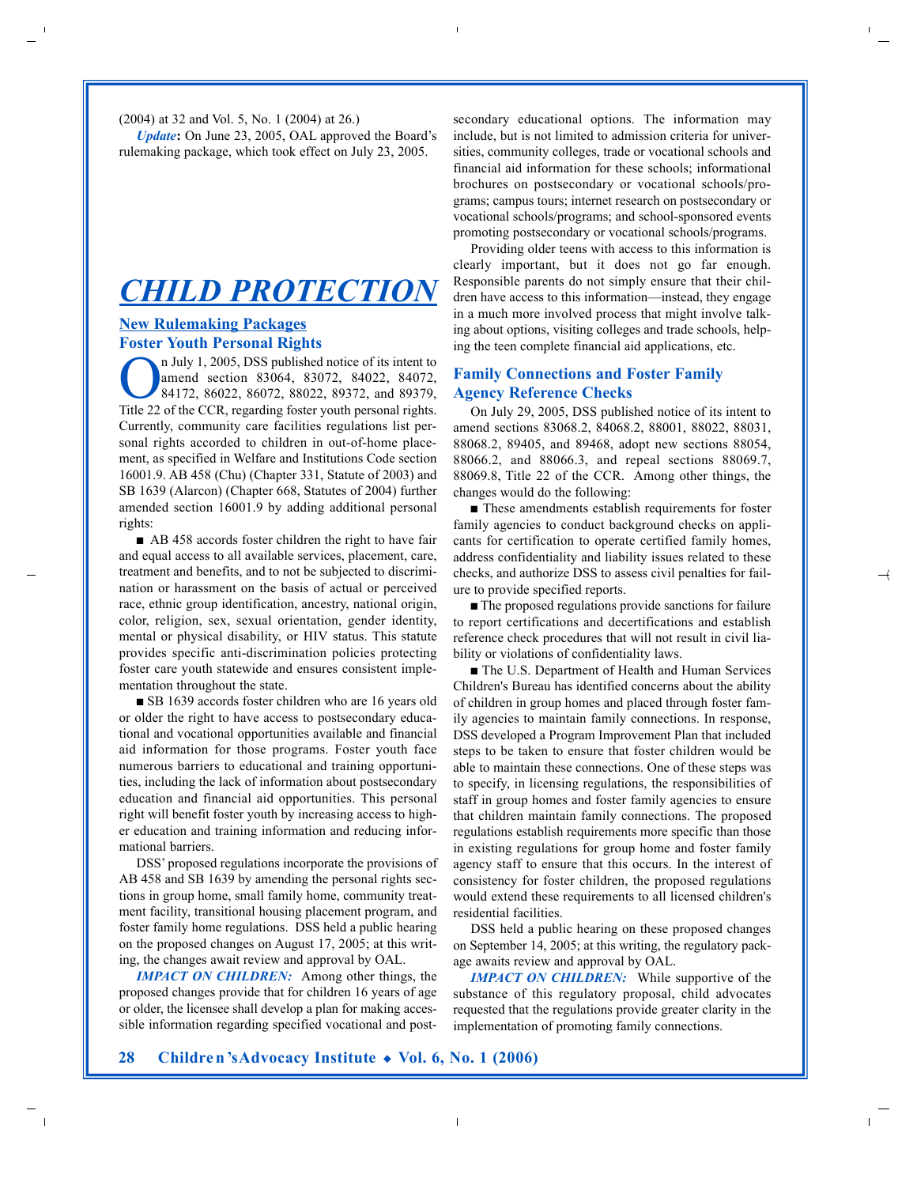(2004) at 32 and Vol. 5, No. 1 (2004) at 26.)

***Update*****:** On June 23, 2005, OAL approved the Board's rulemaking package, which took effect on July 23, 2005.

# CHILD PROTECTION

## New Rulemaking Packages

### Foster Youth Personal Rights

On July 1, 2005, DSS published notice of its intent to amend section 83064, 83072, 84022, 84072, 84172, 86022, 86072, 88022, 89372, and 89379, Title 22 of the CCR, regarding foster youth personal rights. Currently, community care facilities regulations list personal rights accorded to children in out-of-home placement, as specified in Welfare and Institutions Code section 16001.9. AB 458 (Chu) (Chapter 331, Statute of 2003) and SB 1639 (Alarcon) (Chapter 668, Statutes of 2004) further amended section 16001.9 by adding additional personal rights:

■ AB 458 accords foster children the right to have fair and equal access to all available services, placement, care, treatment and benefits, and to not be subjected to discrimination or harassment on the basis of actual or perceived race, ethnic group identification, ancestry, national origin, color, religion, sex, sexual orientation, gender identity, mental or physical disability, or HIV status. This statute provides specific anti-discrimination policies protecting foster care youth statewide and ensures consistent implementation throughout the state.

■ SB 1639 accords foster children who are 16 years old or older the right to have access to postsecondary educational and vocational opportunities available and financial aid information for those programs. Foster youth face numerous barriers to educational and training opportunities, including the lack of information about postsecondary education and financial aid opportunities. This personal right will benefit foster youth by increasing access to higher education and training information and reducing informational barriers.

DSS' proposed regulations incorporate the provisions of AB 458 and SB 1639 by amending the personal rights sections in group home, small family home, community treatment facility, transitional housing placement program, and foster family home regulations. DSS held a public hearing on the proposed changes on August 17, 2005; at this writing, the changes await review and approval by OAL.

***IMPACT ON CHILDREN:*** Among other things, the proposed changes provide that for children 16 years of age or older, the licensee shall develop a plan for making accessible information regarding specified vocational and postsecondary educational options. The information may include, but is not limited to admission criteria for universities, community colleges, trade or vocational schools and financial aid information for these schools; informational brochures on postsecondary or vocational schools/programs; campus tours; internet research on postsecondary or vocational schools/programs; and school-sponsored events promoting postsecondary or vocational schools/programs.

Providing older teens with access to this information is clearly important, but it does not go far enough. Responsible parents do not simply ensure that their children have access to this information—instead, they engage in a much more involved process that might involve talking about options, visiting colleges and trade schools, helping the teen complete financial aid applications, etc.

### Family Connections and Foster Family Agency Reference Checks

On July 29, 2005, DSS published notice of its intent to amend sections 83068.2, 84068.2, 88001, 88022, 88031, 88068.2, 89405, and 89468, adopt new sections 88054, 88066.2, and 88066.3, and repeal sections 88069.7, 88069.8, Title 22 of the CCR. Among other things, the changes would do the following:

■ These amendments establish requirements for foster family agencies to conduct background checks on applicants for certification to operate certified family homes, address confidentiality and liability issues related to these checks, and authorize DSS to assess civil penalties for failure to provide specified reports.

■ The proposed regulations provide sanctions for failure to report certifications and decertifications and establish reference check procedures that will not result in civil liability or violations of confidentiality laws.

■ The U.S. Department of Health and Human Services Children's Bureau has identified concerns about the ability of children in group homes and placed through foster family agencies to maintain family connections. In response, DSS developed a Program Improvement Plan that included steps to be taken to ensure that foster children would be able to maintain these connections. One of these steps was to specify, in licensing regulations, the responsibilities of staff in group homes and foster family agencies to ensure that children maintain family connections. The proposed regulations establish requirements more specific than those in existing regulations for group home and foster family agency staff to ensure that this occurs. In the interest of consistency for foster children, the proposed regulations would extend these requirements to all licensed children's residential facilities.

DSS held a public hearing on these proposed changes on September 14, 2005; at this writing, the regulatory package awaits review and approval by OAL.

***IMPACT ON CHILDREN:*** While supportive of the substance of this regulatory proposal, child advocates requested that the regulations provide greater clarity in the implementation of promoting family connections.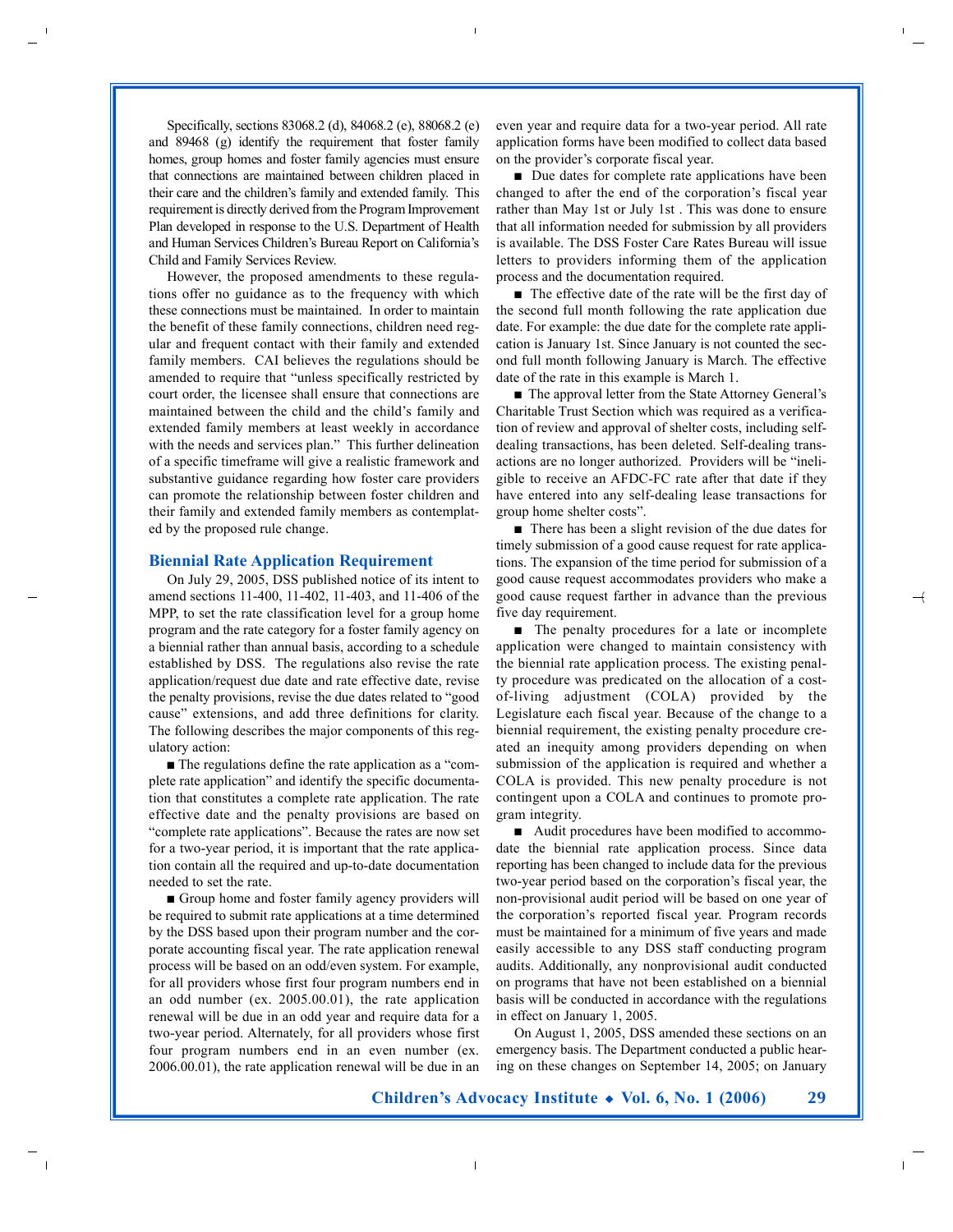Specifically, sections 83068.2 (d), 84068.2 (e), 88068.2 (e) and 89468 (g) identify the requirement that foster family homes, group homes and foster family agencies must ensure that connections are maintained between children placed in their care and the children's family and extended family. This requirement is directly derived from the Program Improvement Plan developed in response to the U.S. Department of Health and Human Services Children's Bureau Report on California's Child and Family Services Review.

However, the proposed amendments to these regulations offer no guidance as to the frequency with which these connections must be maintained. In order to maintain the benefit of these family connections, children need regular and frequent contact with their family and extended family members. CAI believes the regulations should be amended to require that "unless specifically restricted by court order, the licensee shall ensure that connections are maintained between the child and the child's family and extended family members at least weekly in accordance with the needs and services plan." This further delineation of a specific timeframe will give a realistic framework and substantive guidance regarding how foster care providers can promote the relationship between foster children and their family and extended family members as contemplated by the proposed rule change.

## Biennial Rate Application Requirement

On July 29, 2005, DSS published notice of its intent to amend sections 11-400, 11-402, 11-403, and 11-406 of the MPP, to set the rate classification level for a group home program and the rate category for a foster family agency on a biennial rather than annual basis, according to a schedule established by DSS. The regulations also revise the rate application/request due date and rate effective date, revise the penalty provisions, revise the due dates related to "good cause" extensions, and add three definitions for clarity. The following describes the major components of this regulatory action:

- The regulations define the rate application as a "complete rate application" and identify the specific documentation that constitutes a complete rate application. The rate effective date and the penalty provisions are based on "complete rate applications". Because the rates are now set for a two-year period, it is important that the rate application contain all the required and up-to-date documentation needed to set the rate.

- Group home and foster family agency providers will be required to submit rate applications at a time determined by the DSS based upon their program number and the corporate accounting fiscal year. The rate application renewal process will be based on an odd/even system. For example, for all providers whose first four program numbers end in an odd number (ex. 2005.00.01), the rate application renewal will be due in an odd year and require data for a two-year period. Alternately, for all providers whose first four program numbers end in an even number (ex. 2006.00.01), the rate application renewal will be due in an even year and require data for a two-year period. All rate application forms have been modified to collect data based on the provider's corporate fiscal year.

- Due dates for complete rate applications have been changed to after the end of the corporation's fiscal year rather than May 1st or July 1st . This was done to ensure that all information needed for submission by all providers is available. The DSS Foster Care Rates Bureau will issue letters to providers informing them of the application process and the documentation required.

- The effective date of the rate will be the first day of the second full month following the rate application due date. For example: the due date for the complete rate application is January 1st. Since January is not counted the second full month following January is March. The effective date of the rate in this example is March 1.

- The approval letter from the State Attorney General's Charitable Trust Section which was required as a verification of review and approval of shelter costs, including self-dealing transactions, has been deleted. Self-dealing transactions are no longer authorized. Providers will be "ineligible to receive an AFDC-FC rate after that date if they have entered into any self-dealing lease transactions for group home shelter costs".

- There has been a slight revision of the due dates for timely submission of a good cause request for rate applications. The expansion of the time period for submission of a good cause request accommodates providers who make a good cause request farther in advance than the previous five day requirement.

- The penalty procedures for a late or incomplete application were changed to maintain consistency with the biennial rate application process. The existing penalty procedure was predicated on the allocation of a cost-of-living adjustment (COLA) provided by the Legislature each fiscal year. Because of the change to a biennial requirement, the existing penalty procedure created an inequity among providers depending on when submission of the application is required and whether a COLA is provided. This new penalty procedure is not contingent upon a COLA and continues to promote program integrity.

- Audit procedures have been modified to accommodate the biennial rate application process. Since data reporting has been changed to include data for the previous two-year period based on the corporation's fiscal year, the non-provisional audit period will be based on one year of the corporation's reported fiscal year. Program records must be maintained for a minimum of five years and made easily accessible to any DSS staff conducting program audits. Additionally, any nonprovisional audit conducted on programs that have not been established on a biennial basis will be conducted in accordance with the regulations in effect on January 1, 2005.

On August 1, 2005, DSS amended these sections on an emergency basis. The Department conducted a public hearing on these changes on September 14, 2005; on January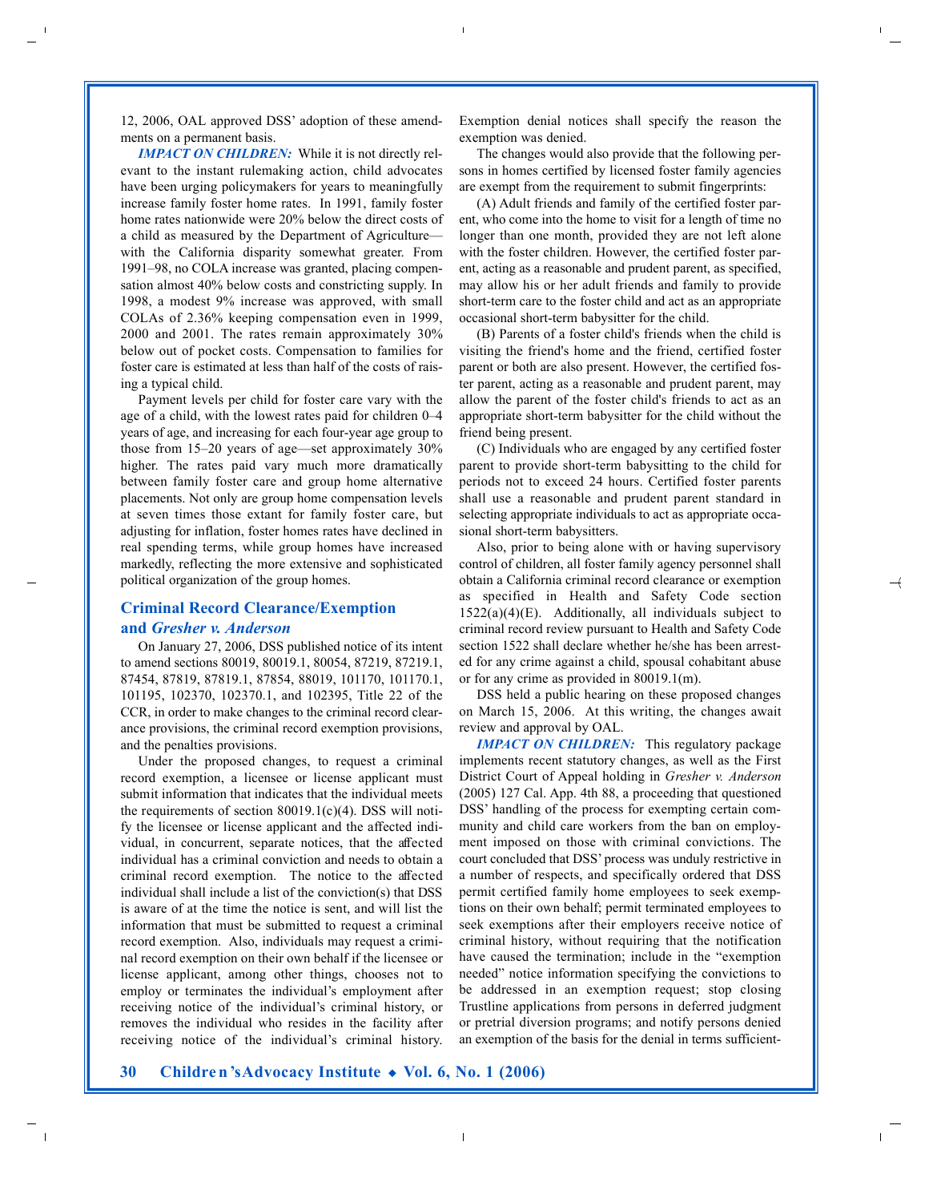12, 2006, OAL approved DSS' adoption of these amendments on a permanent basis.

***IMPACT ON CHILDREN:*** While it is not directly relevant to the instant rulemaking action, child advocates have been urging policymakers for years to meaningfully increase family foster home rates. In 1991, family foster home rates nationwide were 20% below the direct costs of a child as measured by the Department of Agriculture—with the California disparity somewhat greater. From 1991–98, no COLA increase was granted, placing compensation almost 40% below costs and constricting supply. In 1998, a modest 9% increase was approved, with small COLAs of 2.36% keeping compensation even in 1999, 2000 and 2001. The rates remain approximately 30% below out of pocket costs. Compensation to families for foster care is estimated at less than half of the costs of raising a typical child.

Payment levels per child for foster care vary with the age of a child, with the lowest rates paid for children 0–4 years of age, and increasing for each four-year age group to those from 15–20 years of age—set approximately 30% higher. The rates paid vary much more dramatically between family foster care and group home alternative placements. Not only are group home compensation levels at seven times those extant for family foster care, but adjusting for inflation, foster homes rates have declined in real spending terms, while group homes have increased markedly, reflecting the more extensive and sophisticated political organization of the group homes.

## Criminal Record Clearance/Exemption and *Gresher v. Anderson*

On January 27, 2006, DSS published notice of its intent to amend sections 80019, 80019.1, 80054, 87219, 87219.1, 87454, 87819, 87819.1, 87854, 88019, 101170, 101170.1, 101195, 102370, 102370.1, and 102395, Title 22 of the CCR, in order to make changes to the criminal record clearance provisions, the criminal record exemption provisions, and the penalties provisions.

Under the proposed changes, to request a criminal record exemption, a licensee or license applicant must submit information that indicates that the individual meets the requirements of section 80019.1(c)(4). DSS will notify the licensee or license applicant and the affected individual, in concurrent, separate notices, that the affected individual has a criminal conviction and needs to obtain a criminal record exemption. The notice to the affected individual shall include a list of the conviction(s) that DSS is aware of at the time the notice is sent, and will list the information that must be submitted to request a criminal record exemption. Also, individuals may request a criminal record exemption on their own behalf if the licensee or license applicant, among other things, chooses not to employ or terminates the individual's employment after receiving notice of the individual's criminal history, or removes the individual who resides in the facility after receiving notice of the individual's criminal history. Exemption denial notices shall specify the reason the exemption was denied.

The changes would also provide that the following persons in homes certified by licensed foster family agencies are exempt from the requirement to submit fingerprints:

(A) Adult friends and family of the certified foster parent, who come into the home to visit for a length of time no longer than one month, provided they are not left alone with the foster children. However, the certified foster parent, acting as a reasonable and prudent parent, as specified, may allow his or her adult friends and family to provide short-term care to the foster child and act as an appropriate occasional short-term babysitter for the child.

(B) Parents of a foster child's friends when the child is visiting the friend's home and the friend, certified foster parent or both are also present. However, the certified foster parent, acting as a reasonable and prudent parent, may allow the parent of the foster child's friends to act as an appropriate short-term babysitter for the child without the friend being present.

(C) Individuals who are engaged by any certified foster parent to provide short-term babysitting to the child for periods not to exceed 24 hours. Certified foster parents shall use a reasonable and prudent parent standard in selecting appropriate individuals to act as appropriate occasional short-term babysitters.

Also, prior to being alone with or having supervisory control of children, all foster family agency personnel shall obtain a California criminal record clearance or exemption as specified in Health and Safety Code section 1522(a)(4)(E). Additionally, all individuals subject to criminal record review pursuant to Health and Safety Code section 1522 shall declare whether he/she has been arrested for any crime against a child, spousal cohabitant abuse or for any crime as provided in 80019.1(m).

DSS held a public hearing on these proposed changes on March 15, 2006. At this writing, the changes await review and approval by OAL.

***IMPACT ON CHILDREN:*** This regulatory package implements recent statutory changes, as well as the First District Court of Appeal holding in *Gresher v. Anderson* (2005) 127 Cal. App. 4th 88, a proceeding that questioned DSS' handling of the process for exempting certain community and child care workers from the ban on employment imposed on those with criminal convictions. The court concluded that DSS' process was unduly restrictive in a number of respects, and specifically ordered that DSS permit certified family home employees to seek exemptions on their own behalf; permit terminated employees to seek exemptions after their employers receive notice of criminal history, without requiring that the notification have caused the termination; include in the "exemption needed" notice information specifying the convictions to be addressed in an exemption request; stop closing Trustline applications from persons in deferred judgment or pretrial diversion programs; and notify persons denied an exemption of the basis for the denial in terms sufficient-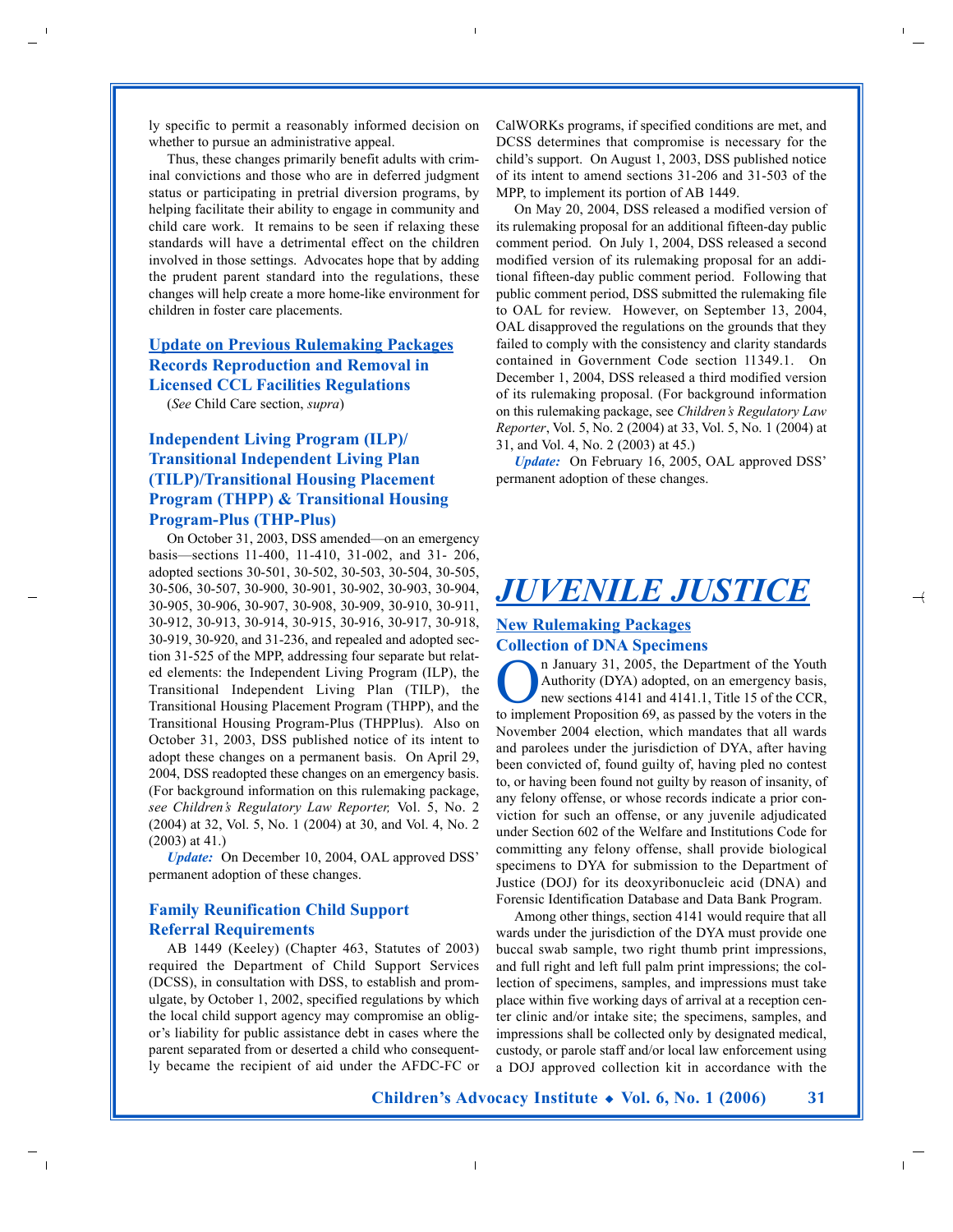ly specific to permit a reasonably informed decision on whether to pursue an administrative appeal.

Thus, these changes primarily benefit adults with criminal convictions and those who are in deferred judgment status or participating in pretrial diversion programs, by helping facilitate their ability to engage in community and child care work. It remains to be seen if relaxing these standards will have a detrimental effect on the children involved in those settings. Advocates hope that by adding the prudent parent standard into the regulations, these changes will help create a more home-like environment for children in foster care placements.

## Update on Previous Rulemaking Packages

### Records Reproduction and Removal in Licensed CCL Facilities Regulations

(*See* Child Care section, *supra*)

### Independent Living Program (ILP)/ Transitional Independent Living Plan (TILP)/Transitional Housing Placement Program (THPP) & Transitional Housing Program-Plus (THP-Plus)

On October 31, 2003, DSS amended—on an emergency basis—sections 11-400, 11-410, 31-002, and 31- 206, adopted sections 30-501, 30-502, 30-503, 30-504, 30-505, 30-506, 30-507, 30-900, 30-901, 30-902, 30-903, 30-904, 30-905, 30-906, 30-907, 30-908, 30-909, 30-910, 30-911, 30-912, 30-913, 30-914, 30-915, 30-916, 30-917, 30-918, 30-919, 30-920, and 31-236, and repealed and adopted section 31-525 of the MPP, addressing four separate but related elements: the Independent Living Program (ILP), the Transitional Independent Living Plan (TILP), the Transitional Housing Placement Program (THPP), and the Transitional Housing Program-Plus (THPPlus). Also on October 31, 2003, DSS published notice of its intent to adopt these changes on a permanent basis. On April 29, 2004, DSS readopted these changes on an emergency basis. (For background information on this rulemaking package, *see Children's Regulatory Law Reporter,* Vol. 5, No. 2 (2004) at 32, Vol. 5, No. 1 (2004) at 30, and Vol. 4, No. 2 (2003) at 41.)

***Update:*** On December 10, 2004, OAL approved DSS' permanent adoption of these changes.

### Family Reunification Child Support Referral Requirements

AB 1449 (Keeley) (Chapter 463, Statutes of 2003) required the Department of Child Support Services (DCSS), in consultation with DSS, to establish and promulgate, by October 1, 2002, specified regulations by which the local child support agency may compromise an obligor's liability for public assistance debt in cases where the parent separated from or deserted a child who consequently became the recipient of aid under the AFDC-FC or CalWORKs programs, if specified conditions are met, and DCSS determines that compromise is necessary for the child's support. On August 1, 2003, DSS published notice of its intent to amend sections 31-206 and 31-503 of the MPP, to implement its portion of AB 1449.

On May 20, 2004, DSS released a modified version of its rulemaking proposal for an additional fifteen-day public comment period. On July 1, 2004, DSS released a second modified version of its rulemaking proposal for an additional fifteen-day public comment period. Following that public comment period, DSS submitted the rulemaking file to OAL for review. However, on September 13, 2004, OAL disapproved the regulations on the grounds that they failed to comply with the consistency and clarity standards contained in Government Code section 11349.1. On December 1, 2004, DSS released a third modified version of its rulemaking proposal. (For background information on this rulemaking package, see *Children's Regulatory Law Reporter*, Vol. 5, No. 2 (2004) at 33, Vol. 5, No. 1 (2004) at 31, and Vol. 4, No. 2 (2003) at 45.)

***Update:*** On February 16, 2005, OAL approved DSS' permanent adoption of these changes.

# JUVENILE JUSTICE

## New Rulemaking Packages

### Collection of DNA Specimens

On January 31, 2005, the Department of the Youth Authority (DYA) adopted, on an emergency basis, new sections 4141 and 4141.1, Title 15 of the CCR, to implement Proposition 69, as passed by the voters in the November 2004 election, which mandates that all wards and parolees under the jurisdiction of DYA, after having been convicted of, found guilty of, having pled no contest to, or having been found not guilty by reason of insanity, of any felony offense, or whose records indicate a prior conviction for such an offense, or any juvenile adjudicated under Section 602 of the Welfare and Institutions Code for committing any felony offense, shall provide biological specimens to DYA for submission to the Department of Justice (DOJ) for its deoxyribonucleic acid (DNA) and Forensic Identification Database and Data Bank Program.

Among other things, section 4141 would require that all wards under the jurisdiction of the DYA must provide one buccal swab sample, two right thumb print impressions, and full right and left full palm print impressions; the collection of specimens, samples, and impressions must take place within five working days of arrival at a reception center clinic and/or intake site; the specimens, samples, and impressions shall be collected only by designated medical, custody, or parole staff and/or local law enforcement using a DOJ approved collection kit in accordance with the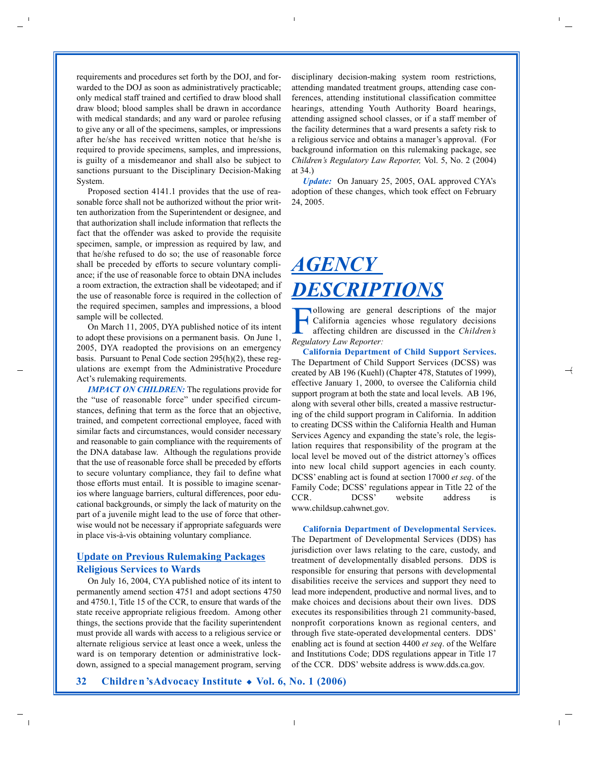requirements and procedures set forth by the DOJ, and forwarded to the DOJ as soon as administratively practicable; only medical staff trained and certified to draw blood shall draw blood; blood samples shall be drawn in accordance with medical standards; and any ward or parolee refusing to give any or all of the specimens, samples, or impressions after he/she has received written notice that he/she is required to provide specimens, samples, and impressions, is guilty of a misdemeanor and shall also be subject to sanctions pursuant to the Disciplinary Decision-Making System.

Proposed section 4141.1 provides that the use of reasonable force shall not be authorized without the prior written authorization from the Superintendent or designee, and that authorization shall include information that reflects the fact that the offender was asked to provide the requisite specimen, sample, or impression as required by law, and that he/she refused to do so; the use of reasonable force shall be preceded by efforts to secure voluntary compliance; if the use of reasonable force to obtain DNA includes a room extraction, the extraction shall be videotaped; and if the use of reasonable force is required in the collection of the required specimen, samples and impressions, a blood sample will be collected.

On March 11, 2005, DYA published notice of its intent to adopt these provisions on a permanent basis. On June 1, 2005, DYA readopted the provisions on an emergency basis. Pursuant to Penal Code section 295(h)(2), these regulations are exempt from the Administrative Procedure Act's rulemaking requirements.

***IMPACT ON CHILDREN:*** The regulations provide for the "use of reasonable force" under specified circumstances, defining that term as the force that an objective, trained, and competent correctional employee, faced with similar facts and circumstances, would consider necessary and reasonable to gain compliance with the requirements of the DNA database law. Although the regulations provide that the use of reasonable force shall be preceded by efforts to secure voluntary compliance, they fail to define what those efforts must entail. It is possible to imagine scenarios where language barriers, cultural differences, poor educational backgrounds, or simply the lack of maturity on the part of a juvenile might lead to the use of force that otherwise would not be necessary if appropriate safeguards were in place vis-à-vis obtaining voluntary compliance.

### Update on Previous Rulemaking Packages

### Religious Services to Wards

On July 16, 2004, CYA published notice of its intent to permanently amend section 4751 and adopt sections 4750 and 4750.1, Title 15 of the CCR, to ensure that wards of the state receive appropriate religious freedom. Among other things, the sections provide that the facility superintendent must provide all wards with access to a religious service or alternate religious service at least once a week, unless the ward is on temporary detention or administrative lockdown, assigned to a special management program, serving disciplinary decision-making system room restrictions, attending mandated treatment groups, attending case conferences, attending institutional classification committee hearings, attending Youth Authority Board hearings, attending assigned school classes, or if a staff member of the facility determines that a ward presents a safety risk to a religious service and obtains a manager's approval. (For background information on this rulemaking package, see *Children's Regulatory Law Reporter,* Vol. 5, No. 2 (2004) at 34.)

***Update:*** On January 25, 2005, OAL approved CYA's adoption of these changes, which took effect on February 24, 2005.

# *AGENCY DESCRIPTIONS*

Following are general descriptions of the major California agencies whose regulatory decisions affecting children are discussed in the *Children's Regulatory Law Reporter:*

**California Department of Child Support Services.** The Department of Child Support Services (DCSS) was created by AB 196 (Kuehl) (Chapter 478, Statutes of 1999), effective January 1, 2000, to oversee the California child support program at both the state and local levels. AB 196, along with several other bills, created a massive restructuring of the child support program in California. In addition to creating DCSS within the California Health and Human Services Agency and expanding the state's role, the legislation requires that responsibility of the program at the local level be moved out of the district attorney's offices into new local child support agencies in each county. DCSS' enabling act is found at section 17000 *et seq*. of the Family Code; DCSS' regulations appear in Title 22 of the CCR. DCSS' website address is www.childsup.cahwnet.gov.

**California Department of Developmental Services.** The Department of Developmental Services (DDS) has jurisdiction over laws relating to the care, custody, and treatment of developmentally disabled persons. DDS is responsible for ensuring that persons with developmental disabilities receive the services and support they need to lead more independent, productive and normal lives, and to make choices and decisions about their own lives. DDS executes its responsibilities through 21 community-based, nonprofit corporations known as regional centers, and through five state-operated developmental centers. DDS' enabling act is found at section 4400 *et seq*. of the Welfare and Institutions Code; DDS regulations appear in Title 17 of the CCR. DDS' website address is www.dds.ca.gov.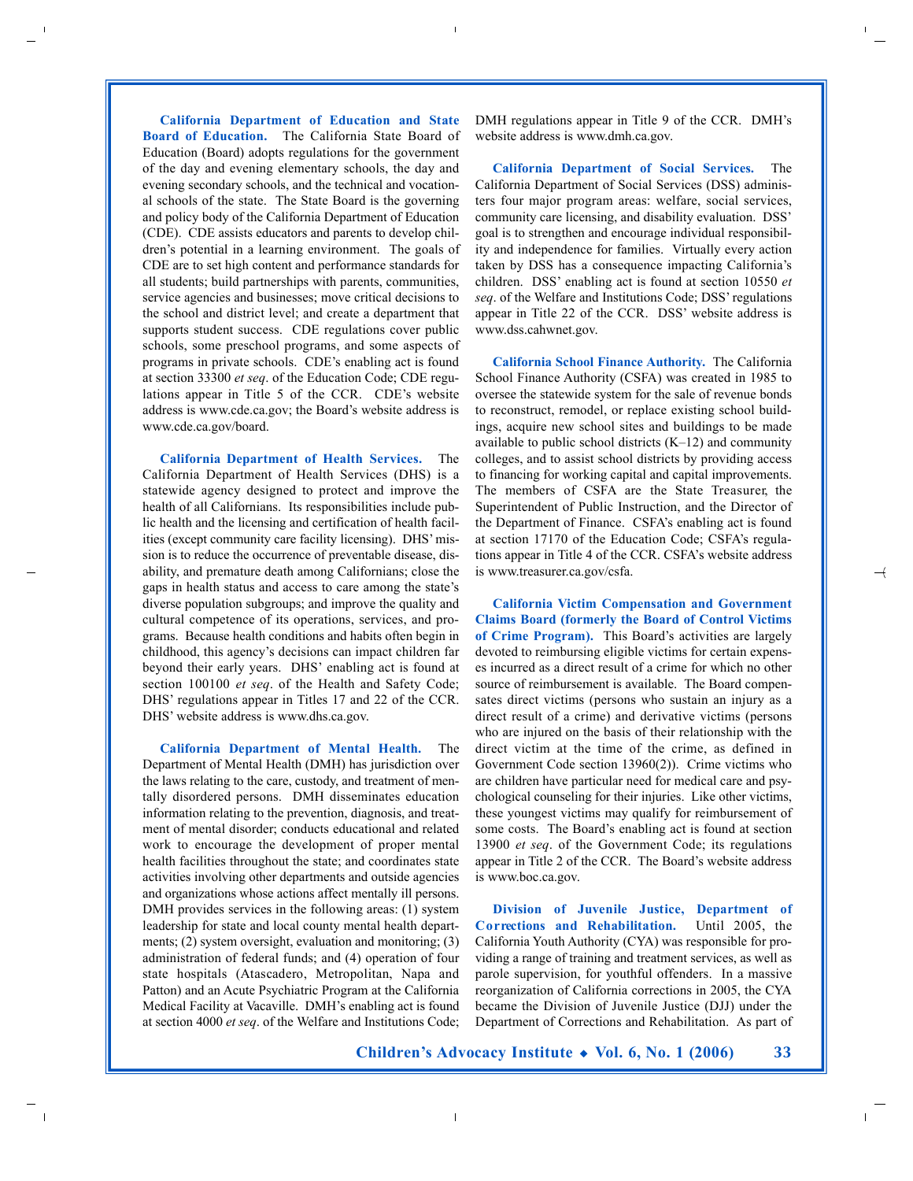**California Department of Education and State Board of Education.** The California State Board of Education (Board) adopts regulations for the government of the day and evening elementary schools, the day and evening secondary schools, and the technical and vocational schools of the state. The State Board is the governing and policy body of the California Department of Education (CDE). CDE assists educators and parents to develop children's potential in a learning environment. The goals of CDE are to set high content and performance standards for all students; build partnerships with parents, communities, service agencies and businesses; move critical decisions to the school and district level; and create a department that supports student success. CDE regulations cover public schools, some preschool programs, and some aspects of programs in private schools. CDE's enabling act is found at section 33300 *et seq*. of the Education Code; CDE regulations appear in Title 5 of the CCR. CDE's website address is www.cde.ca.gov; the Board's website address is www.cde.ca.gov/board.

**California Department of Health Services.** The California Department of Health Services (DHS) is a statewide agency designed to protect and improve the health of all Californians. Its responsibilities include public health and the licensing and certification of health facilities (except community care facility licensing). DHS' mission is to reduce the occurrence of preventable disease, disability, and premature death among Californians; close the gaps in health status and access to care among the state's diverse population subgroups; and improve the quality and cultural competence of its operations, services, and programs. Because health conditions and habits often begin in childhood, this agency's decisions can impact children far beyond their early years. DHS' enabling act is found at section 100100 *et seq*. of the Health and Safety Code; DHS' regulations appear in Titles 17 and 22 of the CCR. DHS' website address is www.dhs.ca.gov.

**California Department of Mental Health.** The Department of Mental Health (DMH) has jurisdiction over the laws relating to the care, custody, and treatment of mentally disordered persons. DMH disseminates education information relating to the prevention, diagnosis, and treatment of mental disorder; conducts educational and related work to encourage the development of proper mental health facilities throughout the state; and coordinates state activities involving other departments and outside agencies and organizations whose actions affect mentally ill persons. DMH provides services in the following areas: (1) system leadership for state and local county mental health departments; (2) system oversight, evaluation and monitoring; (3) administration of federal funds; and (4) operation of four state hospitals (Atascadero, Metropolitan, Napa and Patton) and an Acute Psychiatric Program at the California Medical Facility at Vacaville. DMH's enabling act is found at section 4000 *et seq*. of the Welfare and Institutions Code; DMH regulations appear in Title 9 of the CCR. DMH's website address is www.dmh.ca.gov.

**California Department of Social Services.** The California Department of Social Services (DSS) administers four major program areas: welfare, social services, community care licensing, and disability evaluation. DSS' goal is to strengthen and encourage individual responsibility and independence for families. Virtually every action taken by DSS has a consequence impacting California's children. DSS' enabling act is found at section 10550 *et seq*. of the Welfare and Institutions Code; DSS' regulations appear in Title 22 of the CCR. DSS' website address is www.dss.cahwnet.gov.

**California School Finance Authority.** The California School Finance Authority (CSFA) was created in 1985 to oversee the statewide system for the sale of revenue bonds to reconstruct, remodel, or replace existing school buildings, acquire new school sites and buildings to be made available to public school districts (K–12) and community colleges, and to assist school districts by providing access to financing for working capital and capital improvements. The members of CSFA are the State Treasurer, the Superintendent of Public Instruction, and the Director of the Department of Finance. CSFA's enabling act is found at section 17170 of the Education Code; CSFA's regulations appear in Title 4 of the CCR. CSFA's website address is www.treasurer.ca.gov/csfa.

**California Victim Compensation and Government Claims Board (formerly the Board of Control Victims of Crime Program).** This Board's activities are largely devoted to reimbursing eligible victims for certain expenses incurred as a direct result of a crime for which no other source of reimbursement is available. The Board compensates direct victims (persons who sustain an injury as a direct result of a crime) and derivative victims (persons who are injured on the basis of their relationship with the direct victim at the time of the crime, as defined in Government Code section 13960(2)). Crime victims who are children have particular need for medical care and psychological counseling for their injuries. Like other victims, these youngest victims may qualify for reimbursement of some costs. The Board's enabling act is found at section 13900 *et seq*. of the Government Code; its regulations appear in Title 2 of the CCR. The Board's website address is www.boc.ca.gov.

**Division of Juvenile Justice, Department of Corrections and Rehabilitation.** Until 2005, the California Youth Authority (CYA) was responsible for providing a range of training and treatment services, as well as parole supervision, for youthful offenders. In a massive reorganization of California corrections in 2005, the CYA became the Division of Juvenile Justice (DJJ) under the Department of Corrections and Rehabilitation. As part of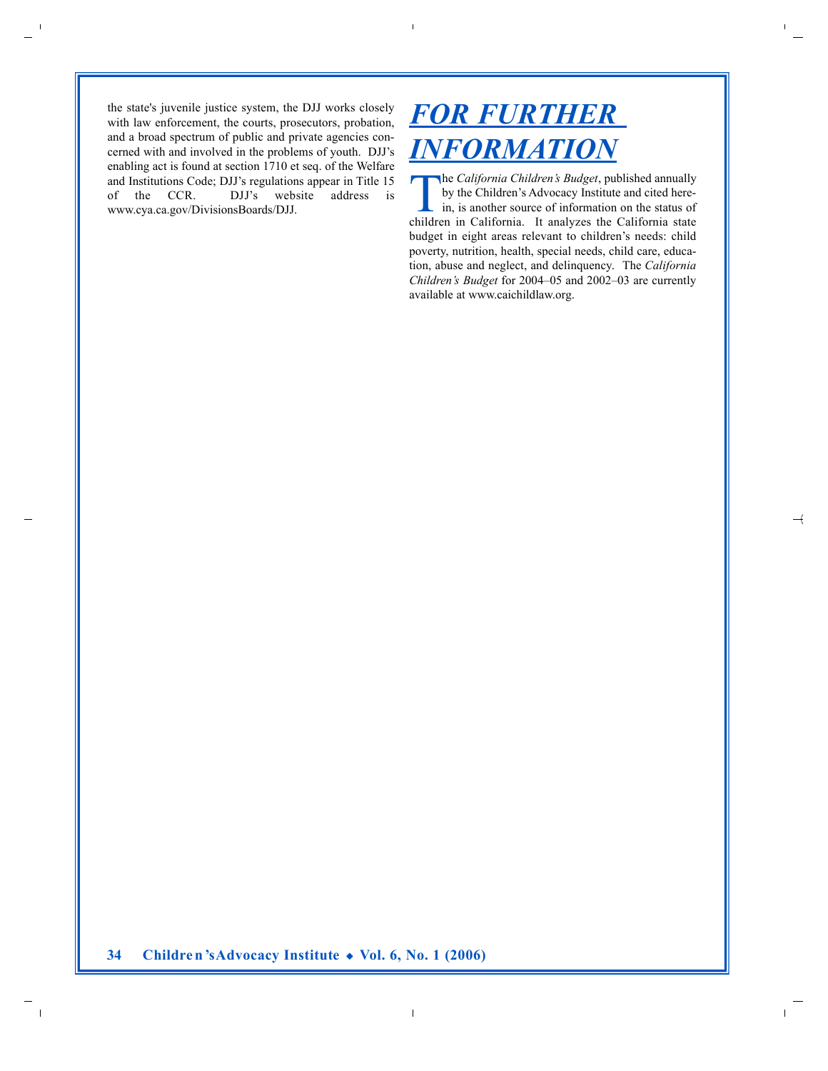the state's juvenile justice system, the DJJ works closely with law enforcement, the courts, prosecutors, probation, and a broad spectrum of public and private agencies concerned with and involved in the problems of youth. DJJ's enabling act is found at section 1710 et seq. of the Welfare and Institutions Code; DJJ's regulations appear in Title 15 of the CCR. DJJ's website address is www.cya.ca.gov/DivisionsBoards/DJJ.

# FOR FURTHER INFORMATION

The *California Children's Budget*, published annually by the Children's Advocacy Institute and cited herein, is another source of information on the status of children in California. It analyzes the California state budget in eight areas relevant to children's needs: child poverty, nutrition, health, special needs, child care, education, abuse and neglect, and delinquency. The *California Children's Budget* for 2004–05 and 2002–03 are currently available at www.caichildlaw.org.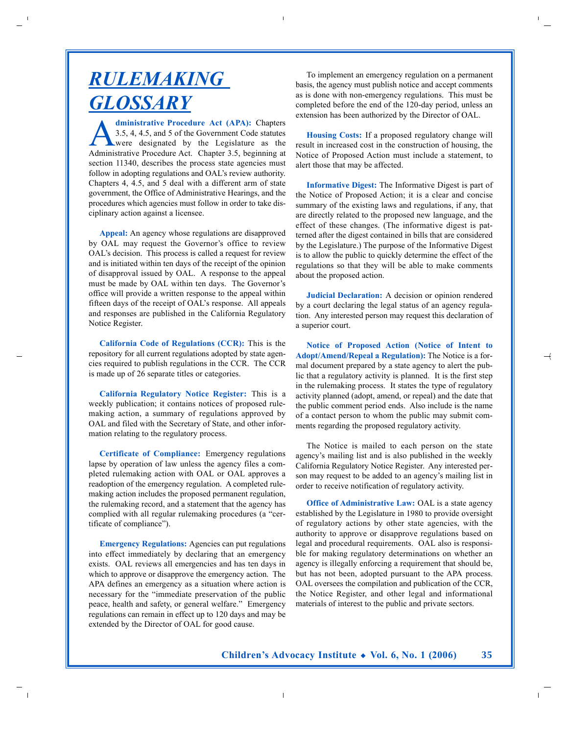# RULEMAKING GLOSSARY

**Administrative Procedure Act (APA):** Chapters 3.5, 4, 4.5, and 5 of the Government Code statutes were designated by the Legislature as the Administrative Procedure Act. Chapter 3.5, beginning at section 11340, describes the process state agencies must follow in adopting regulations and OAL's review authority. Chapters 4, 4.5, and 5 deal with a different arm of state government, the Office of Administrative Hearings, and the procedures which agencies must follow in order to take disciplinary action against a licensee.

**Appeal:** An agency whose regulations are disapproved by OAL may request the Governor's office to review OAL's decision. This process is called a request for review and is initiated within ten days of the receipt of the opinion of disapproval issued by OAL. A response to the appeal must be made by OAL within ten days. The Governor's office will provide a written response to the appeal within fifteen days of the receipt of OAL's response. All appeals and responses are published in the California Regulatory Notice Register.

**California Code of Regulations (CCR):** This is the repository for all current regulations adopted by state agencies required to publish regulations in the CCR. The CCR is made up of 26 separate titles or categories.

**California Regulatory Notice Register:** This is a weekly publication; it contains notices of proposed rulemaking action, a summary of regulations approved by OAL and filed with the Secretary of State, and other information relating to the regulatory process.

**Certificate of Compliance:** Emergency regulations lapse by operation of law unless the agency files a completed rulemaking action with OAL or OAL approves a readoption of the emergency regulation. A completed rulemaking action includes the proposed permanent regulation, the rulemaking record, and a statement that the agency has complied with all regular rulemaking procedures (a "certificate of compliance").

**Emergency Regulations:** Agencies can put regulations into effect immediately by declaring that an emergency exists. OAL reviews all emergencies and has ten days in which to approve or disapprove the emergency action. The APA defines an emergency as a situation where action is necessary for the "immediate preservation of the public peace, health and safety, or general welfare." Emergency regulations can remain in effect up to 120 days and may be extended by the Director of OAL for good cause.

To implement an emergency regulation on a permanent basis, the agency must publish notice and accept comments as is done with non-emergency regulations. This must be completed before the end of the 120-day period, unless an extension has been authorized by the Director of OAL.

**Housing Costs:** If a proposed regulatory change will result in increased cost in the construction of housing, the Notice of Proposed Action must include a statement, to alert those that may be affected.

**Informative Digest:** The Informative Digest is part of the Notice of Proposed Action; it is a clear and concise summary of the existing laws and regulations, if any, that are directly related to the proposed new language, and the effect of these changes. (The informative digest is patterned after the digest contained in bills that are considered by the Legislature.) The purpose of the Informative Digest is to allow the public to quickly determine the effect of the regulations so that they will be able to make comments about the proposed action.

**Judicial Declaration:** A decision or opinion rendered by a court declaring the legal status of an agency regulation. Any interested person may request this declaration of a superior court.

**Notice of Proposed Action (Notice of Intent to Adopt/Amend/Repeal a Regulation):** The Notice is a formal document prepared by a state agency to alert the public that a regulatory activity is planned. It is the first step in the rulemaking process. It states the type of regulatory activity planned (adopt, amend, or repeal) and the date that the public comment period ends. Also include is the name of a contact person to whom the public may submit comments regarding the proposed regulatory activity.

The Notice is mailed to each person on the state agency's mailing list and is also published in the weekly California Regulatory Notice Register. Any interested person may request to be added to an agency's mailing list in order to receive notification of regulatory activity.

**Office of Administrative Law:** OAL is a state agency established by the Legislature in 1980 to provide oversight of regulatory actions by other state agencies, with the authority to approve or disapprove regulations based on legal and procedural requirements. OAL also is responsible for making regulatory determinations on whether an agency is illegally enforcing a requirement that should be, but has not been, adopted pursuant to the APA process. OAL oversees the compilation and publication of the CCR, the Notice Register, and other legal and informational materials of interest to the public and private sectors.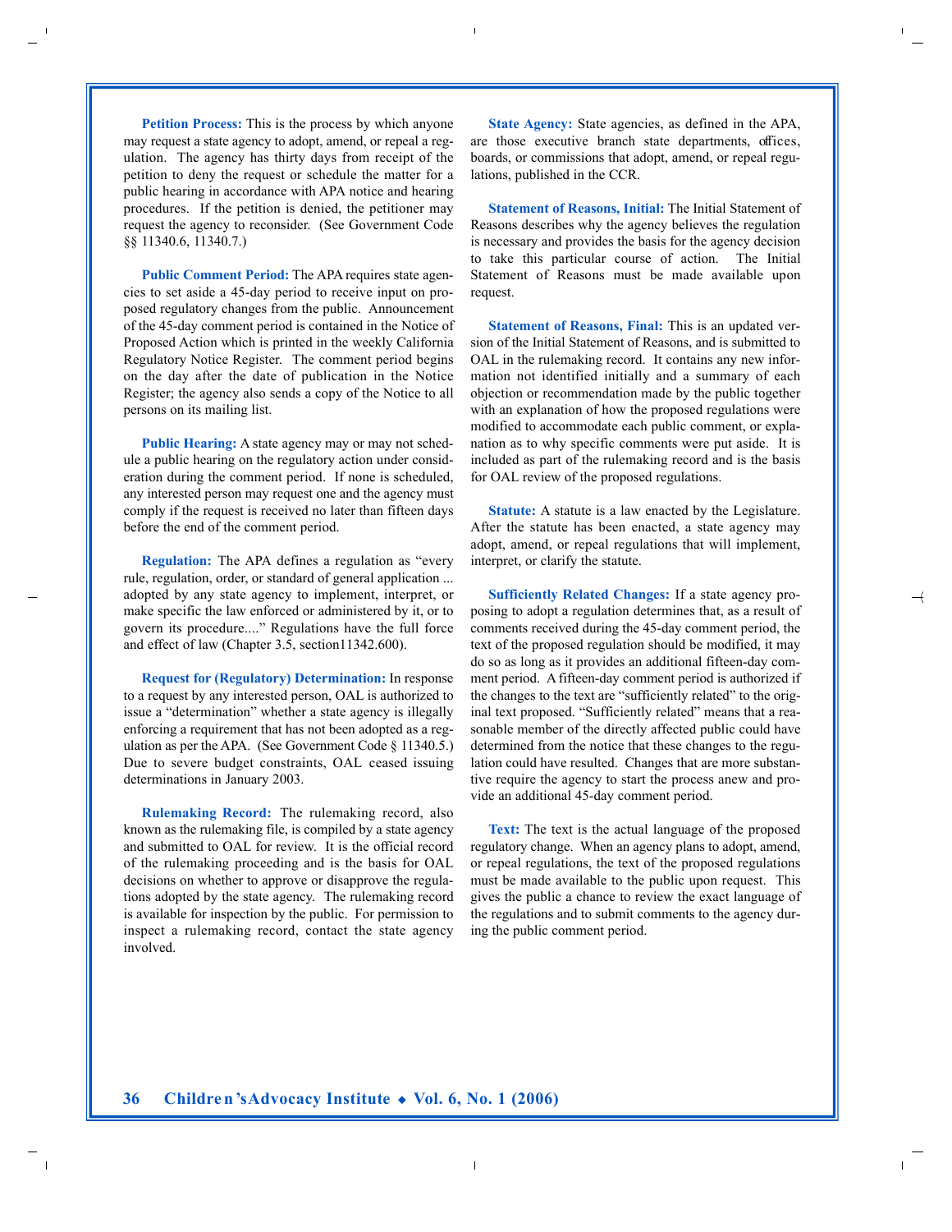**Petition Process:** This is the process by which anyone may request a state agency to adopt, amend, or repeal a regulation. The agency has thirty days from receipt of the petition to deny the request or schedule the matter for a public hearing in accordance with APA notice and hearing procedures. If the petition is denied, the petitioner may request the agency to reconsider. (See Government Code §§ 11340.6, 11340.7.)

**Public Comment Period:** The APA requires state agencies to set aside a 45-day period to receive input on proposed regulatory changes from the public. Announcement of the 45-day comment period is contained in the Notice of Proposed Action which is printed in the weekly California Regulatory Notice Register. The comment period begins on the day after the date of publication in the Notice Register; the agency also sends a copy of the Notice to all persons on its mailing list.

**Public Hearing:** A state agency may or may not schedule a public hearing on the regulatory action under consideration during the comment period. If none is scheduled, any interested person may request one and the agency must comply if the request is received no later than fifteen days before the end of the comment period.

**Regulation:** The APA defines a regulation as "every rule, regulation, order, or standard of general application ... adopted by any state agency to implement, interpret, or make specific the law enforced or administered by it, or to govern its procedure...." Regulations have the full force and effect of law (Chapter 3.5, section11342.600).

**Request for (Regulatory) Determination:** In response to a request by any interested person, OAL is authorized to issue a "determination" whether a state agency is illegally enforcing a requirement that has not been adopted as a regulation as per the APA. (See Government Code § 11340.5.) Due to severe budget constraints, OAL ceased issuing determinations in January 2003.

**Rulemaking Record:** The rulemaking record, also known as the rulemaking file, is compiled by a state agency and submitted to OAL for review. It is the official record of the rulemaking proceeding and is the basis for OAL decisions on whether to approve or disapprove the regulations adopted by the state agency. The rulemaking record is available for inspection by the public. For permission to inspect a rulemaking record, contact the state agency involved.

**State Agency:** State agencies, as defined in the APA, are those executive branch state departments, offices, boards, or commissions that adopt, amend, or repeal regulations, published in the CCR.

**Statement of Reasons, Initial:** The Initial Statement of Reasons describes why the agency believes the regulation is necessary and provides the basis for the agency decision to take this particular course of action. The Initial Statement of Reasons must be made available upon request.

**Statement of Reasons, Final:** This is an updated version of the Initial Statement of Reasons, and is submitted to OAL in the rulemaking record. It contains any new information not identified initially and a summary of each objection or recommendation made by the public together with an explanation of how the proposed regulations were modified to accommodate each public comment, or explanation as to why specific comments were put aside. It is included as part of the rulemaking record and is the basis for OAL review of the proposed regulations.

**Statute:** A statute is a law enacted by the Legislature. After the statute has been enacted, a state agency may adopt, amend, or repeal regulations that will implement, interpret, or clarify the statute.

**Sufficiently Related Changes:** If a state agency proposing to adopt a regulation determines that, as a result of comments received during the 45-day comment period, the text of the proposed regulation should be modified, it may do so as long as it provides an additional fifteen-day comment period. A fifteen-day comment period is authorized if the changes to the text are "sufficiently related" to the original text proposed. "Sufficiently related" means that a reasonable member of the directly affected public could have determined from the notice that these changes to the regulation could have resulted. Changes that are more substantive require the agency to start the process anew and provide an additional 45-day comment period.

**Text:** The text is the actual language of the proposed regulatory change. When an agency plans to adopt, amend, or repeal regulations, the text of the proposed regulations must be made available to the public upon request. This gives the public a chance to review the exact language of the regulations and to submit comments to the agency during the public comment period.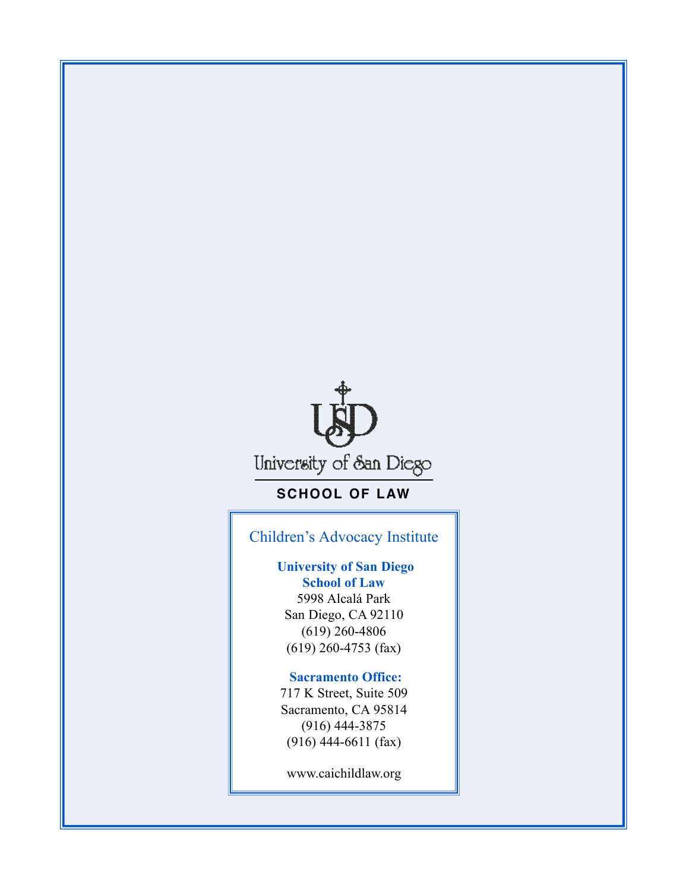University of San Diego

**SCHOOL OF LAW**

Children's Advocacy Institute

**University of San Diego**
**School of Law**
5998 Alcalá Park
San Diego, CA 92110
(619) 260-4806
(619) 260-4753 (fax)

**Sacramento Office:**
717 K Street, Suite 509
Sacramento, CA 95814
(916) 444-3875
(916) 444-6611 (fax)

www.caichildlaw.org